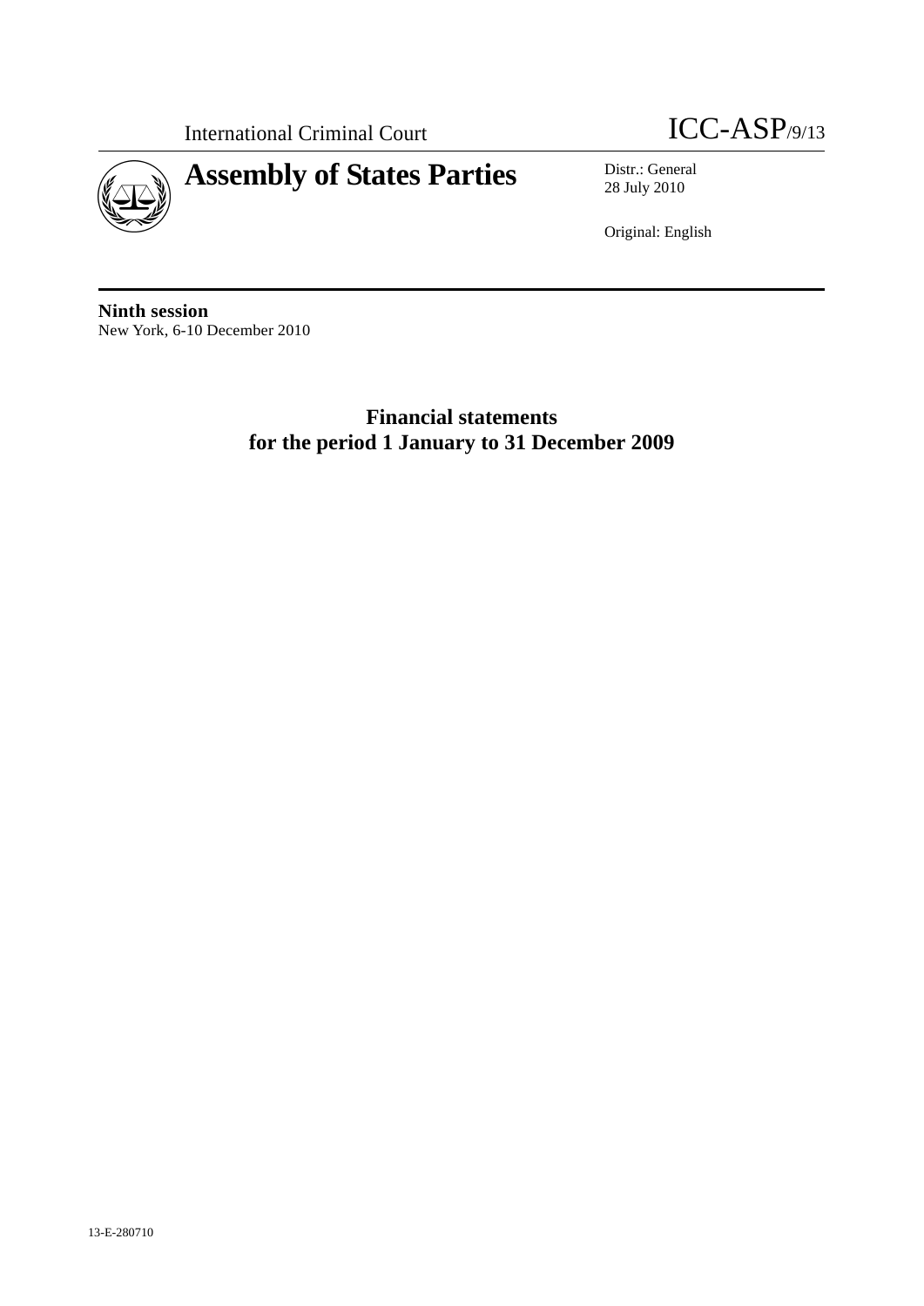International Criminal Court

ICC-ASP/9/13

# Assembly of States Parties

Distr.: General
28 July 2010

Original: English

**Ninth session**
New York, 6-10 December 2010

## Financial statements for the period 1 January to 31 December 2009

13-E-280710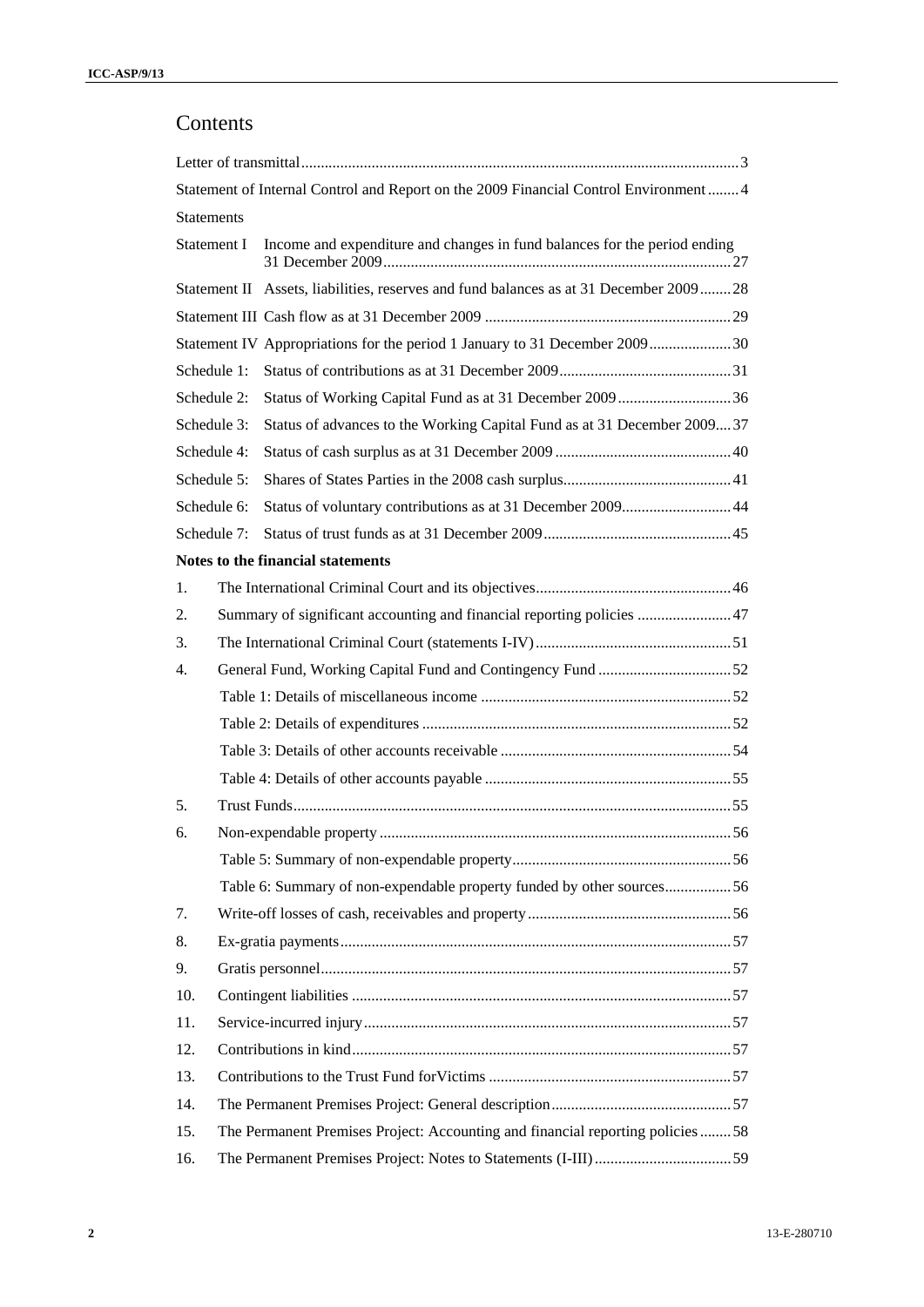# Contents

| | | |
|---|---|---|
| Letter of transmittal | | 3 |
| Statement of Internal Control and Report on the 2009 Financial Control Environment | | 4 |
| Statements | | |
| Statement I | Income and expenditure and changes in fund balances for the period ending 31 December 2009 | 27 |
| Statement II | Assets, liabilities, reserves and fund balances as at 31 December 2009 | 28 |
| Statement III | Cash flow as at 31 December 2009 | 29 |
| Statement IV | Appropriations for the period 1 January to 31 December 2009 | 30 |
| Schedule 1: | Status of contributions as at 31 December 2009 | 31 |
| Schedule 2: | Status of Working Capital Fund as at 31 December 2009 | 36 |
| Schedule 3: | Status of advances to the Working Capital Fund as at 31 December 2009 | 37 |
| Schedule 4: | Status of cash surplus as at 31 December 2009 | 40 |
| Schedule 5: | Shares of States Parties in the 2008 cash surplus | 41 |
| Schedule 6: | Status of voluntary contributions as at 31 December 2009 | 44 |
| Schedule 7: | Status of trust funds as at 31 December 2009 | 45 |
| **Notes to the financial statements** | | |
| 1. | The International Criminal Court and its objectives | 46 |
| 2. | Summary of significant accounting and financial reporting policies | 47 |
| 3. | The International Criminal Court (statements I-IV) | 51 |
| 4. | General Fund, Working Capital Fund and Contingency Fund | 52 |
| | Table 1: Details of miscellaneous income | 52 |
| | Table 2: Details of expenditures | 52 |
| | Table 3: Details of other accounts receivable | 54 |
| | Table 4: Details of other accounts payable | 55 |
| 5. | Trust Funds | 55 |
| 6. | Non-expendable property | 56 |
| | Table 5: Summary of non-expendable property | 56 |
| | Table 6: Summary of non-expendable property funded by other sources | 56 |
| 7. | Write-off losses of cash, receivables and property | 56 |
| 8. | Ex-gratia payments | 57 |
| 9. | Gratis personnel | 57 |
| 10. | Contingent liabilities | 57 |
| 11. | Service-incurred injury | 57 |
| 12. | Contributions in kind | 57 |
| 13. | Contributions to the Trust Fund forVictims | 57 |
| 14. | The Permanent Premises Project: General description | 57 |
| 15. | The Permanent Premises Project: Accounting and financial reporting policies | 58 |
| 16. | The Permanent Premises Project: Notes to Statements (I-III) | 59 |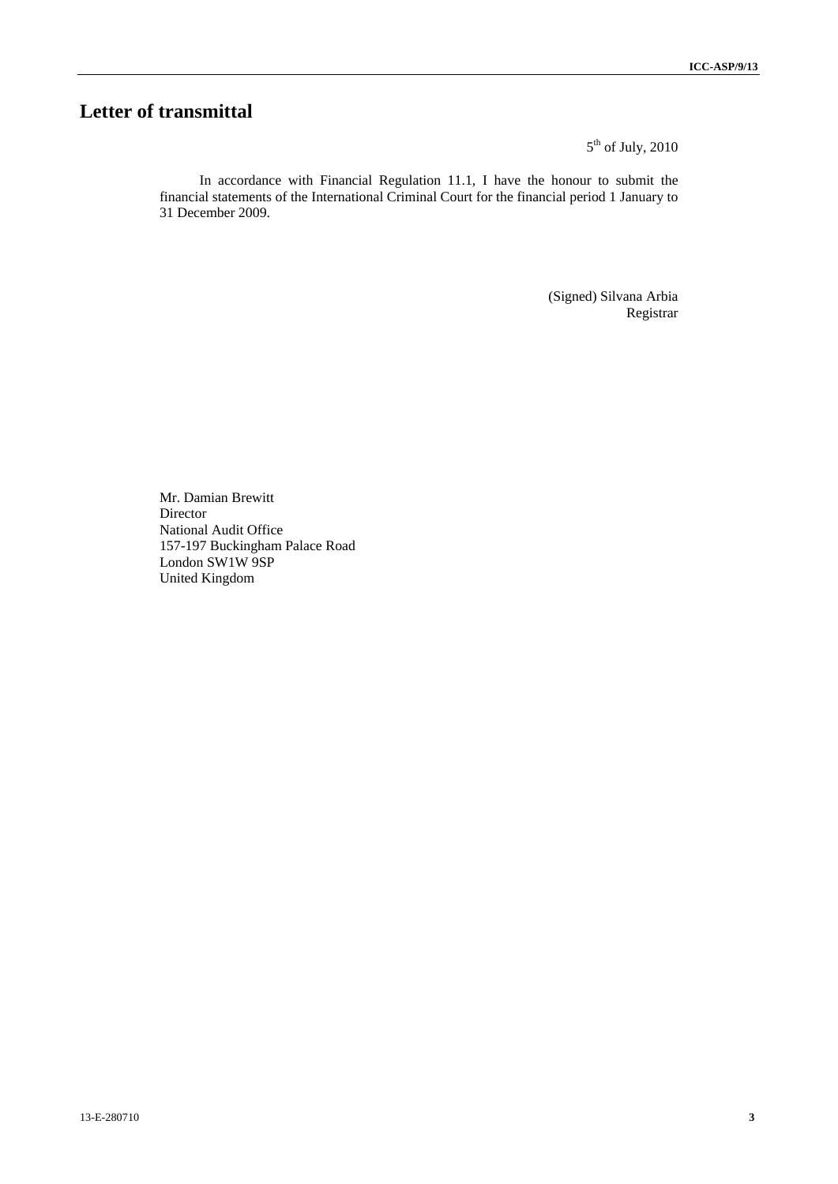# Letter of transmittal

5th of July, 2010

In accordance with Financial Regulation 11.1, I have the honour to submit the financial statements of the International Criminal Court for the financial period 1 January to 31 December 2009.

(Signed) Silvana Arbia
Registrar

Mr. Damian Brewitt
Director
National Audit Office
157-197 Buckingham Palace Road
London SW1W 9SP
United Kingdom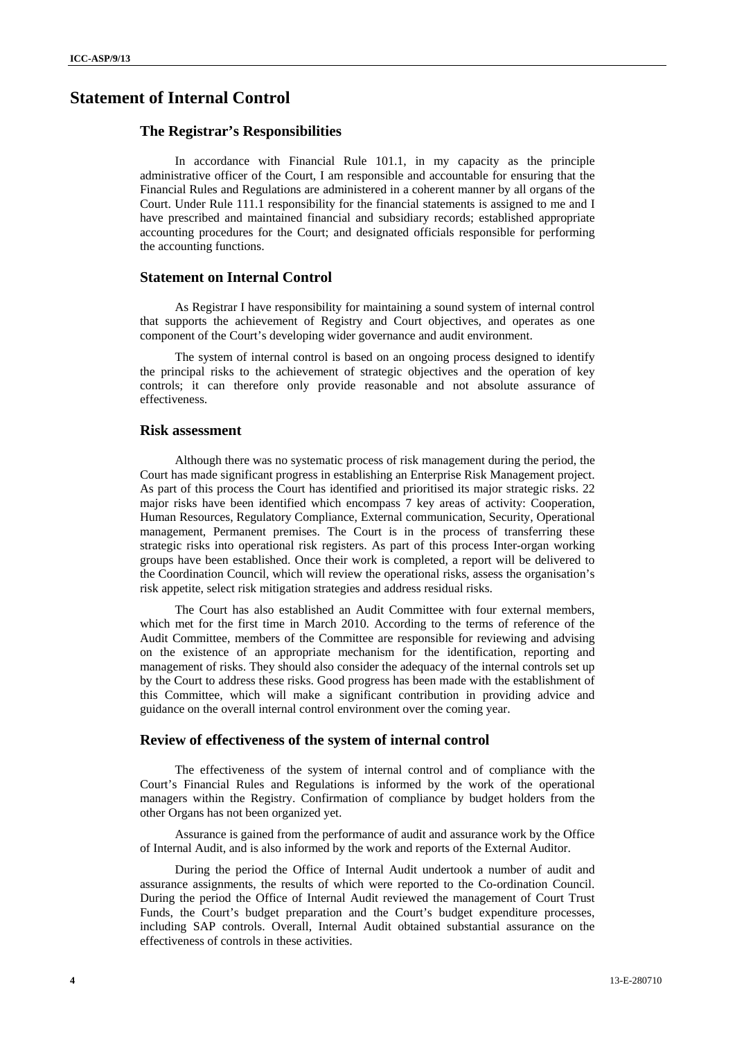# Statement of Internal Control

## The Registrar's Responsibilities

In accordance with Financial Rule 101.1, in my capacity as the principle administrative officer of the Court, I am responsible and accountable for ensuring that the Financial Rules and Regulations are administered in a coherent manner by all organs of the Court. Under Rule 111.1 responsibility for the financial statements is assigned to me and I have prescribed and maintained financial and subsidiary records; established appropriate accounting procedures for the Court; and designated officials responsible for performing the accounting functions.

## Statement on Internal Control

As Registrar I have responsibility for maintaining a sound system of internal control that supports the achievement of Registry and Court objectives, and operates as one component of the Court's developing wider governance and audit environment.

The system of internal control is based on an ongoing process designed to identify the principal risks to the achievement of strategic objectives and the operation of key controls; it can therefore only provide reasonable and not absolute assurance of effectiveness.

## Risk assessment

Although there was no systematic process of risk management during the period, the Court has made significant progress in establishing an Enterprise Risk Management project. As part of this process the Court has identified and prioritised its major strategic risks. 22 major risks have been identified which encompass 7 key areas of activity: Cooperation, Human Resources, Regulatory Compliance, External communication, Security, Operational management, Permanent premises. The Court is in the process of transferring these strategic risks into operational risk registers. As part of this process Inter-organ working groups have been established. Once their work is completed, a report will be delivered to the Coordination Council, which will review the operational risks, assess the organisation's risk appetite, select risk mitigation strategies and address residual risks.

The Court has also established an Audit Committee with four external members, which met for the first time in March 2010. According to the terms of reference of the Audit Committee, members of the Committee are responsible for reviewing and advising on the existence of an appropriate mechanism for the identification, reporting and management of risks. They should also consider the adequacy of the internal controls set up by the Court to address these risks. Good progress has been made with the establishment of this Committee, which will make a significant contribution in providing advice and guidance on the overall internal control environment over the coming year.

## Review of effectiveness of the system of internal control

The effectiveness of the system of internal control and of compliance with the Court's Financial Rules and Regulations is informed by the work of the operational managers within the Registry. Confirmation of compliance by budget holders from the other Organs has not been organized yet.

Assurance is gained from the performance of audit and assurance work by the Office of Internal Audit, and is also informed by the work and reports of the External Auditor.

During the period the Office of Internal Audit undertook a number of audit and assurance assignments, the results of which were reported to the Co-ordination Council. During the period the Office of Internal Audit reviewed the management of Court Trust Funds, the Court's budget preparation and the Court's budget expenditure processes, including SAP controls. Overall, Internal Audit obtained substantial assurance on the effectiveness of controls in these activities.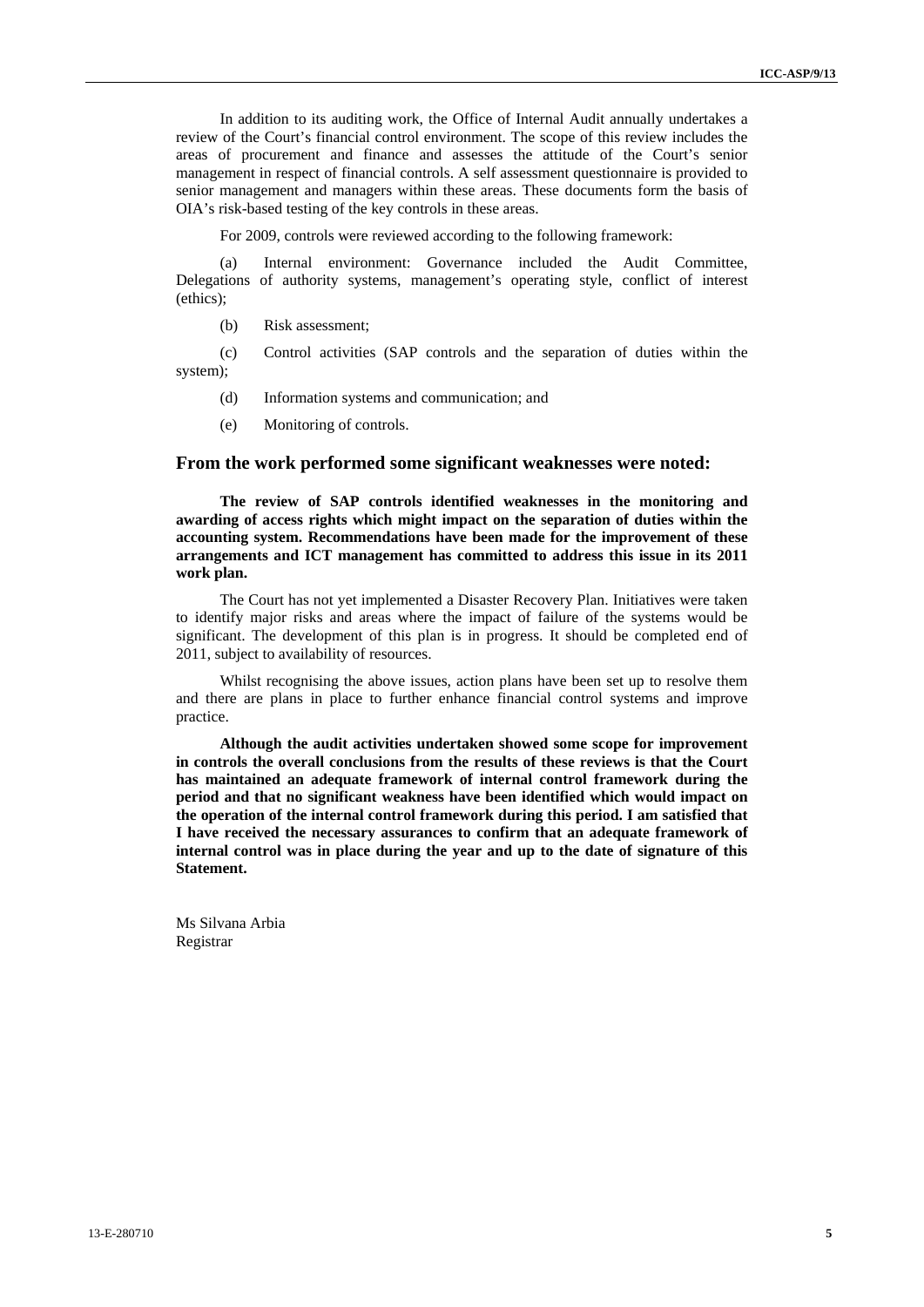In addition to its auditing work, the Office of Internal Audit annually undertakes a review of the Court's financial control environment. The scope of this review includes the areas of procurement and finance and assesses the attitude of the Court's senior management in respect of financial controls. A self assessment questionnaire is provided to senior management and managers within these areas. These documents form the basis of OIA's risk-based testing of the key controls in these areas.

For 2009, controls were reviewed according to the following framework:

(a) Internal environment: Governance included the Audit Committee, Delegations of authority systems, management's operating style, conflict of interest (ethics);

(b) Risk assessment;

(c) Control activities (SAP controls and the separation of duties within the system);

(d) Information systems and communication; and

(e) Monitoring of controls.

### From the work performed some significant weaknesses were noted:

**The review of SAP controls identified weaknesses in the monitoring and awarding of access rights which might impact on the separation of duties within the accounting system. Recommendations have been made for the improvement of these arrangements and ICT management has committed to address this issue in its 2011 work plan.**

The Court has not yet implemented a Disaster Recovery Plan. Initiatives were taken to identify major risks and areas where the impact of failure of the systems would be significant. The development of this plan is in progress. It should be completed end of 2011, subject to availability of resources.

Whilst recognising the above issues, action plans have been set up to resolve them and there are plans in place to further enhance financial control systems and improve practice.

**Although the audit activities undertaken showed some scope for improvement in controls the overall conclusions from the results of these reviews is that the Court has maintained an adequate framework of internal control framework during the period and that no significant weakness have been identified which would impact on the operation of the internal control framework during this period. I am satisfied that I have received the necessary assurances to confirm that an adequate framework of internal control was in place during the year and up to the date of signature of this Statement.**

Ms Silvana Arbia
Registrar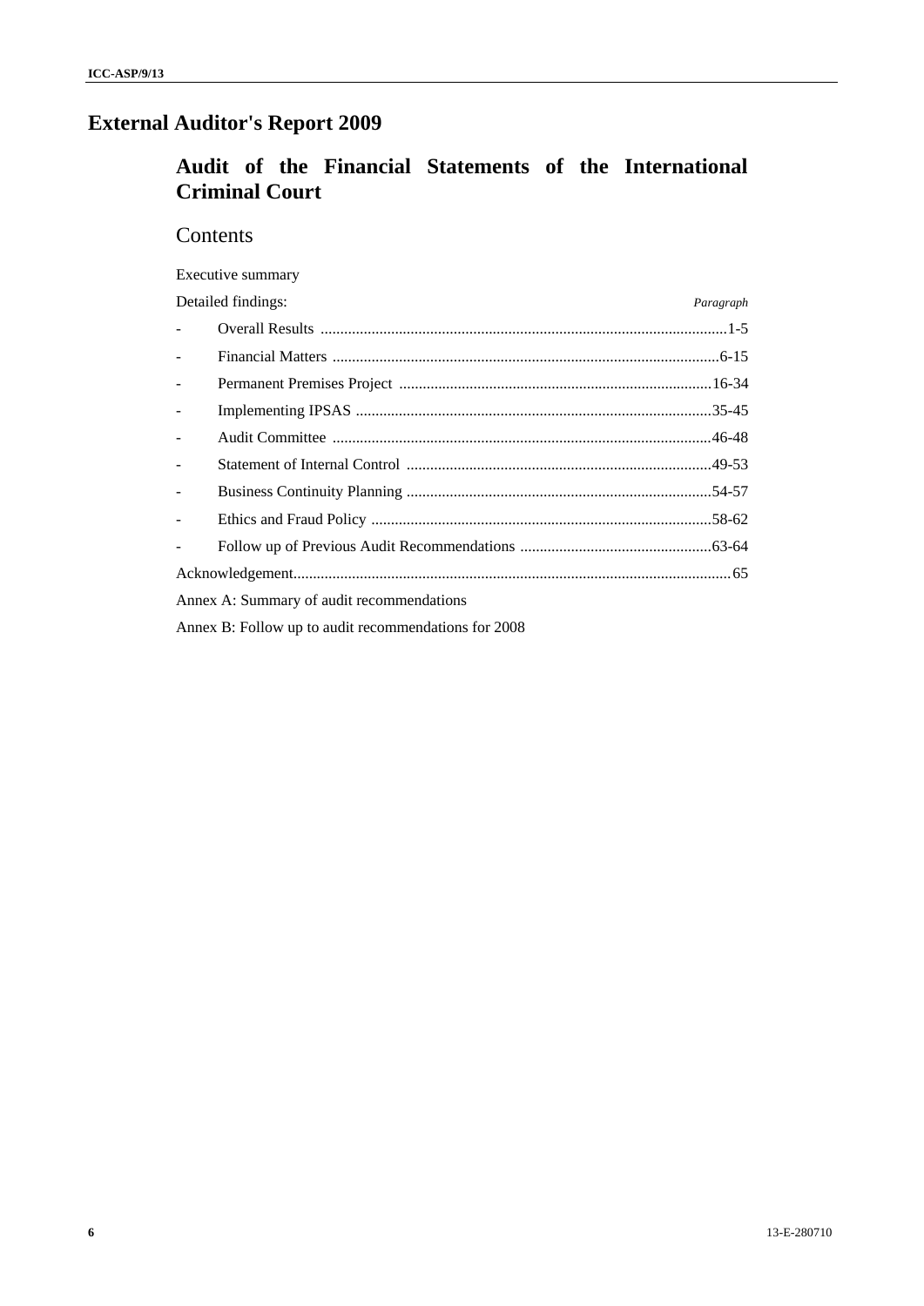# External Auditor's Report 2009

## Audit of the Financial Statements of the International Criminal Court

### Contents

Executive summary

| Detailed findings: | *Paragraph* |
|---|---|
| - Overall Results | 1-5 |
| - Financial Matters | 6-15 |
| - Permanent Premises Project | 16-34 |
| - Implementing IPSAS | 35-45 |
| - Audit Committee | 46-48 |
| - Statement of Internal Control | 49-53 |
| - Business Continuity Planning | 54-57 |
| - Ethics and Fraud Policy | 58-62 |
| - Follow up of Previous Audit Recommendations | 63-64 |
| Acknowledgement | 65 |

Annex A: Summary of audit recommendations

Annex B: Follow up to audit recommendations for 2008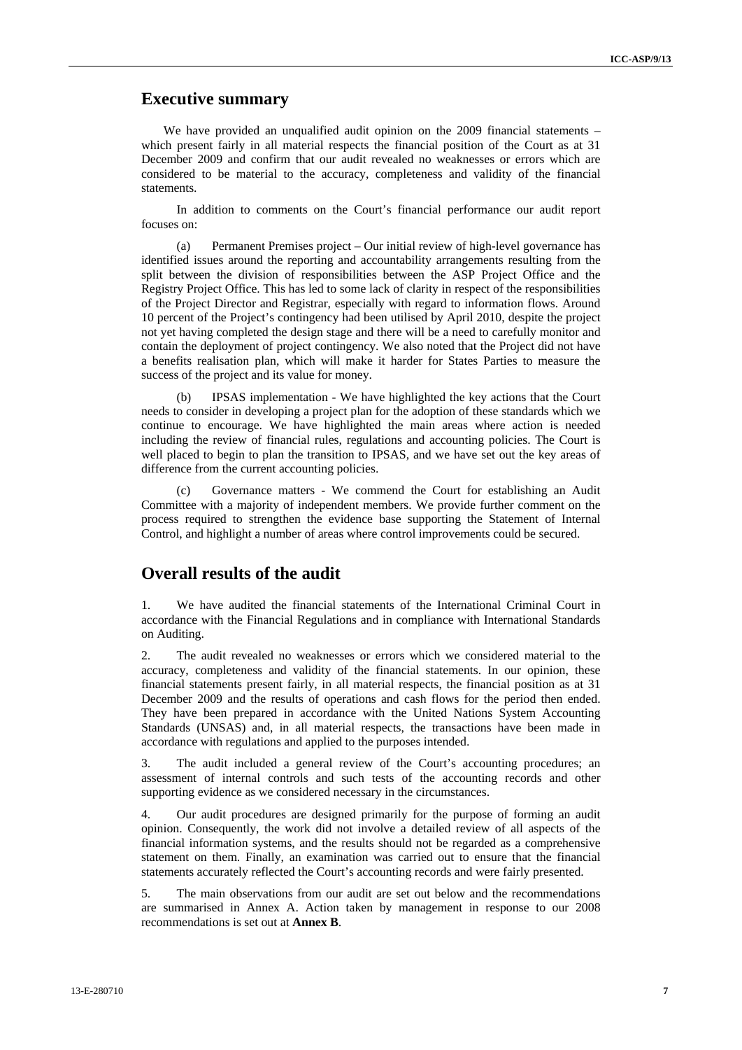## Executive summary

We have provided an unqualified audit opinion on the 2009 financial statements – which present fairly in all material respects the financial position of the Court as at 31 December 2009 and confirm that our audit revealed no weaknesses or errors which are considered to be material to the accuracy, completeness and validity of the financial statements.

In addition to comments on the Court's financial performance our audit report focuses on:

(a) Permanent Premises project – Our initial review of high-level governance has identified issues around the reporting and accountability arrangements resulting from the split between the division of responsibilities between the ASP Project Office and the Registry Project Office. This has led to some lack of clarity in respect of the responsibilities of the Project Director and Registrar, especially with regard to information flows. Around 10 percent of the Project's contingency had been utilised by April 2010, despite the project not yet having completed the design stage and there will be a need to carefully monitor and contain the deployment of project contingency. We also noted that the Project did not have a benefits realisation plan, which will make it harder for States Parties to measure the success of the project and its value for money.

(b) IPSAS implementation - We have highlighted the key actions that the Court needs to consider in developing a project plan for the adoption of these standards which we continue to encourage. We have highlighted the main areas where action is needed including the review of financial rules, regulations and accounting policies. The Court is well placed to begin to plan the transition to IPSAS, and we have set out the key areas of difference from the current accounting policies.

(c) Governance matters - We commend the Court for establishing an Audit Committee with a majority of independent members. We provide further comment on the process required to strengthen the evidence base supporting the Statement of Internal Control, and highlight a number of areas where control improvements could be secured.

## Overall results of the audit

1. We have audited the financial statements of the International Criminal Court in accordance with the Financial Regulations and in compliance with International Standards on Auditing.

2. The audit revealed no weaknesses or errors which we considered material to the accuracy, completeness and validity of the financial statements. In our opinion, these financial statements present fairly, in all material respects, the financial position as at 31 December 2009 and the results of operations and cash flows for the period then ended. They have been prepared in accordance with the United Nations System Accounting Standards (UNSAS) and, in all material respects, the transactions have been made in accordance with regulations and applied to the purposes intended.

3. The audit included a general review of the Court's accounting procedures; an assessment of internal controls and such tests of the accounting records and other supporting evidence as we considered necessary in the circumstances.

4. Our audit procedures are designed primarily for the purpose of forming an audit opinion. Consequently, the work did not involve a detailed review of all aspects of the financial information systems, and the results should not be regarded as a comprehensive statement on them. Finally, an examination was carried out to ensure that the financial statements accurately reflected the Court's accounting records and were fairly presented.

5. The main observations from our audit are set out below and the recommendations are summarised in Annex A. Action taken by management in response to our 2008 recommendations is set out at **Annex B**.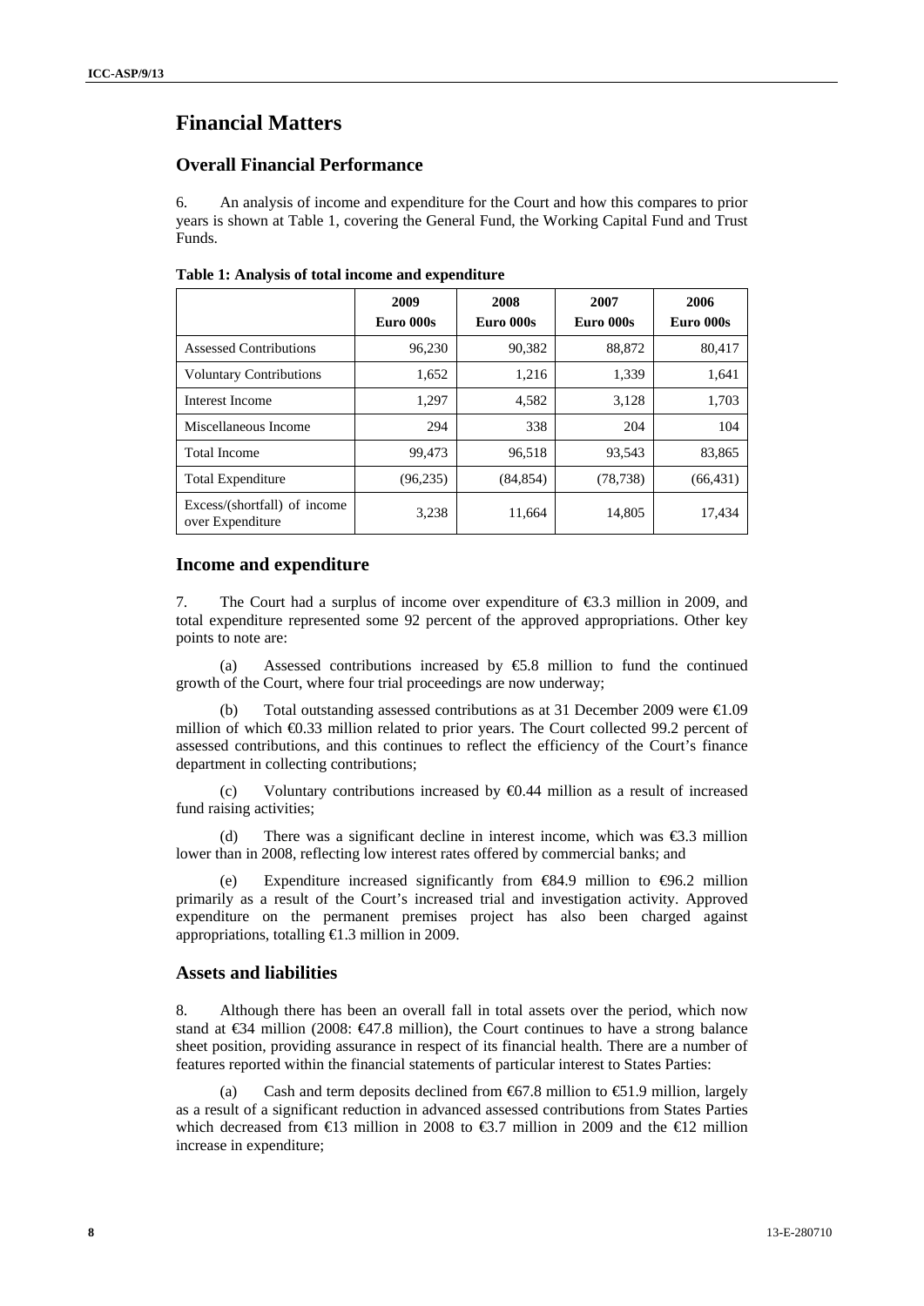# Financial Matters

## Overall Financial Performance

6. An analysis of income and expenditure for the Court and how this compares to prior years is shown at Table 1, covering the General Fund, the Working Capital Fund and Trust Funds.

**Table 1: Analysis of total income and expenditure**

| | 2009<br>Euro 000s | 2008<br>Euro 000s | 2007<br>Euro 000s | 2006<br>Euro 000s |
|---|---|---|---|---|
| Assessed Contributions | 96,230 | 90,382 | 88,872 | 80,417 |
| Voluntary Contributions | 1,652 | 1,216 | 1,339 | 1,641 |
| Interest Income | 1,297 | 4,582 | 3,128 | 1,703 |
| Miscellaneous Income | 294 | 338 | 204 | 104 |
| Total Income | 99,473 | 96,518 | 93,543 | 83,865 |
| Total Expenditure | (96,235) | (84,854) | (78,738) | (66,431) |
| Excess/(shortfall) of income over Expenditure | 3,238 | 11,664 | 14,805 | 17,434 |

## Income and expenditure

7. The Court had a surplus of income over expenditure of €3.3 million in 2009, and total expenditure represented some 92 percent of the approved appropriations. Other key points to note are:

(a) Assessed contributions increased by €5.8 million to fund the continued growth of the Court, where four trial proceedings are now underway;

(b) Total outstanding assessed contributions as at 31 December 2009 were €1.09 million of which €0.33 million related to prior years. The Court collected 99.2 percent of assessed contributions, and this continues to reflect the efficiency of the Court's finance department in collecting contributions;

(c) Voluntary contributions increased by €0.44 million as a result of increased fund raising activities;

(d) There was a significant decline in interest income, which was €3.3 million lower than in 2008, reflecting low interest rates offered by commercial banks; and

(e) Expenditure increased significantly from €84.9 million to €96.2 million primarily as a result of the Court's increased trial and investigation activity. Approved expenditure on the permanent premises project has also been charged against appropriations, totalling €1.3 million in 2009.

## Assets and liabilities

8. Although there has been an overall fall in total assets over the period, which now stand at €34 million (2008: €47.8 million), the Court continues to have a strong balance sheet position, providing assurance in respect of its financial health. There are a number of features reported within the financial statements of particular interest to States Parties:

(a) Cash and term deposits declined from €67.8 million to €51.9 million, largely as a result of a significant reduction in advanced assessed contributions from States Parties which decreased from €13 million in 2008 to €3.7 million in 2009 and the €12 million increase in expenditure;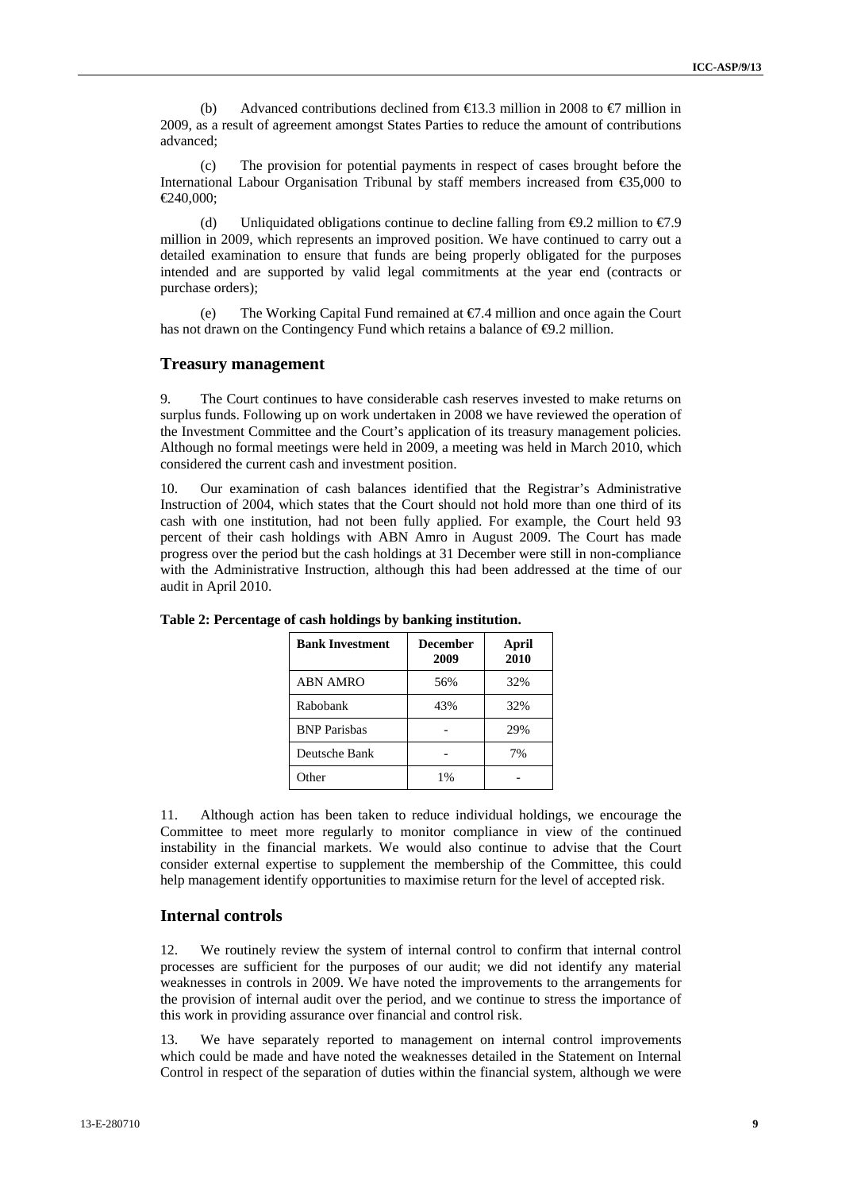(b) Advanced contributions declined from €13.3 million in 2008 to €7 million in 2009, as a result of agreement amongst States Parties to reduce the amount of contributions advanced;

(c) The provision for potential payments in respect of cases brought before the International Labour Organisation Tribunal by staff members increased from €35,000 to €240,000;

(d) Unliquidated obligations continue to decline falling from €9.2 million to €7.9 million in 2009, which represents an improved position. We have continued to carry out a detailed examination to ensure that funds are being properly obligated for the purposes intended and are supported by valid legal commitments at the year end (contracts or purchase orders);

(e) The Working Capital Fund remained at €7.4 million and once again the Court has not drawn on the Contingency Fund which retains a balance of €9.2 million.

## Treasury management

9. The Court continues to have considerable cash reserves invested to make returns on surplus funds. Following up on work undertaken in 2008 we have reviewed the operation of the Investment Committee and the Court's application of its treasury management policies. Although no formal meetings were held in 2009, a meeting was held in March 2010, which considered the current cash and investment position.

10. Our examination of cash balances identified that the Registrar's Administrative Instruction of 2004, which states that the Court should not hold more than one third of its cash with one institution, had not been fully applied. For example, the Court held 93 percent of their cash holdings with ABN Amro in August 2009. The Court has made progress over the period but the cash holdings at 31 December were still in non-compliance with the Administrative Instruction, although this had been addressed at the time of our audit in April 2010.

**Table 2: Percentage of cash holdings by banking institution.**

| Bank Investment | December 2009 | April 2010 |
|---|---|---|
| ABN AMRO | 56% | 32% |
| Rabobank | 43% | 32% |
| BNP Parisbas | - | 29% |
| Deutsche Bank | - | 7% |
| Other | 1% | - |

11. Although action has been taken to reduce individual holdings, we encourage the Committee to meet more regularly to monitor compliance in view of the continued instability in the financial markets. We would also continue to advise that the Court consider external expertise to supplement the membership of the Committee, this could help management identify opportunities to maximise return for the level of accepted risk.

## Internal controls

12. We routinely review the system of internal control to confirm that internal control processes are sufficient for the purposes of our audit; we did not identify any material weaknesses in controls in 2009. We have noted the improvements to the arrangements for the provision of internal audit over the period, and we continue to stress the importance of this work in providing assurance over financial and control risk.

13. We have separately reported to management on internal control improvements which could be made and have noted the weaknesses detailed in the Statement on Internal Control in respect of the separation of duties within the financial system, although we were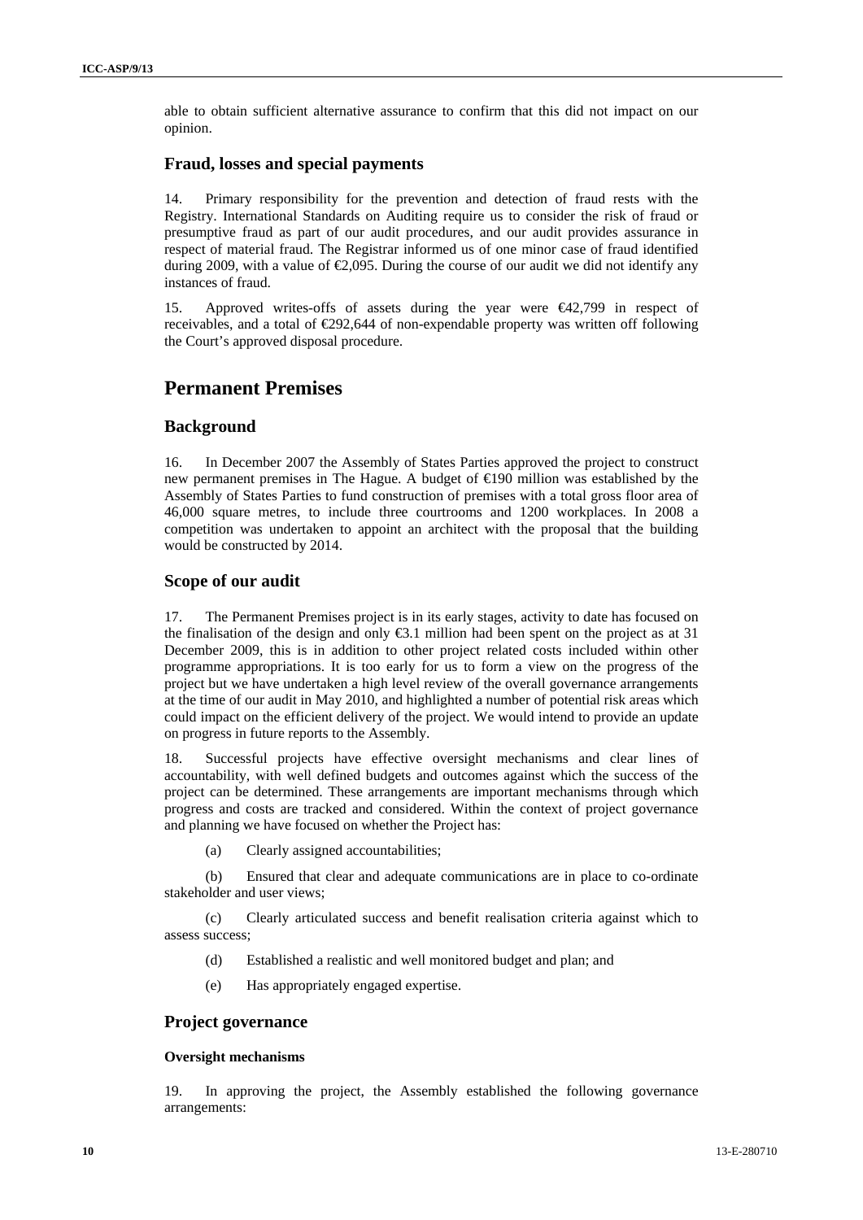able to obtain sufficient alternative assurance to confirm that this did not impact on our opinion.

### Fraud, losses and special payments

14. Primary responsibility for the prevention and detection of fraud rests with the Registry. International Standards on Auditing require us to consider the risk of fraud or presumptive fraud as part of our audit procedures, and our audit provides assurance in respect of material fraud. The Registrar informed us of one minor case of fraud identified during 2009, with a value of €2,095. During the course of our audit we did not identify any instances of fraud.

15. Approved writes-offs of assets during the year were €42,799 in respect of receivables, and a total of €292,644 of non-expendable property was written off following the Court's approved disposal procedure.

## Permanent Premises

### Background

16. In December 2007 the Assembly of States Parties approved the project to construct new permanent premises in The Hague. A budget of €190 million was established by the Assembly of States Parties to fund construction of premises with a total gross floor area of 46,000 square metres, to include three courtrooms and 1200 workplaces. In 2008 a competition was undertaken to appoint an architect with the proposal that the building would be constructed by 2014.

### Scope of our audit

17. The Permanent Premises project is in its early stages, activity to date has focused on the finalisation of the design and only €3.1 million had been spent on the project as at 31 December 2009, this is in addition to other project related costs included within other programme appropriations. It is too early for us to form a view on the progress of the project but we have undertaken a high level review of the overall governance arrangements at the time of our audit in May 2010, and highlighted a number of potential risk areas which could impact on the efficient delivery of the project. We would intend to provide an update on progress in future reports to the Assembly.

18. Successful projects have effective oversight mechanisms and clear lines of accountability, with well defined budgets and outcomes against which the success of the project can be determined. These arrangements are important mechanisms through which progress and costs are tracked and considered. Within the context of project governance and planning we have focused on whether the Project has:

(a) Clearly assigned accountabilities;

(b) Ensured that clear and adequate communications are in place to co-ordinate stakeholder and user views;

(c) Clearly articulated success and benefit realisation criteria against which to assess success;

(d) Established a realistic and well monitored budget and plan; and

(e) Has appropriately engaged expertise.

### Project governance

#### Oversight mechanisms

19. In approving the project, the Assembly established the following governance arrangements: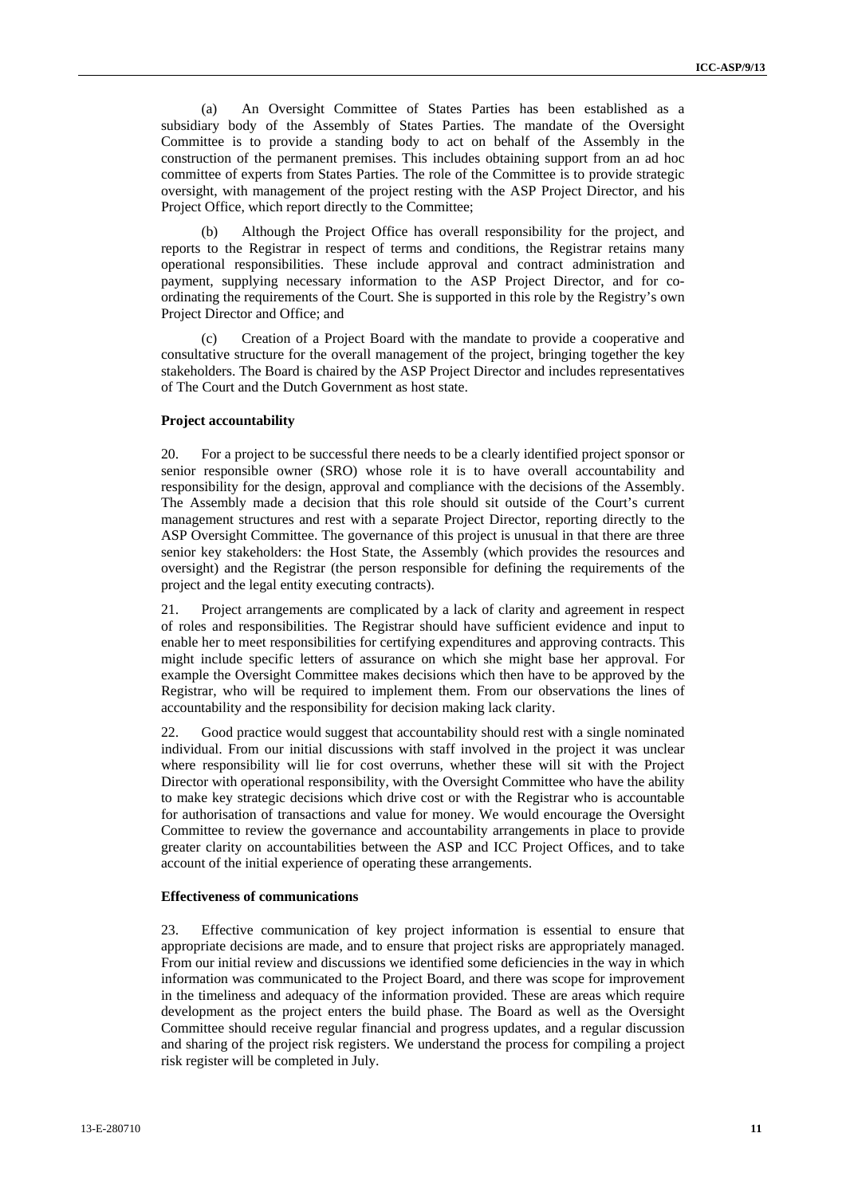(a) An Oversight Committee of States Parties has been established as a subsidiary body of the Assembly of States Parties. The mandate of the Oversight Committee is to provide a standing body to act on behalf of the Assembly in the construction of the permanent premises. This includes obtaining support from an ad hoc committee of experts from States Parties. The role of the Committee is to provide strategic oversight, with management of the project resting with the ASP Project Director, and his Project Office, which report directly to the Committee;

(b) Although the Project Office has overall responsibility for the project, and reports to the Registrar in respect of terms and conditions, the Registrar retains many operational responsibilities. These include approval and contract administration and payment, supplying necessary information to the ASP Project Director, and for co-ordinating the requirements of the Court. She is supported in this role by the Registry's own Project Director and Office; and

(c) Creation of a Project Board with the mandate to provide a cooperative and consultative structure for the overall management of the project, bringing together the key stakeholders. The Board is chaired by the ASP Project Director and includes representatives of The Court and the Dutch Government as host state.

**Project accountability**

20. For a project to be successful there needs to be a clearly identified project sponsor or senior responsible owner (SRO) whose role it is to have overall accountability and responsibility for the design, approval and compliance with the decisions of the Assembly. The Assembly made a decision that this role should sit outside of the Court's current management structures and rest with a separate Project Director, reporting directly to the ASP Oversight Committee. The governance of this project is unusual in that there are three senior key stakeholders: the Host State, the Assembly (which provides the resources and oversight) and the Registrar (the person responsible for defining the requirements of the project and the legal entity executing contracts).

21. Project arrangements are complicated by a lack of clarity and agreement in respect of roles and responsibilities. The Registrar should have sufficient evidence and input to enable her to meet responsibilities for certifying expenditures and approving contracts. This might include specific letters of assurance on which she might base her approval. For example the Oversight Committee makes decisions which then have to be approved by the Registrar, who will be required to implement them. From our observations the lines of accountability and the responsibility for decision making lack clarity.

22. Good practice would suggest that accountability should rest with a single nominated individual. From our initial discussions with staff involved in the project it was unclear where responsibility will lie for cost overruns, whether these will sit with the Project Director with operational responsibility, with the Oversight Committee who have the ability to make key strategic decisions which drive cost or with the Registrar who is accountable for authorisation of transactions and value for money. We would encourage the Oversight Committee to review the governance and accountability arrangements in place to provide greater clarity on accountabilities between the ASP and ICC Project Offices, and to take account of the initial experience of operating these arrangements.

**Effectiveness of communications**

23. Effective communication of key project information is essential to ensure that appropriate decisions are made, and to ensure that project risks are appropriately managed. From our initial review and discussions we identified some deficiencies in the way in which information was communicated to the Project Board, and there was scope for improvement in the timeliness and adequacy of the information provided. These are areas which require development as the project enters the build phase. The Board as well as the Oversight Committee should receive regular financial and progress updates, and a regular discussion and sharing of the project risk registers. We understand the process for compiling a project risk register will be completed in July.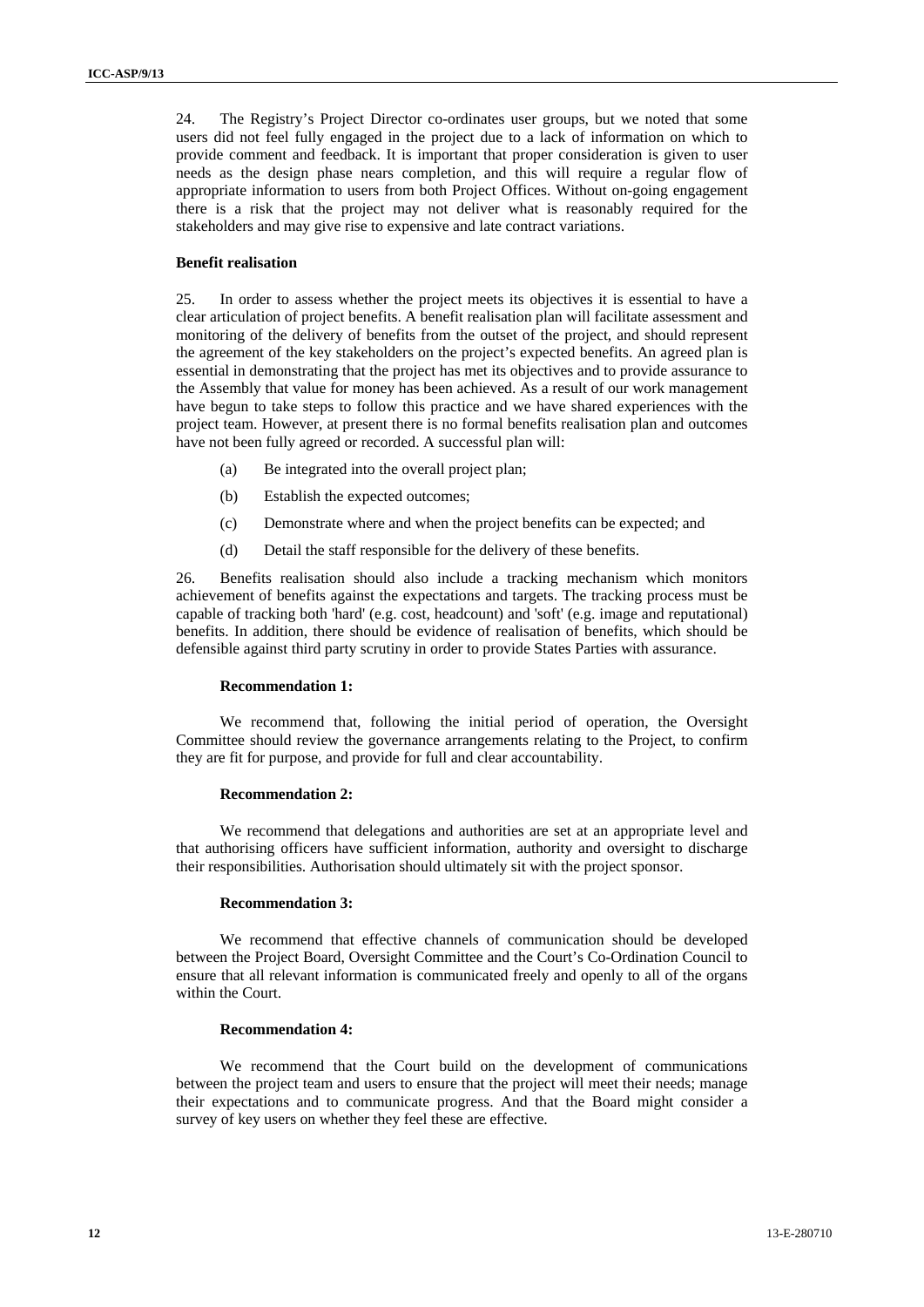24. The Registry's Project Director co-ordinates user groups, but we noted that some users did not feel fully engaged in the project due to a lack of information on which to provide comment and feedback. It is important that proper consideration is given to user needs as the design phase nears completion, and this will require a regular flow of appropriate information to users from both Project Offices. Without on-going engagement there is a risk that the project may not deliver what is reasonably required for the stakeholders and may give rise to expensive and late contract variations.

**Benefit realisation**

25. In order to assess whether the project meets its objectives it is essential to have a clear articulation of project benefits. A benefit realisation plan will facilitate assessment and monitoring of the delivery of benefits from the outset of the project, and should represent the agreement of the key stakeholders on the project's expected benefits. An agreed plan is essential in demonstrating that the project has met its objectives and to provide assurance to the Assembly that value for money has been achieved. As a result of our work management have begun to take steps to follow this practice and we have shared experiences with the project team. However, at present there is no formal benefits realisation plan and outcomes have not been fully agreed or recorded. A successful plan will:

(a) Be integrated into the overall project plan;

(b) Establish the expected outcomes;

(c) Demonstrate where and when the project benefits can be expected; and

(d) Detail the staff responsible for the delivery of these benefits.

26. Benefits realisation should also include a tracking mechanism which monitors achievement of benefits against the expectations and targets. The tracking process must be capable of tracking both 'hard' (e.g. cost, headcount) and 'soft' (e.g. image and reputational) benefits. In addition, there should be evidence of realisation of benefits, which should be defensible against third party scrutiny in order to provide States Parties with assurance.

**Recommendation 1:**

We recommend that, following the initial period of operation, the Oversight Committee should review the governance arrangements relating to the Project, to confirm they are fit for purpose, and provide for full and clear accountability.

**Recommendation 2:**

We recommend that delegations and authorities are set at an appropriate level and that authorising officers have sufficient information, authority and oversight to discharge their responsibilities. Authorisation should ultimately sit with the project sponsor.

**Recommendation 3:**

We recommend that effective channels of communication should be developed between the Project Board, Oversight Committee and the Court's Co-Ordination Council to ensure that all relevant information is communicated freely and openly to all of the organs within the Court.

**Recommendation 4:**

We recommend that the Court build on the development of communications between the project team and users to ensure that the project will meet their needs; manage their expectations and to communicate progress. And that the Board might consider a survey of key users on whether they feel these are effective.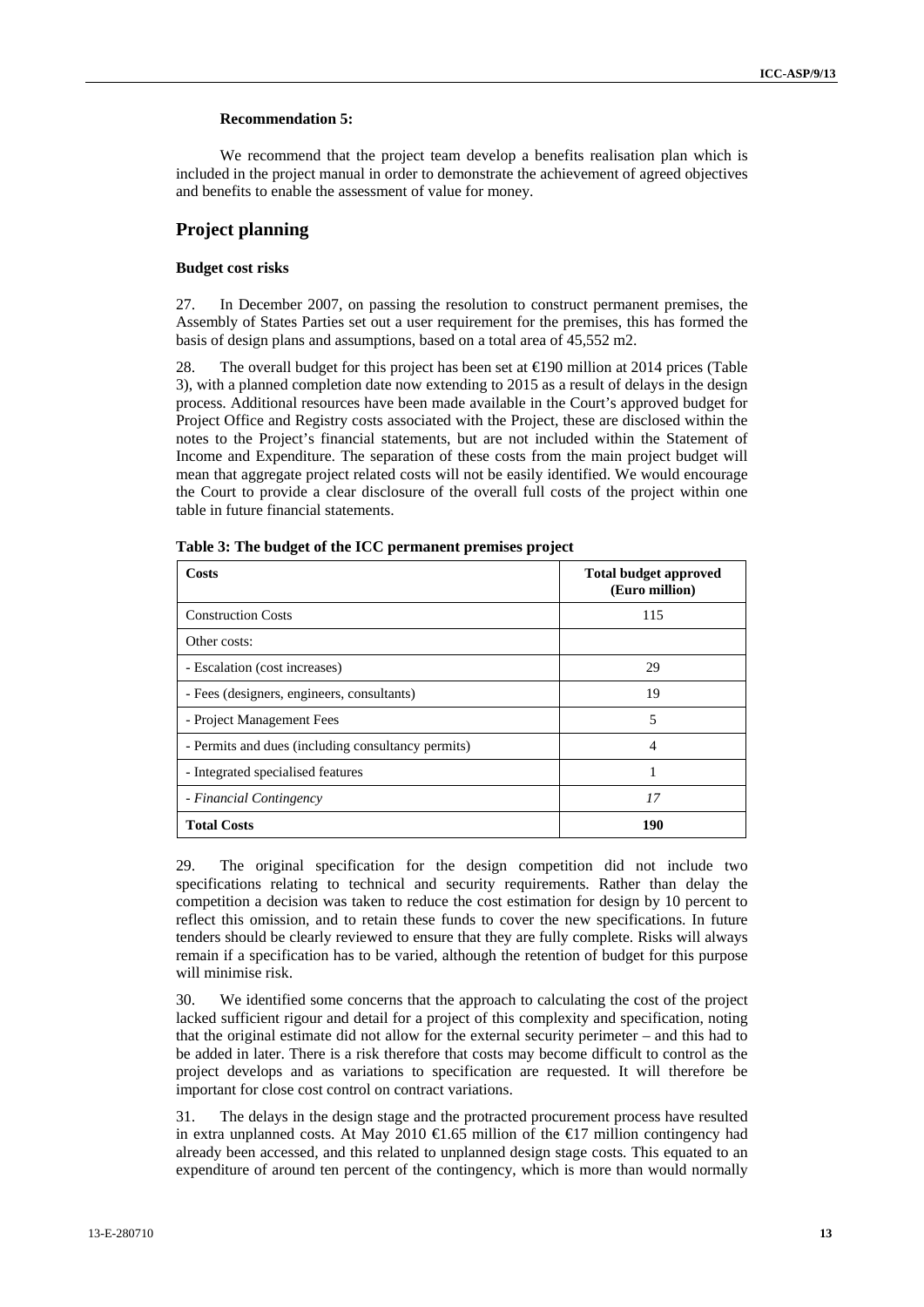**Recommendation 5:**

We recommend that the project team develop a benefits realisation plan which is included in the project manual in order to demonstrate the achievement of agreed objectives and benefits to enable the assessment of value for money.

## Project planning

### Budget cost risks

27. In December 2007, on passing the resolution to construct permanent premises, the Assembly of States Parties set out a user requirement for the premises, this has formed the basis of design plans and assumptions, based on a total area of 45,552 m2.

28. The overall budget for this project has been set at €190 million at 2014 prices (Table 3), with a planned completion date now extending to 2015 as a result of delays in the design process. Additional resources have been made available in the Court's approved budget for Project Office and Registry costs associated with the Project, these are disclosed within the notes to the Project's financial statements, but are not included within the Statement of Income and Expenditure. The separation of these costs from the main project budget will mean that aggregate project related costs will not be easily identified. We would encourage the Court to provide a clear disclosure of the overall full costs of the project within one table in future financial statements.

**Table 3: The budget of the ICC permanent premises project**

| Costs | Total budget approved (Euro million) |
|---|---|
| Construction Costs | 115 |
| Other costs: | |
| - Escalation (cost increases) | 29 |
| - Fees (designers, engineers, consultants) | 19 |
| - Project Management Fees | 5 |
| - Permits and dues (including consultancy permits) | 4 |
| - Integrated specialised features | 1 |
| *- Financial Contingency* | *17* |
| **Total Costs** | **190** |

29. The original specification for the design competition did not include two specifications relating to technical and security requirements. Rather than delay the competition a decision was taken to reduce the cost estimation for design by 10 percent to reflect this omission, and to retain these funds to cover the new specifications. In future tenders should be clearly reviewed to ensure that they are fully complete. Risks will always remain if a specification has to be varied, although the retention of budget for this purpose will minimise risk.

30. We identified some concerns that the approach to calculating the cost of the project lacked sufficient rigour and detail for a project of this complexity and specification, noting that the original estimate did not allow for the external security perimeter – and this had to be added in later. There is a risk therefore that costs may become difficult to control as the project develops and as variations to specification are requested. It will therefore be important for close cost control on contract variations.

31. The delays in the design stage and the protracted procurement process have resulted in extra unplanned costs. At May 2010 €1.65 million of the €17 million contingency had already been accessed, and this related to unplanned design stage costs. This equated to an expenditure of around ten percent of the contingency, which is more than would normally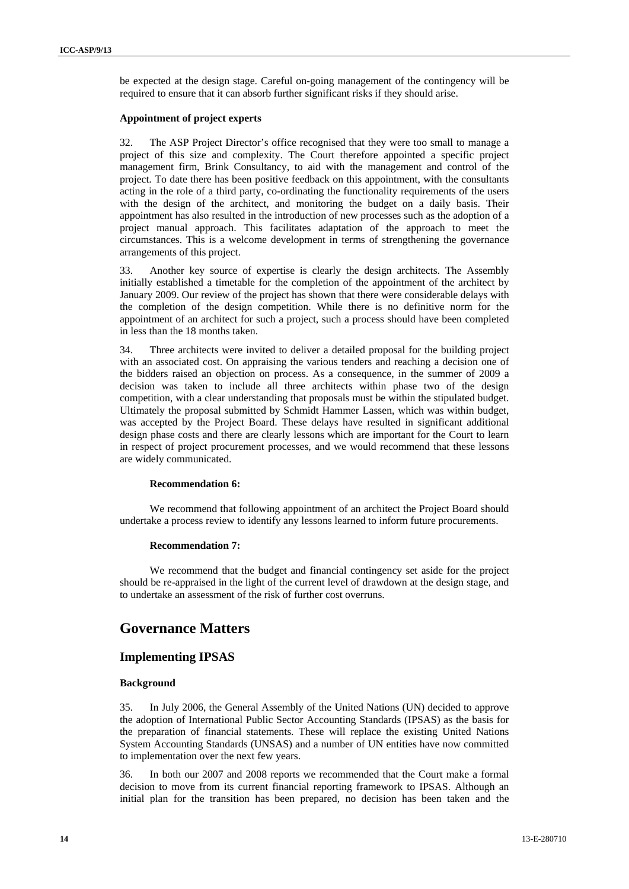be expected at the design stage. Careful on-going management of the contingency will be required to ensure that it can absorb further significant risks if they should arise.

#### Appointment of project experts

32. The ASP Project Director's office recognised that they were too small to manage a project of this size and complexity. The Court therefore appointed a specific project management firm, Brink Consultancy, to aid with the management and control of the project. To date there has been positive feedback on this appointment, with the consultants acting in the role of a third party, co-ordinating the functionality requirements of the users with the design of the architect, and monitoring the budget on a daily basis. Their appointment has also resulted in the introduction of new processes such as the adoption of a project manual approach. This facilitates adaptation of the approach to meet the circumstances. This is a welcome development in terms of strengthening the governance arrangements of this project.

33. Another key source of expertise is clearly the design architects. The Assembly initially established a timetable for the completion of the appointment of the architect by January 2009. Our review of the project has shown that there were considerable delays with the completion of the design competition. While there is no definitive norm for the appointment of an architect for such a project, such a process should have been completed in less than the 18 months taken.

34. Three architects were invited to deliver a detailed proposal for the building project with an associated cost. On appraising the various tenders and reaching a decision one of the bidders raised an objection on process. As a consequence, in the summer of 2009 a decision was taken to include all three architects within phase two of the design competition, with a clear understanding that proposals must be within the stipulated budget. Ultimately the proposal submitted by Schmidt Hammer Lassen, which was within budget, was accepted by the Project Board. These delays have resulted in significant additional design phase costs and there are clearly lessons which are important for the Court to learn in respect of project procurement processes, and we would recommend that these lessons are widely communicated.

**Recommendation 6:**

We recommend that following appointment of an architect the Project Board should undertake a process review to identify any lessons learned to inform future procurements.

**Recommendation 7:**

We recommend that the budget and financial contingency set aside for the project should be re-appraised in the light of the current level of drawdown at the design stage, and to undertake an assessment of the risk of further cost overruns.

## Governance Matters

### Implementing IPSAS

#### Background

35. In July 2006, the General Assembly of the United Nations (UN) decided to approve the adoption of International Public Sector Accounting Standards (IPSAS) as the basis for the preparation of financial statements. These will replace the existing United Nations System Accounting Standards (UNSAS) and a number of UN entities have now committed to implementation over the next few years.

36. In both our 2007 and 2008 reports we recommended that the Court make a formal decision to move from its current financial reporting framework to IPSAS. Although an initial plan for the transition has been prepared, no decision has been taken and the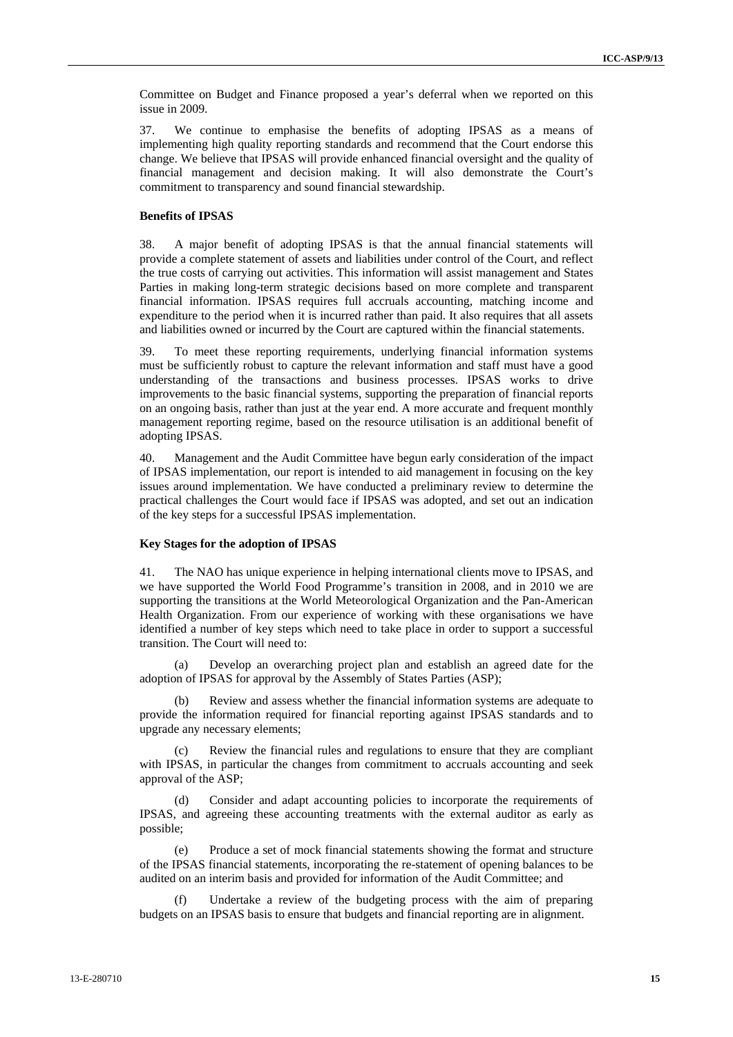Committee on Budget and Finance proposed a year's deferral when we reported on this issue in 2009.

37. We continue to emphasise the benefits of adopting IPSAS as a means of implementing high quality reporting standards and recommend that the Court endorse this change. We believe that IPSAS will provide enhanced financial oversight and the quality of financial management and decision making. It will also demonstrate the Court's commitment to transparency and sound financial stewardship.

**Benefits of IPSAS**

38. A major benefit of adopting IPSAS is that the annual financial statements will provide a complete statement of assets and liabilities under control of the Court, and reflect the true costs of carrying out activities. This information will assist management and States Parties in making long-term strategic decisions based on more complete and transparent financial information. IPSAS requires full accruals accounting, matching income and expenditure to the period when it is incurred rather than paid. It also requires that all assets and liabilities owned or incurred by the Court are captured within the financial statements.

39. To meet these reporting requirements, underlying financial information systems must be sufficiently robust to capture the relevant information and staff must have a good understanding of the transactions and business processes. IPSAS works to drive improvements to the basic financial systems, supporting the preparation of financial reports on an ongoing basis, rather than just at the year end. A more accurate and frequent monthly management reporting regime, based on the resource utilisation is an additional benefit of adopting IPSAS.

40. Management and the Audit Committee have begun early consideration of the impact of IPSAS implementation, our report is intended to aid management in focusing on the key issues around implementation. We have conducted a preliminary review to determine the practical challenges the Court would face if IPSAS was adopted, and set out an indication of the key steps for a successful IPSAS implementation.

**Key Stages for the adoption of IPSAS**

41. The NAO has unique experience in helping international clients move to IPSAS, and we have supported the World Food Programme's transition in 2008, and in 2010 we are supporting the transitions at the World Meteorological Organization and the Pan-American Health Organization. From our experience of working with these organisations we have identified a number of key steps which need to take place in order to support a successful transition. The Court will need to:

(a) Develop an overarching project plan and establish an agreed date for the adoption of IPSAS for approval by the Assembly of States Parties (ASP);

(b) Review and assess whether the financial information systems are adequate to provide the information required for financial reporting against IPSAS standards and to upgrade any necessary elements;

(c) Review the financial rules and regulations to ensure that they are compliant with IPSAS, in particular the changes from commitment to accruals accounting and seek approval of the ASP;

(d) Consider and adapt accounting policies to incorporate the requirements of IPSAS, and agreeing these accounting treatments with the external auditor as early as possible;

(e) Produce a set of mock financial statements showing the format and structure of the IPSAS financial statements, incorporating the re-statement of opening balances to be audited on an interim basis and provided for information of the Audit Committee; and

(f) Undertake a review of the budgeting process with the aim of preparing budgets on an IPSAS basis to ensure that budgets and financial reporting are in alignment.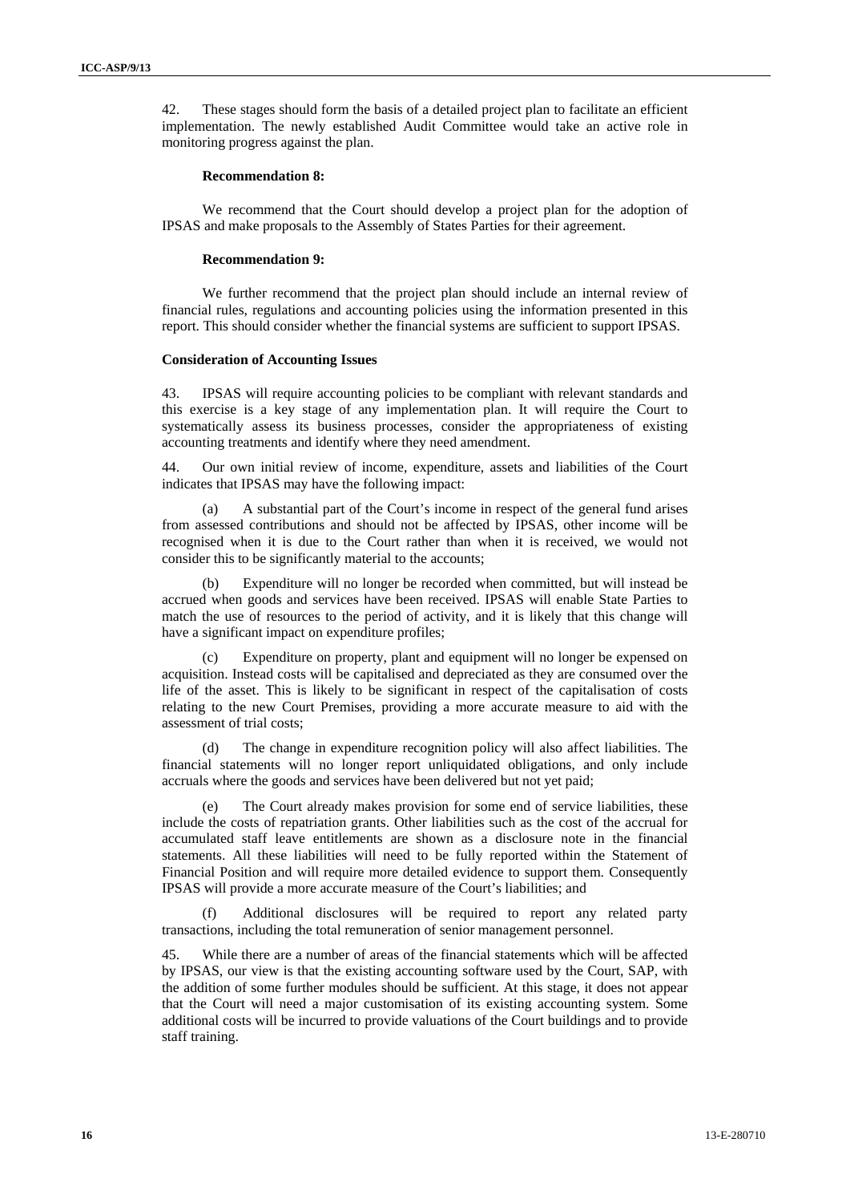42. These stages should form the basis of a detailed project plan to facilitate an efficient implementation. The newly established Audit Committee would take an active role in monitoring progress against the plan.

**Recommendation 8:**

We recommend that the Court should develop a project plan for the adoption of IPSAS and make proposals to the Assembly of States Parties for their agreement.

**Recommendation 9:**

We further recommend that the project plan should include an internal review of financial rules, regulations and accounting policies using the information presented in this report. This should consider whether the financial systems are sufficient to support IPSAS.

**Consideration of Accounting Issues**

43. IPSAS will require accounting policies to be compliant with relevant standards and this exercise is a key stage of any implementation plan. It will require the Court to systematically assess its business processes, consider the appropriateness of existing accounting treatments and identify where they need amendment.

44. Our own initial review of income, expenditure, assets and liabilities of the Court indicates that IPSAS may have the following impact:

(a) A substantial part of the Court's income in respect of the general fund arises from assessed contributions and should not be affected by IPSAS, other income will be recognised when it is due to the Court rather than when it is received, we would not consider this to be significantly material to the accounts;

(b) Expenditure will no longer be recorded when committed, but will instead be accrued when goods and services have been received. IPSAS will enable State Parties to match the use of resources to the period of activity, and it is likely that this change will have a significant impact on expenditure profiles;

(c) Expenditure on property, plant and equipment will no longer be expensed on acquisition. Instead costs will be capitalised and depreciated as they are consumed over the life of the asset. This is likely to be significant in respect of the capitalisation of costs relating to the new Court Premises, providing a more accurate measure to aid with the assessment of trial costs;

(d) The change in expenditure recognition policy will also affect liabilities. The financial statements will no longer report unliquidated obligations, and only include accruals where the goods and services have been delivered but not yet paid;

(e) The Court already makes provision for some end of service liabilities, these include the costs of repatriation grants. Other liabilities such as the cost of the accrual for accumulated staff leave entitlements are shown as a disclosure note in the financial statements. All these liabilities will need to be fully reported within the Statement of Financial Position and will require more detailed evidence to support them. Consequently IPSAS will provide a more accurate measure of the Court's liabilities; and

(f) Additional disclosures will be required to report any related party transactions, including the total remuneration of senior management personnel.

45. While there are a number of areas of the financial statements which will be affected by IPSAS, our view is that the existing accounting software used by the Court, SAP, with the addition of some further modules should be sufficient. At this stage, it does not appear that the Court will need a major customisation of its existing accounting system. Some additional costs will be incurred to provide valuations of the Court buildings and to provide staff training.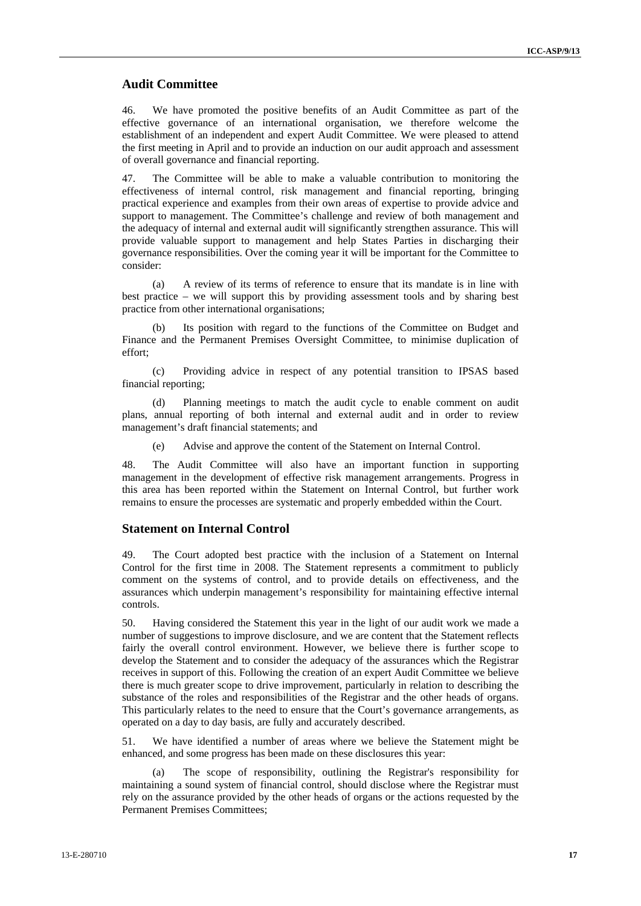## Audit Committee

46. We have promoted the positive benefits of an Audit Committee as part of the effective governance of an international organisation, we therefore welcome the establishment of an independent and expert Audit Committee. We were pleased to attend the first meeting in April and to provide an induction on our audit approach and assessment of overall governance and financial reporting.

47. The Committee will be able to make a valuable contribution to monitoring the effectiveness of internal control, risk management and financial reporting, bringing practical experience and examples from their own areas of expertise to provide advice and support to management. The Committee's challenge and review of both management and the adequacy of internal and external audit will significantly strengthen assurance. This will provide valuable support to management and help States Parties in discharging their governance responsibilities. Over the coming year it will be important for the Committee to consider:

(a) A review of its terms of reference to ensure that its mandate is in line with best practice – we will support this by providing assessment tools and by sharing best practice from other international organisations;

(b) Its position with regard to the functions of the Committee on Budget and Finance and the Permanent Premises Oversight Committee, to minimise duplication of effort;

(c) Providing advice in respect of any potential transition to IPSAS based financial reporting;

(d) Planning meetings to match the audit cycle to enable comment on audit plans, annual reporting of both internal and external audit and in order to review management's draft financial statements; and

(e) Advise and approve the content of the Statement on Internal Control.

48. The Audit Committee will also have an important function in supporting management in the development of effective risk management arrangements. Progress in this area has been reported within the Statement on Internal Control, but further work remains to ensure the processes are systematic and properly embedded within the Court.

## Statement on Internal Control

49. The Court adopted best practice with the inclusion of a Statement on Internal Control for the first time in 2008. The Statement represents a commitment to publicly comment on the systems of control, and to provide details on effectiveness, and the assurances which underpin management's responsibility for maintaining effective internal controls.

50. Having considered the Statement this year in the light of our audit work we made a number of suggestions to improve disclosure, and we are content that the Statement reflects fairly the overall control environment. However, we believe there is further scope to develop the Statement and to consider the adequacy of the assurances which the Registrar receives in support of this. Following the creation of an expert Audit Committee we believe there is much greater scope to drive improvement, particularly in relation to describing the substance of the roles and responsibilities of the Registrar and the other heads of organs. This particularly relates to the need to ensure that the Court's governance arrangements, as operated on a day to day basis, are fully and accurately described.

51. We have identified a number of areas where we believe the Statement might be enhanced, and some progress has been made on these disclosures this year:

(a) The scope of responsibility, outlining the Registrar's responsibility for maintaining a sound system of financial control, should disclose where the Registrar must rely on the assurance provided by the other heads of organs or the actions requested by the Permanent Premises Committees;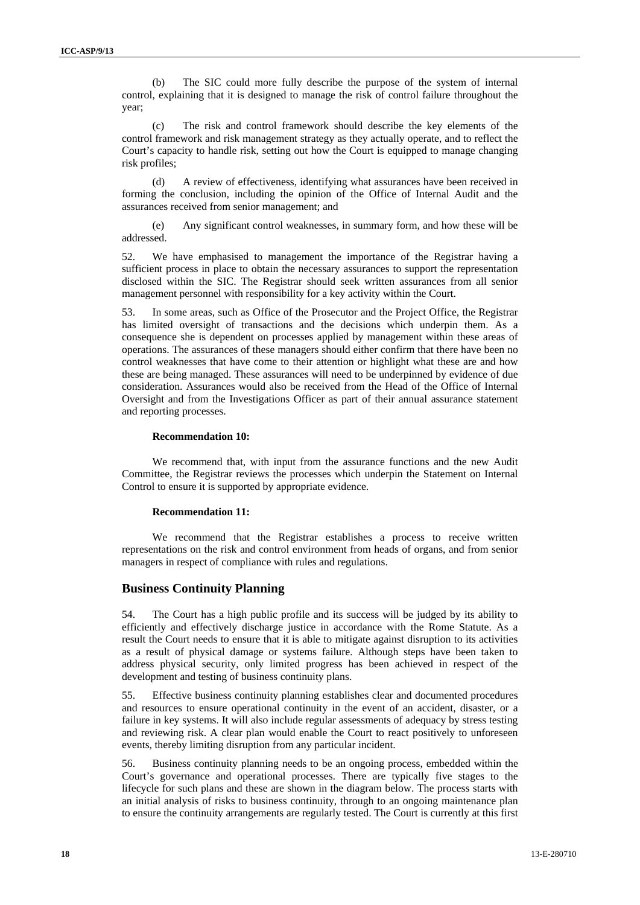(b) The SIC could more fully describe the purpose of the system of internal control, explaining that it is designed to manage the risk of control failure throughout the year;

(c) The risk and control framework should describe the key elements of the control framework and risk management strategy as they actually operate, and to reflect the Court's capacity to handle risk, setting out how the Court is equipped to manage changing risk profiles;

(d) A review of effectiveness, identifying what assurances have been received in forming the conclusion, including the opinion of the Office of Internal Audit and the assurances received from senior management; and

(e) Any significant control weaknesses, in summary form, and how these will be addressed.

52. We have emphasised to management the importance of the Registrar having a sufficient process in place to obtain the necessary assurances to support the representation disclosed within the SIC. The Registrar should seek written assurances from all senior management personnel with responsibility for a key activity within the Court.

53. In some areas, such as Office of the Prosecutor and the Project Office, the Registrar has limited oversight of transactions and the decisions which underpin them. As a consequence she is dependent on processes applied by management within these areas of operations. The assurances of these managers should either confirm that there have been no control weaknesses that have come to their attention or highlight what these are and how these are being managed. These assurances will need to be underpinned by evidence of due consideration. Assurances would also be received from the Head of the Office of Internal Oversight and from the Investigations Officer as part of their annual assurance statement and reporting processes.

**Recommendation 10:**

We recommend that, with input from the assurance functions and the new Audit Committee, the Registrar reviews the processes which underpin the Statement on Internal Control to ensure it is supported by appropriate evidence.

**Recommendation 11:**

We recommend that the Registrar establishes a process to receive written representations on the risk and control environment from heads of organs, and from senior managers in respect of compliance with rules and regulations.

## Business Continuity Planning

54. The Court has a high public profile and its success will be judged by its ability to efficiently and effectively discharge justice in accordance with the Rome Statute. As a result the Court needs to ensure that it is able to mitigate against disruption to its activities as a result of physical damage or systems failure. Although steps have been taken to address physical security, only limited progress has been achieved in respect of the development and testing of business continuity plans.

55. Effective business continuity planning establishes clear and documented procedures and resources to ensure operational continuity in the event of an accident, disaster, or a failure in key systems. It will also include regular assessments of adequacy by stress testing and reviewing risk. A clear plan would enable the Court to react positively to unforeseen events, thereby limiting disruption from any particular incident.

56. Business continuity planning needs to be an ongoing process, embedded within the Court's governance and operational processes. There are typically five stages to the lifecycle for such plans and these are shown in the diagram below. The process starts with an initial analysis of risks to business continuity, through to an ongoing maintenance plan to ensure the continuity arrangements are regularly tested. The Court is currently at this first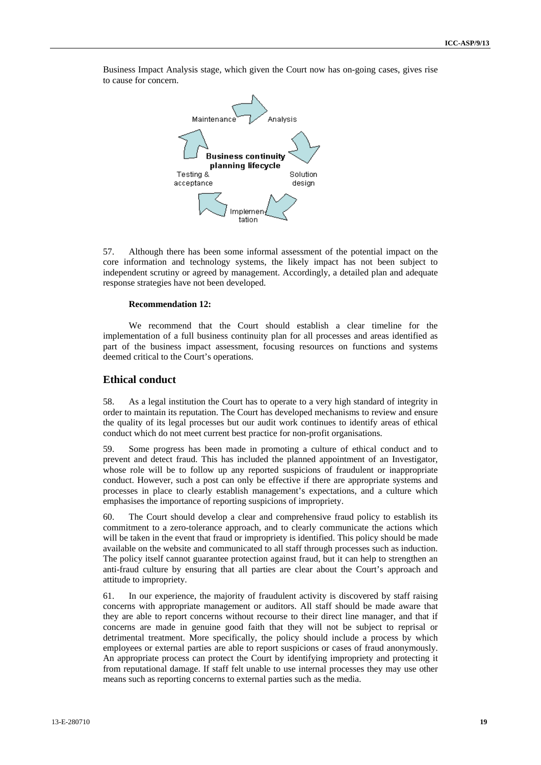Business Impact Analysis stage, which given the Court now has on-going cases, gives rise to cause for concern.

57. Although there has been some informal assessment of the potential impact on the core information and technology systems, the likely impact has not been subject to independent scrutiny or agreed by management. Accordingly, a detailed plan and adequate response strategies have not been developed.

**Recommendation 12:**

We recommend that the Court should establish a clear timeline for the implementation of a full business continuity plan for all processes and areas identified as part of the business impact assessment, focusing resources on functions and systems deemed critical to the Court's operations.

## Ethical conduct

58. As a legal institution the Court has to operate to a very high standard of integrity in order to maintain its reputation. The Court has developed mechanisms to review and ensure the quality of its legal processes but our audit work continues to identify areas of ethical conduct which do not meet current best practice for non-profit organisations.

59. Some progress has been made in promoting a culture of ethical conduct and to prevent and detect fraud. This has included the planned appointment of an Investigator, whose role will be to follow up any reported suspicions of fraudulent or inappropriate conduct. However, such a post can only be effective if there are appropriate systems and processes in place to clearly establish management's expectations, and a culture which emphasises the importance of reporting suspicions of impropriety.

60. The Court should develop a clear and comprehensive fraud policy to establish its commitment to a zero-tolerance approach, and to clearly communicate the actions which will be taken in the event that fraud or impropriety is identified. This policy should be made available on the website and communicated to all staff through processes such as induction. The policy itself cannot guarantee protection against fraud, but it can help to strengthen an anti-fraud culture by ensuring that all parties are clear about the Court's approach and attitude to impropriety.

61. In our experience, the majority of fraudulent activity is discovered by staff raising concerns with appropriate management or auditors. All staff should be made aware that they are able to report concerns without recourse to their direct line manager, and that if concerns are made in genuine good faith that they will not be subject to reprisal or detrimental treatment. More specifically, the policy should include a process by which employees or external parties are able to report suspicions or cases of fraud anonymously. An appropriate process can protect the Court by identifying impropriety and protecting it from reputational damage. If staff felt unable to use internal processes they may use other means such as reporting concerns to external parties such as the media.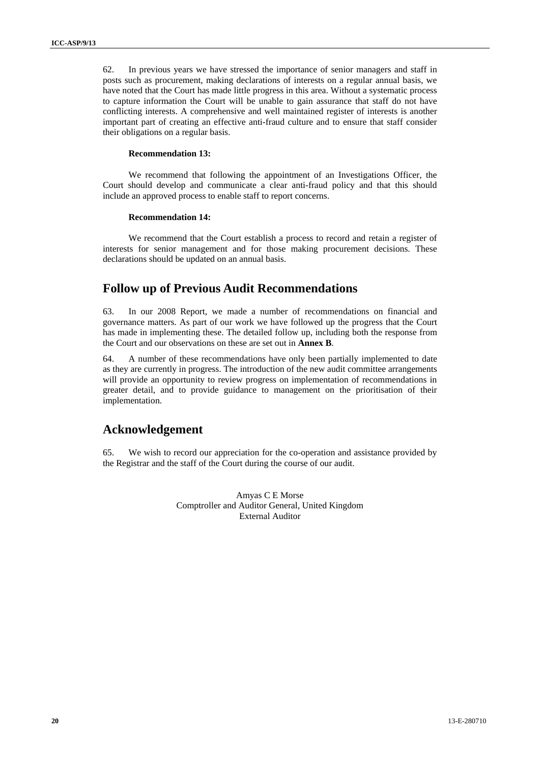62. In previous years we have stressed the importance of senior managers and staff in posts such as procurement, making declarations of interests on a regular annual basis, we have noted that the Court has made little progress in this area. Without a systematic process to capture information the Court will be unable to gain assurance that staff do not have conflicting interests. A comprehensive and well maintained register of interests is another important part of creating an effective anti-fraud culture and to ensure that staff consider their obligations on a regular basis.

**Recommendation 13:**

We recommend that following the appointment of an Investigations Officer, the Court should develop and communicate a clear anti-fraud policy and that this should include an approved process to enable staff to report concerns.

**Recommendation 14:**

We recommend that the Court establish a process to record and retain a register of interests for senior management and for those making procurement decisions. These declarations should be updated on an annual basis.

## Follow up of Previous Audit Recommendations

63. In our 2008 Report, we made a number of recommendations on financial and governance matters. As part of our work we have followed up the progress that the Court has made in implementing these. The detailed follow up, including both the response from the Court and our observations on these are set out in **Annex B**.

64. A number of these recommendations have only been partially implemented to date as they are currently in progress. The introduction of the new audit committee arrangements will provide an opportunity to review progress on implementation of recommendations in greater detail, and to provide guidance to management on the prioritisation of their implementation.

## Acknowledgement

65. We wish to record our appreciation for the co-operation and assistance provided by the Registrar and the staff of the Court during the course of our audit.

Amyas C E Morse
Comptroller and Auditor General, United Kingdom
External Auditor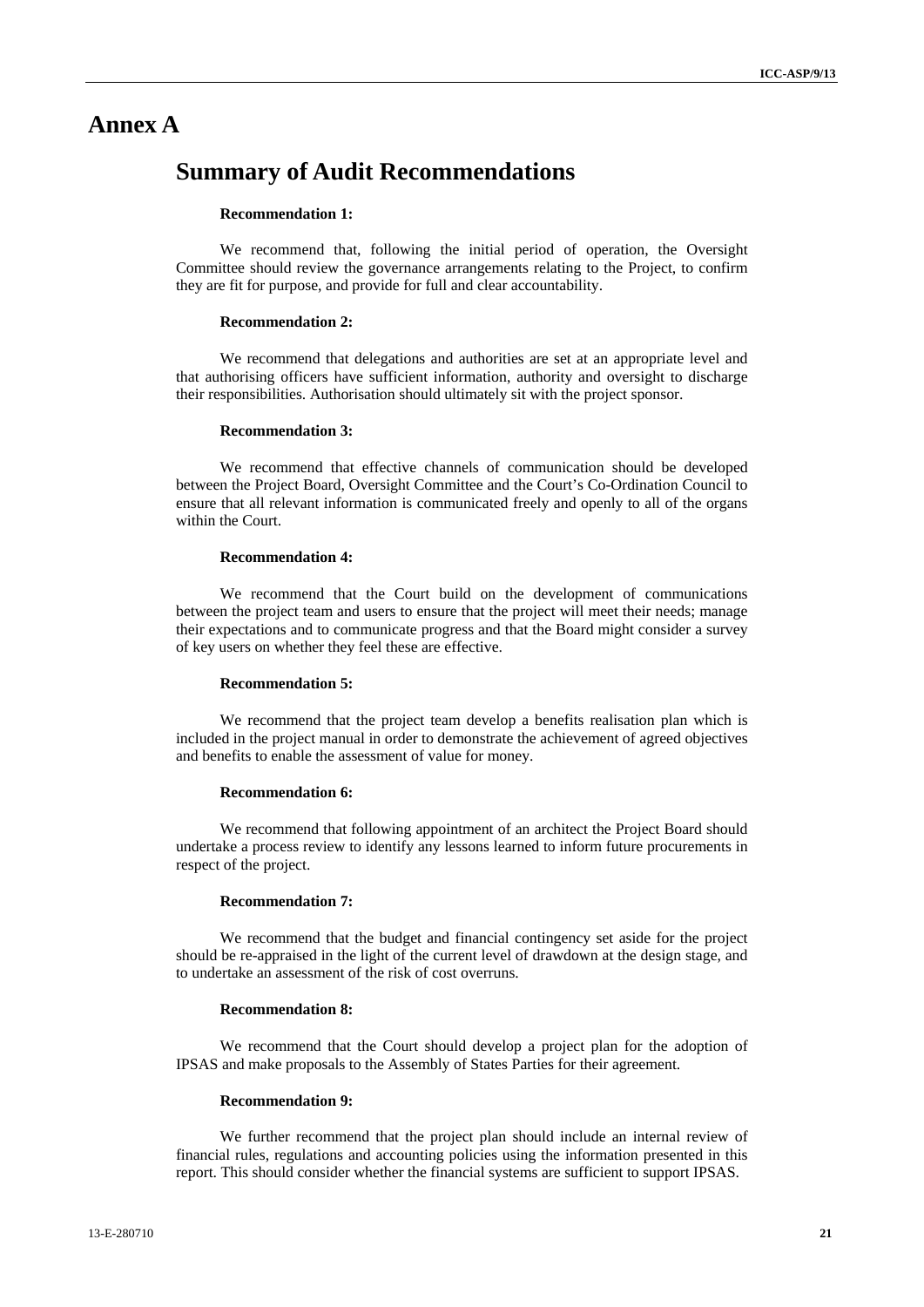# Annex A

## Summary of Audit Recommendations

**Recommendation 1:**

We recommend that, following the initial period of operation, the Oversight Committee should review the governance arrangements relating to the Project, to confirm they are fit for purpose, and provide for full and clear accountability.

**Recommendation 2:**

We recommend that delegations and authorities are set at an appropriate level and that authorising officers have sufficient information, authority and oversight to discharge their responsibilities. Authorisation should ultimately sit with the project sponsor.

**Recommendation 3:**

We recommend that effective channels of communication should be developed between the Project Board, Oversight Committee and the Court's Co-Ordination Council to ensure that all relevant information is communicated freely and openly to all of the organs within the Court.

**Recommendation 4:**

We recommend that the Court build on the development of communications between the project team and users to ensure that the project will meet their needs; manage their expectations and to communicate progress and that the Board might consider a survey of key users on whether they feel these are effective.

**Recommendation 5:**

We recommend that the project team develop a benefits realisation plan which is included in the project manual in order to demonstrate the achievement of agreed objectives and benefits to enable the assessment of value for money.

**Recommendation 6:**

We recommend that following appointment of an architect the Project Board should undertake a process review to identify any lessons learned to inform future procurements in respect of the project.

**Recommendation 7:**

We recommend that the budget and financial contingency set aside for the project should be re-appraised in the light of the current level of drawdown at the design stage, and to undertake an assessment of the risk of cost overruns.

**Recommendation 8:**

We recommend that the Court should develop a project plan for the adoption of IPSAS and make proposals to the Assembly of States Parties for their agreement.

**Recommendation 9:**

We further recommend that the project plan should include an internal review of financial rules, regulations and accounting policies using the information presented in this report. This should consider whether the financial systems are sufficient to support IPSAS.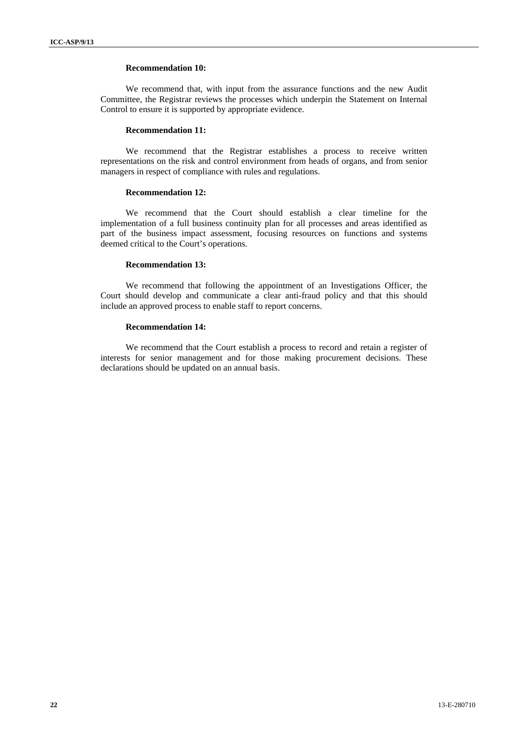**Recommendation 10:**

We recommend that, with input from the assurance functions and the new Audit Committee, the Registrar reviews the processes which underpin the Statement on Internal Control to ensure it is supported by appropriate evidence.

**Recommendation 11:**

We recommend that the Registrar establishes a process to receive written representations on the risk and control environment from heads of organs, and from senior managers in respect of compliance with rules and regulations.

**Recommendation 12:**

We recommend that the Court should establish a clear timeline for the implementation of a full business continuity plan for all processes and areas identified as part of the business impact assessment, focusing resources on functions and systems deemed critical to the Court's operations.

**Recommendation 13:**

We recommend that following the appointment of an Investigations Officer, the Court should develop and communicate a clear anti-fraud policy and that this should include an approved process to enable staff to report concerns.

**Recommendation 14:**

We recommend that the Court establish a process to record and retain a register of interests for senior management and for those making procurement decisions. These declarations should be updated on an annual basis.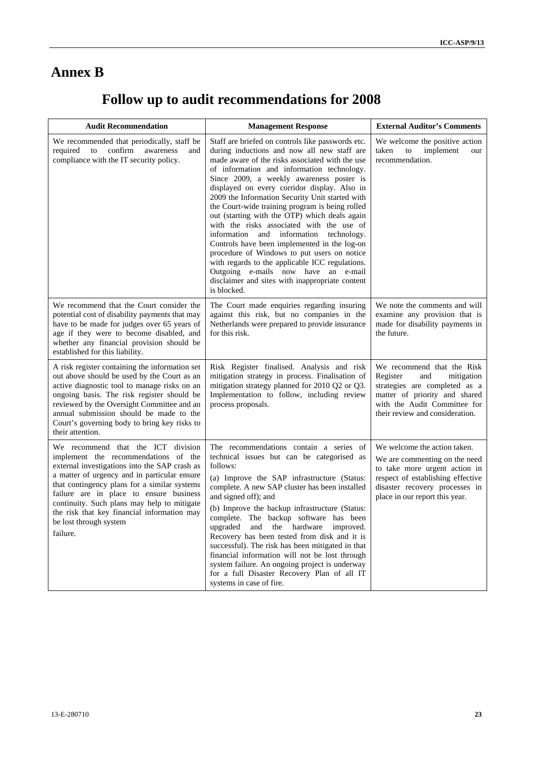# Annex B

## Follow up to audit recommendations for 2008

| Audit Recommendation | Management Response | External Auditor's Comments |
|---|---|---|
| We recommended that periodically, staff be required to confirm awareness and compliance with the IT security policy. | Staff are briefed on controls like passwords etc. during inductions and now all new staff are made aware of the risks associated with the use of information and information technology. Since 2009, a weekly awareness poster is displayed on every corridor display. Also in 2009 the Information Security Unit started with the Court-wide training program is being rolled out (starting with the OTP) which deals again with the risks associated with the use of information and information technology. Controls have been implemented in the log-on procedure of Windows to put users on notice with regards to the applicable ICC regulations. Outgoing e-mails now have an e-mail disclaimer and sites with inappropriate content is blocked. | We welcome the positive action taken to implement our recommendation. |
| We recommend that the Court consider the potential cost of disability payments that may have to be made for judges over 65 years of age if they were to become disabled, and whether any financial provision should be established for this liability. | The Court made enquiries regarding insuring against this risk, but no companies in the Netherlands were prepared to provide insurance for this risk. | We note the comments and will examine any provision that is made for disability payments in the future. |
| A risk register containing the information set out above should be used by the Court as an active diagnostic tool to manage risks on an ongoing basis. The risk register should be reviewed by the Oversight Committee and an annual submission should be made to the Court's governing body to bring key risks to their attention. | Risk Register finalised. Analysis and risk mitigation strategy in process. Finalisation of mitigation strategy planned for 2010 Q2 or Q3. Implementation to follow, including review process proposals. | We recommend that the Risk Register and mitigation strategies are completed as a matter of priority and shared with the Audit Committee for their review and consideration. |
| We recommend that the ICT division implement the recommendations of the external investigations into the SAP crash as a matter of urgency and in particular ensure that contingency plans for a similar systems failure are in place to ensure business continuity. Such plans may help to mitigate the risk that key financial information may be lost through system failure. | The recommendations contain a series of technical issues but can be categorised as follows:<br>(a) Improve the SAP infrastructure (Status: complete. A new SAP cluster has been installed and signed off); and<br>(b) Improve the backup infrastructure (Status: complete. The backup software has been upgraded and the hardware improved. Recovery has been tested from disk and it is successful). The risk has been mitigated in that financial information will not be lost through system failure. An ongoing project is underway for a full Disaster Recovery Plan of all IT systems in case of fire. | We welcome the action taken.<br>We are commenting on the need to take more urgent action in respect of establishing effective disaster recovery processes in place in our report this year. |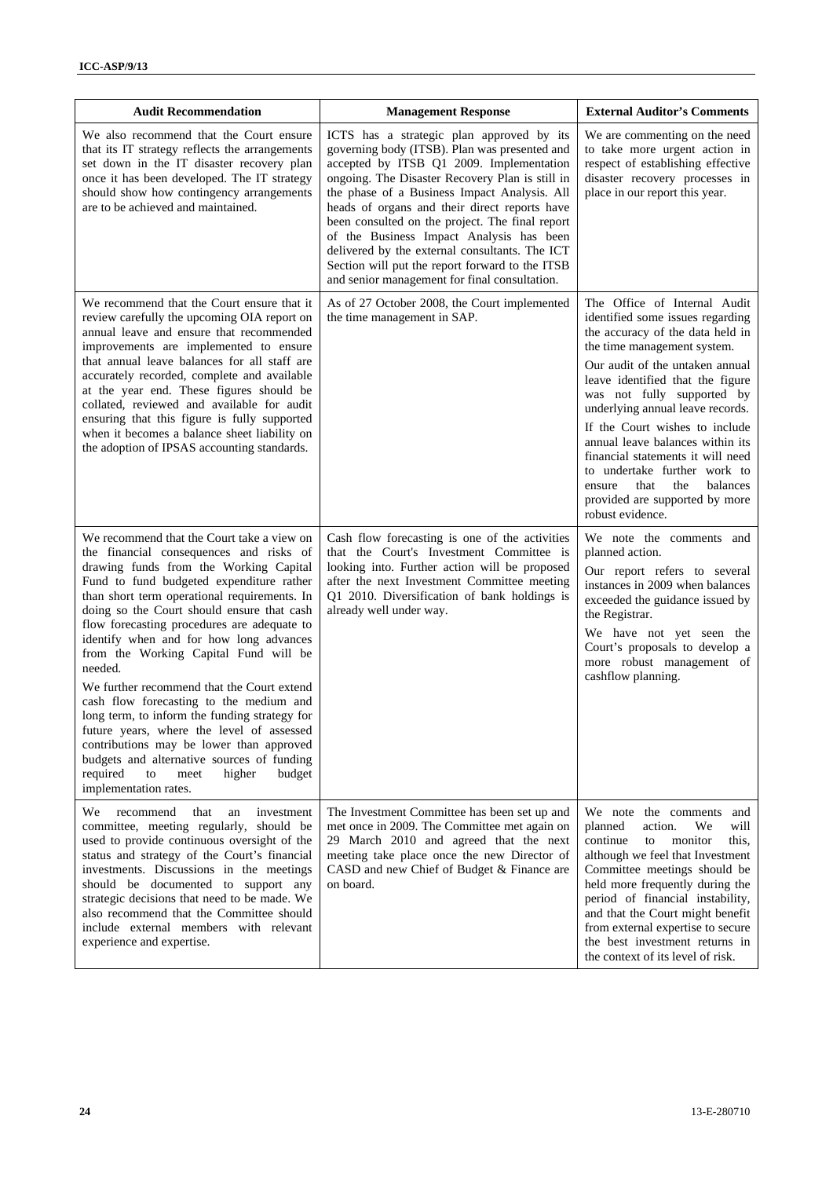| Audit Recommendation | Management Response | External Auditor's Comments |
|---|---|---|
| We also recommend that the Court ensure that its IT strategy reflects the arrangements set down in the IT disaster recovery plan once it has been developed. The IT strategy should show how contingency arrangements are to be achieved and maintained. | ICTS has a strategic plan approved by its governing body (ITSB). Plan was presented and accepted by ITSB Q1 2009. Implementation ongoing. The Disaster Recovery Plan is still in the phase of a Business Impact Analysis. All heads of organs and their direct reports have been consulted on the project. The final report of the Business Impact Analysis has been delivered by the external consultants. The ICT Section will put the report forward to the ITSB and senior management for final consultation. | We are commenting on the need to take more urgent action in respect of establishing effective disaster recovery processes in place in our report this year. |
| We recommend that the Court ensure that it review carefully the upcoming OIA report on annual leave and ensure that recommended improvements are implemented to ensure that annual leave balances for all staff are accurately recorded, complete and available at the year end. These figures should be collated, reviewed and available for audit ensuring that this figure is fully supported when it becomes a balance sheet liability on the adoption of IPSAS accounting standards. | As of 27 October 2008, the Court implemented the time management in SAP. | The Office of Internal Audit identified some issues regarding the accuracy of the data held in the time management system.<br><br>Our audit of the untaken annual leave identified that the figure was not fully supported by underlying annual leave records.<br><br>If the Court wishes to include annual leave balances within its financial statements it will need to undertake further work to ensure that the balances provided are supported by more robust evidence. |
| We recommend that the Court take a view on the financial consequences and risks of drawing funds from the Working Capital Fund to fund budgeted expenditure rather than short term operational requirements. In doing so the Court should ensure that cash flow forecasting procedures are adequate to identify when and for how long advances from the Working Capital Fund will be needed.<br><br>We further recommend that the Court extend cash flow forecasting to the medium and long term, to inform the funding strategy for future years, where the level of assessed contributions may be lower than approved budgets and alternative sources of funding required to meet higher budget implementation rates. | Cash flow forecasting is one of the activities that the Court's Investment Committee is looking into. Further action will be proposed after the next Investment Committee meeting Q1 2010. Diversification of bank holdings is already well under way. | We note the comments and planned action.<br><br>Our report refers to several instances in 2009 when balances exceeded the guidance issued by the Registrar.<br><br>We have not yet seen the Court's proposals to develop a more robust management of cashflow planning. |
| We recommend that an investment committee, meeting regularly, should be used to provide continuous oversight of the status and strategy of the Court's financial investments. Discussions in the meetings should be documented to support any strategic decisions that need to be made. We also recommend that the Committee should include external members with relevant experience and expertise. | The Investment Committee has been set up and met once in 2009. The Committee met again on 29 March 2010 and agreed that the next meeting take place once the new Director of CASD and new Chief of Budget & Finance are on board. | We note the comments and planned action. We will continue to monitor this, although we feel that Investment Committee meetings should be held more frequently during the period of financial instability, and that the Court might benefit from external expertise to secure the best investment returns in the context of its level of risk. |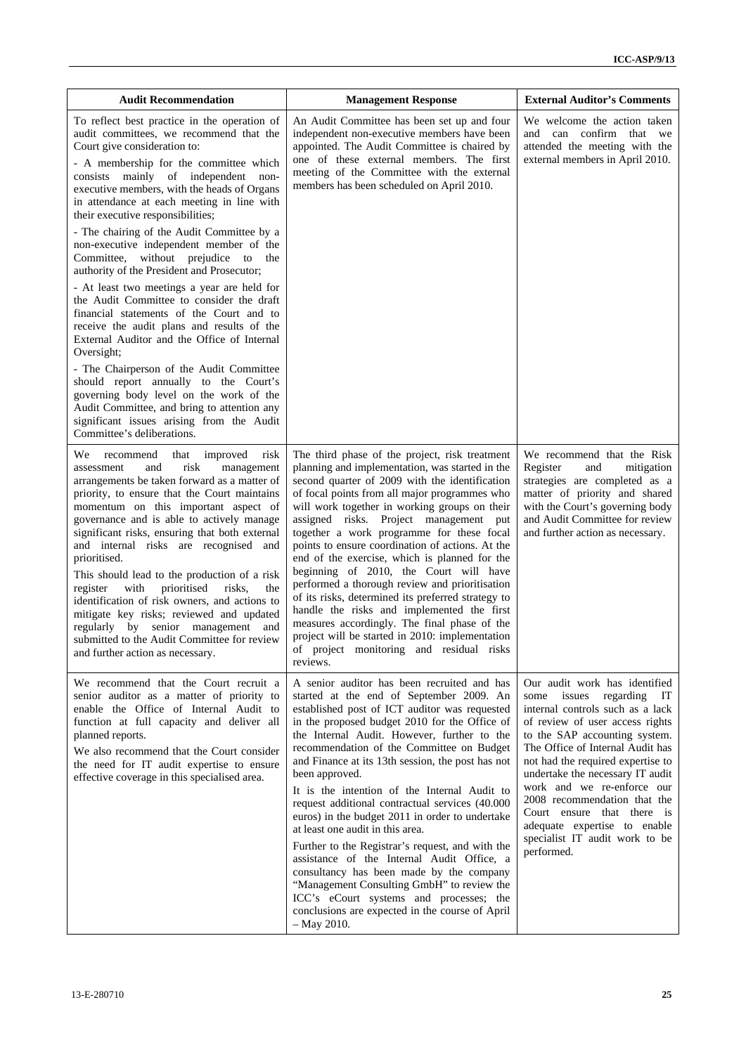| Audit Recommendation | Management Response | External Auditor's Comments |
|---|---|---|
| To reflect best practice in the operation of audit committees, we recommend that the Court give consideration to:<br>- A membership for the committee which consists mainly of independent non-executive members, with the heads of Organs in attendance at each meeting in line with their executive responsibilities;<br>- The chairing of the Audit Committee by a non-executive independent member of the Committee, without prejudice to the authority of the President and Prosecutor;<br>- At least two meetings a year are held for the Audit Committee to consider the draft financial statements of the Court and to receive the audit plans and results of the External Auditor and the Office of Internal Oversight;<br>- The Chairperson of the Audit Committee should report annually to the Court's governing body level on the work of the Audit Committee, and bring to attention any significant issues arising from the Audit Committee's deliberations. | An Audit Committee has been set up and four independent non-executive members have been appointed. The Audit Committee is chaired by one of these external members. The first meeting of the Committee with the external members has been scheduled on April 2010. | We welcome the action taken and can confirm that we attended the meeting with the external members in April 2010. |
| We recommend that improved risk assessment and risk management arrangements be taken forward as a matter of priority, to ensure that the Court maintains momentum on this important aspect of governance and is able to actively manage significant risks, ensuring that both external and internal risks are recognised and prioritised.<br>This should lead to the production of a risk register with prioritised risks, the identification of risk owners, and actions to mitigate key risks; reviewed and updated regularly by senior management and submitted to the Audit Committee for review and further action as necessary. | The third phase of the project, risk treatment planning and implementation, was started in the second quarter of 2009 with the identification of focal points from all major programmes who will work together in working groups on their assigned risks. Project management put together a work programme for these focal points to ensure coordination of actions. At the end of the exercise, which is planned for the beginning of 2010, the Court will have performed a thorough review and prioritisation of its risks, determined its preferred strategy to handle the risks and implemented the first measures accordingly. The final phase of the project will be started in 2010: implementation of project monitoring and residual risks reviews. | We recommend that the Risk Register and mitigation strategies are completed as a matter of priority and shared with the Court's governing body and Audit Committee for review and further action as necessary. |
| We recommend that the Court recruit a senior auditor as a matter of priority to enable the Office of Internal Audit to function at full capacity and deliver all planned reports.<br>We also recommend that the Court consider the need for IT audit expertise to ensure effective coverage in this specialised area. | A senior auditor has been recruited and has started at the end of September 2009. An established post of ICT auditor was requested in the proposed budget 2010 for the Office of the Internal Audit. However, further to the recommendation of the Committee on Budget and Finance at its 13th session, the post has not been approved.<br>It is the intention of the Internal Audit to request additional contractual services (40.000 euros) in the budget 2011 in order to undertake at least one audit in this area.<br>Further to the Registrar's request, and with the assistance of the Internal Audit Office, a consultancy has been made by the company "Management Consulting GmbH" to review the ICC's eCourt systems and processes; the conclusions are expected in the course of April – May 2010. | Our audit work has identified some issues regarding IT internal controls such as a lack of review of user access rights to the SAP accounting system. The Office of Internal Audit has not had the required expertise to undertake the necessary IT audit work and we re-enforce our 2008 recommendation that the Court ensure that there is adequate expertise to enable specialist IT audit work to be performed. |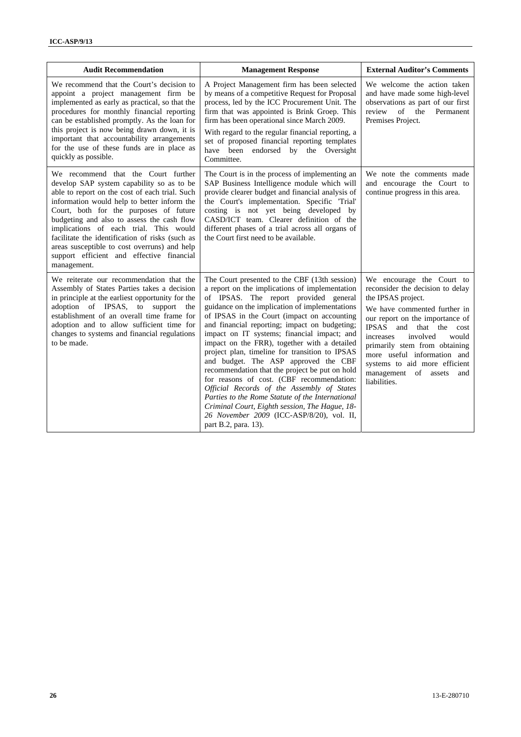| Audit Recommendation | Management Response | External Auditor's Comments |
|---|---|---|
| We recommend that the Court's decision to appoint a project management firm be implemented as early as practical, so that the procedures for monthly financial reporting can be established promptly. As the loan for this project is now being drawn down, it is important that accountability arrangements for the use of these funds are in place as quickly as possible. | A Project Management firm has been selected by means of a competitive Request for Proposal process, led by the ICC Procurement Unit. The firm that was appointed is Brink Groep. This firm has been operational since March 2009. With regard to the regular financial reporting, a set of proposed financial reporting templates have been endorsed by the Oversight Committee. | We welcome the action taken and have made some high-level observations as part of our first review of the Permanent Premises Project. |
| We recommend that the Court further develop SAP system capability so as to be able to report on the cost of each trial. Such information would help to better inform the Court, both for the purposes of future budgeting and also to assess the cash flow implications of each trial. This would facilitate the identification of risks (such as areas susceptible to cost overruns) and help support efficient and effective financial management. | The Court is in the process of implementing an SAP Business Intelligence module which will provide clearer budget and financial analysis of the Court's implementation. Specific 'Trial' costing is not yet being developed by CASD/ICT team. Clearer definition of the different phases of a trial across all organs of the Court first need to be available. | We note the comments made and encourage the Court to continue progress in this area. |
| We reiterate our recommendation that the Assembly of States Parties takes a decision in principle at the earliest opportunity for the adoption of IPSAS, to support the establishment of an overall time frame for adoption and to allow sufficient time for changes to systems and financial regulations to be made. | The Court presented to the CBF (13th session) a report on the implications of implementation of IPSAS. The report provided general guidance on the implication of implementations of IPSAS in the Court (impact on accounting and financial reporting; impact on budgeting; impact on IT systems; financial impact; and impact on the FRR), together with a detailed project plan, timeline for transition to IPSAS and budget. The ASP approved the CBF recommendation that the project be put on hold for reasons of cost. (CBF recommendation: *Official Records of the Assembly of States Parties to the Rome Statute of the International Criminal Court, Eighth session, The Hague, 18-26 November 2009* (ICC-ASP/8/20), vol. II, part B.2, para. 13). | We encourage the Court to reconsider the decision to delay the IPSAS project. We have commented further in our report on the importance of IPSAS and that the cost increases involved would primarily stem from obtaining more useful information and systems to aid more efficient management of assets and liabilities. |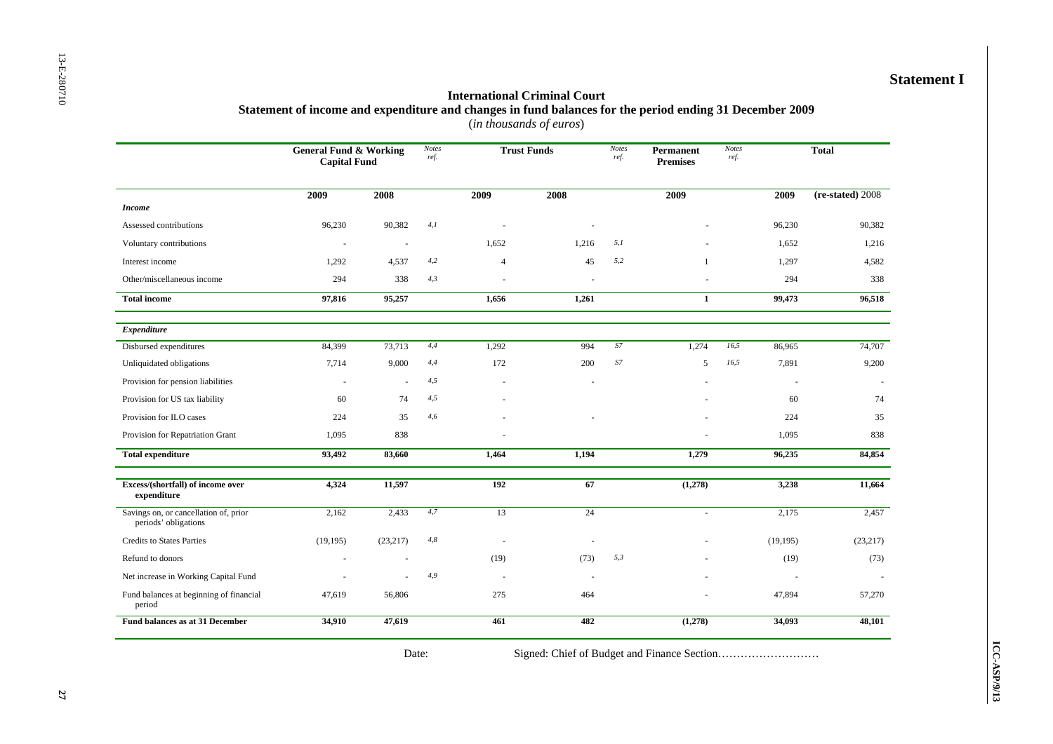# Statement I

## International Criminal Court

### Statement of income and expenditure and changes in fund balances for the period ending 31 December 2009

(*in thousands of euros*)

| | General Fund & Working Capital Fund | | Notes ref. | Trust Funds | | Notes ref. | Permanent Premises | Notes ref. | Total | |
|---|---|---|---|---|---|---|---|---|---|---|
| | 2009 | 2008 | | 2009 | 2008 | | 2009 | | 2009 | (re-stated) 2008 |
| ***Income*** | | | | | | | | | | |
| Assessed contributions | 96,230 | 90,382 | 4,1 | - | - | | - | | 96,230 | 90,382 |
| Voluntary contributions | - | - | | 1,652 | 1,216 | 5,1 | - | | 1,652 | 1,216 |
| Interest income | 1,292 | 4,537 | 4,2 | 4 | 45 | 5,2 | 1 | | 1,297 | 4,582 |
| Other/miscellaneous income | 294 | 338 | 4,3 | - | - | | - | | 294 | 338 |
| **Total income** | **97,816** | **95,257** | | **1,656** | **1,261** | | **1** | | **99,473** | **96,518** |
| ***Expenditure*** | | | | | | | | | | |
| Disbursed expenditures | 84,399 | 73,713 | 4,4 | 1,292 | 994 | S7 | 1,274 | 16,5 | 86,965 | 74,707 |
| Unliquidated obligations | 7,714 | 9,000 | 4,4 | 172 | 200 | S7 | 5 | 16,5 | 7,891 | 9,200 |
| Provision for pension liabilities | - | - | 4,5 | - | - | | - | | - | - |
| Provision for US tax liability | 60 | 74 | 4,5 | - | | | - | | 60 | 74 |
| Provision for ILO cases | 224 | 35 | 4,6 | - | - | | - | | 224 | 35 |
| Provision for Repatriation Grant | 1,095 | 838 | | - | | | - | | 1,095 | 838 |
| **Total expenditure** | **93,492** | **83,660** | | **1,464** | **1,194** | | **1,279** | | **96,235** | **84,854** |
| **Excess/(shortfall) of income over expenditure** | **4,324** | **11,597** | | **192** | **67** | | **(1,278)** | | **3,238** | **11,664** |
| Savings on, or cancellation of, prior periods' obligations | 2,162 | 2,433 | 4,7 | 13 | 24 | | - | | 2,175 | 2,457 |
| Credits to States Parties | (19,195) | (23,217) | 4,8 | - | - | | - | | (19,195) | (23,217) |
| Refund to donors | - | - | | (19) | (73) | 5,3 | - | | (19) | (73) |
| Net increase in Working Capital Fund | - | - | 4,9 | - | - | | - | | - | - |
| Fund balances at beginning of financial period | 47,619 | 56,806 | | 275 | 464 | | - | | 47,894 | 57,270 |
| **Fund balances as at 31 December** | **34,910** | **47,619** | | **461** | **482** | | **(1,278)** | | **34,093** | **48,101** |

Date: Signed: Chief of Budget and Finance Section………………………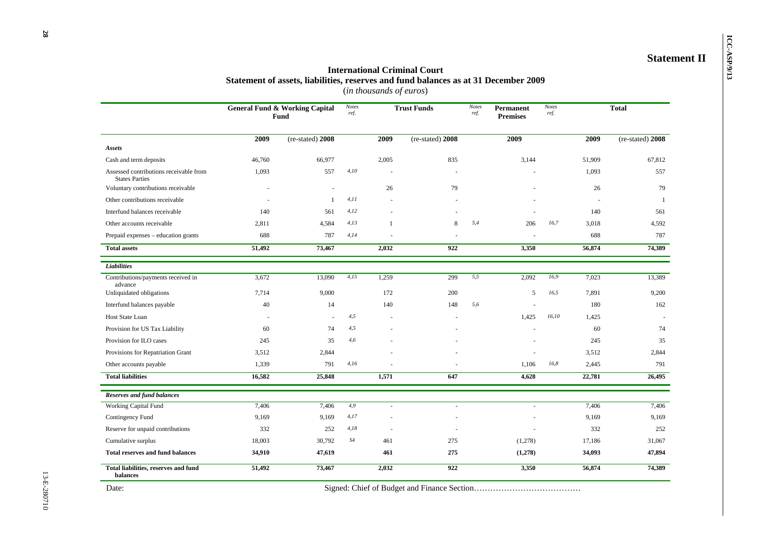## Statement II

### International Criminal Court
### Statement of assets, liabilities, reserves and fund balances as at 31 December 2009
(*in thousands of euros*)

| | General Fund & Working Capital Fund | | *Notes ref.* | Trust Funds | | *Notes ref.* | Permanent Premises | *Notes ref.* | Total | |
|---|---|---|---|---|---|---|---|---|---|---|
| | 2009 | (re-stated) 2008 | | 2009 | (re-stated) 2008 | | 2009 | | 2009 | (re-stated) 2008 |
| ***Assets*** | | | | | | | | | | |
| Cash and term deposits | 46,760 | 66,977 | | 2,005 | 835 | | 3,144 | | 51,909 | 67,812 |
| Assessed contributions receivable from States Parties | 1,093 | 557 | *4,10* | - | - | | - | | 1,093 | 557 |
| Voluntary contributions receivable | - | - | | 26 | 79 | | - | | 26 | 79 |
| Other contributions receivable | - | 1 | *4,11* | - | - | | - | | - | 1 |
| Interfund balances receivable | 140 | 561 | *4,12* | - | - | | - | | 140 | 561 |
| Other accounts receivable | 2,811 | 4,584 | *4,13* | 1 | 8 | *5,4* | 206 | *16,7* | 3,018 | 4,592 |
| Prepaid expenses – education grants | 688 | 787 | *4,14* | - | - | | - | | 688 | 787 |
| **Total assets** | **51,492** | **73,467** | | **2,032** | **922** | | **3,350** | | **56,874** | **74,389** |
| ***Liabilities*** | | | | | | | | | | |
| Contributions/payments received in advance | 3,672 | 13,090 | *4,15* | 1,259 | 299 | *5,5* | 2,092 | *16,9* | 7,023 | 13,389 |
| Unliquidated obligations | 7,714 | 9,000 | | 172 | 200 | | 5 | *16,5* | 7,891 | 9,200 |
| Interfund balances payable | 40 | 14 | | 140 | 148 | *5,6* | - | | 180 | 162 |
| Host State Loan | - | - | *4,5* | - | - | | 1,425 | *16,10* | 1,425 | - |
| Provision for US Tax Liability | 60 | 74 | *4,5* | - | - | | - | | 60 | 74 |
| Provision for ILO cases | 245 | 35 | *4,6* | - | - | | - | | 245 | 35 |
| Provisions for Repatriation Grant | 3,512 | 2,844 | | - | - | | - | | 3,512 | 2,844 |
| Other accounts payable | 1,339 | 791 | *4,16* | - | - | | 1,106 | *16,8* | 2,445 | 791 |
| **Total liabilities** | **16,582** | **25,848** | | **1,571** | **647** | | **4,628** | | **22,781** | **26,495** |
| ***Reserves and fund balances*** | | | | | | | | | | |
| Working Capital Fund | 7,406 | 7,406 | *4,9* | - | - | | - | | 7,406 | 7,406 |
| Contingency Fund | 9,169 | 9,169 | *4,17* | - | - | | - | | 9,169 | 9,169 |
| Reserve for unpaid contributions | 332 | 252 | *4,18* | - | - | | - | | 332 | 252 |
| Cumulative surplus | 18,003 | 30,792 | *S4* | 461 | 275 | | (1,278) | | 17,186 | 31,067 |
| **Total reserves and fund balances** | **34,910** | **47,619** | | **461** | **275** | | **(1,278)** | | **34,093** | **47,894** |
| **Total liabilities, reserves and fund balances** | **51,492** | **73,467** | | **2,032** | **922** | | **3,350** | | **56,874** | **74,389** |

Date: Signed: Chief of Budget and Finance Section…………………………………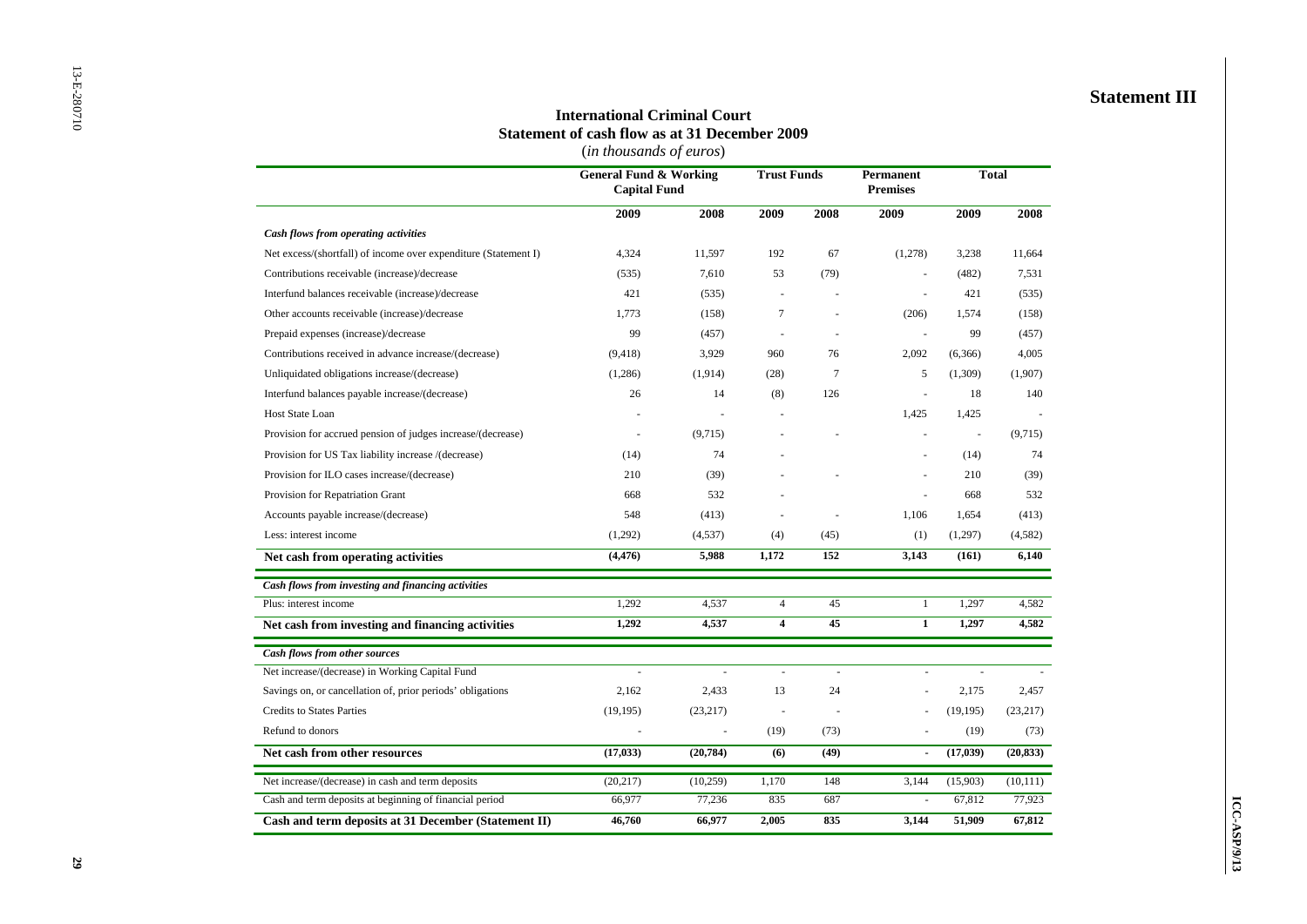# Statement III

## International Criminal Court
## Statement of cash flow as at 31 December 2009
(*in thousands of euros*)

| | General Fund & Working Capital Fund | | Trust Funds | | Permanent Premises | Total | |
|---|---|---|---|---|---|---|---|
| | 2009 | 2008 | 2009 | 2008 | 2009 | 2009 | 2008 |
| ***Cash flows from operating activities*** | | | | | | | |
| Net excess/(shortfall) of income over expenditure (Statement I) | 4,324 | 11,597 | 192 | 67 | (1,278) | 3,238 | 11,664 |
| Contributions receivable (increase)/decrease | (535) | 7,610 | 53 | (79) | - | (482) | 7,531 |
| Interfund balances receivable (increase)/decrease | 421 | (535) | - | - | - | 421 | (535) |
| Other accounts receivable (increase)/decrease | 1,773 | (158) | 7 | - | (206) | 1,574 | (158) |
| Prepaid expenses (increase)/decrease | 99 | (457) | - | - | - | 99 | (457) |
| Contributions received in advance increase/(decrease) | (9,418) | 3,929 | 960 | 76 | 2,092 | (6,366) | 4,005 |
| Unliquidated obligations increase/(decrease) | (1,286) | (1,914) | (28) | 7 | 5 | (1,309) | (1,907) |
| Interfund balances payable increase/(decrease) | 26 | 14 | (8) | 126 | - | 18 | 140 |
| Host State Loan | - | - | - | | 1,425 | 1,425 | - |
| Provision for accrued pension of judges increase/(decrease) | - | (9,715) | - | - | - | - | (9,715) |
| Provision for US Tax liability increase /(decrease) | (14) | 74 | - | | - | (14) | 74 |
| Provision for ILO cases increase/(decrease) | 210 | (39) | - | - | - | 210 | (39) |
| Provision for Repatriation Grant | 668 | 532 | - | | - | 668 | 532 |
| Accounts payable increase/(decrease) | 548 | (413) | - | - | 1,106 | 1,654 | (413) |
| Less: interest income | (1,292) | (4,537) | (4) | (45) | (1) | (1,297) | (4,582) |
| **Net cash from operating activities** | **(4,476)** | **5,988** | **1,172** | **152** | **3,143** | **(161)** | **6,140** |
| ***Cash flows from investing and financing activities*** | | | | | | | |
| Plus: interest income | 1,292 | 4,537 | 4 | 45 | 1 | 1,297 | 4,582 |
| **Net cash from investing and financing activities** | **1,292** | **4,537** | **4** | **45** | **1** | **1,297** | **4,582** |
| ***Cash flows from other sources*** | | | | | | | |
| Net increase/(decrease) in Working Capital Fund | - | - | - | - | - | - | - |
| Savings on, or cancellation of, prior periods' obligations | 2,162 | 2,433 | 13 | 24 | - | 2,175 | 2,457 |
| Credits to States Parties | (19,195) | (23,217) | - | - | - | (19,195) | (23,217) |
| Refund to donors | - | - | (19) | (73) | - | (19) | (73) |
| **Net cash from other resources** | **(17,033)** | **(20,784)** | **(6)** | **(49)** | **-** | **(17,039)** | **(20,833)** |
| Net increase/(decrease) in cash and term deposits | (20,217) | (10,259) | 1,170 | 148 | 3,144 | (15,903) | (10,111) |
| Cash and term deposits at beginning of financial period | 66,977 | 77,236 | 835 | 687 | - | 67,812 | 77,923 |
| **Cash and term deposits at 31 December (Statement II)** | **46,760** | **66,977** | **2,005** | **835** | **3,144** | **51,909** | **67,812** |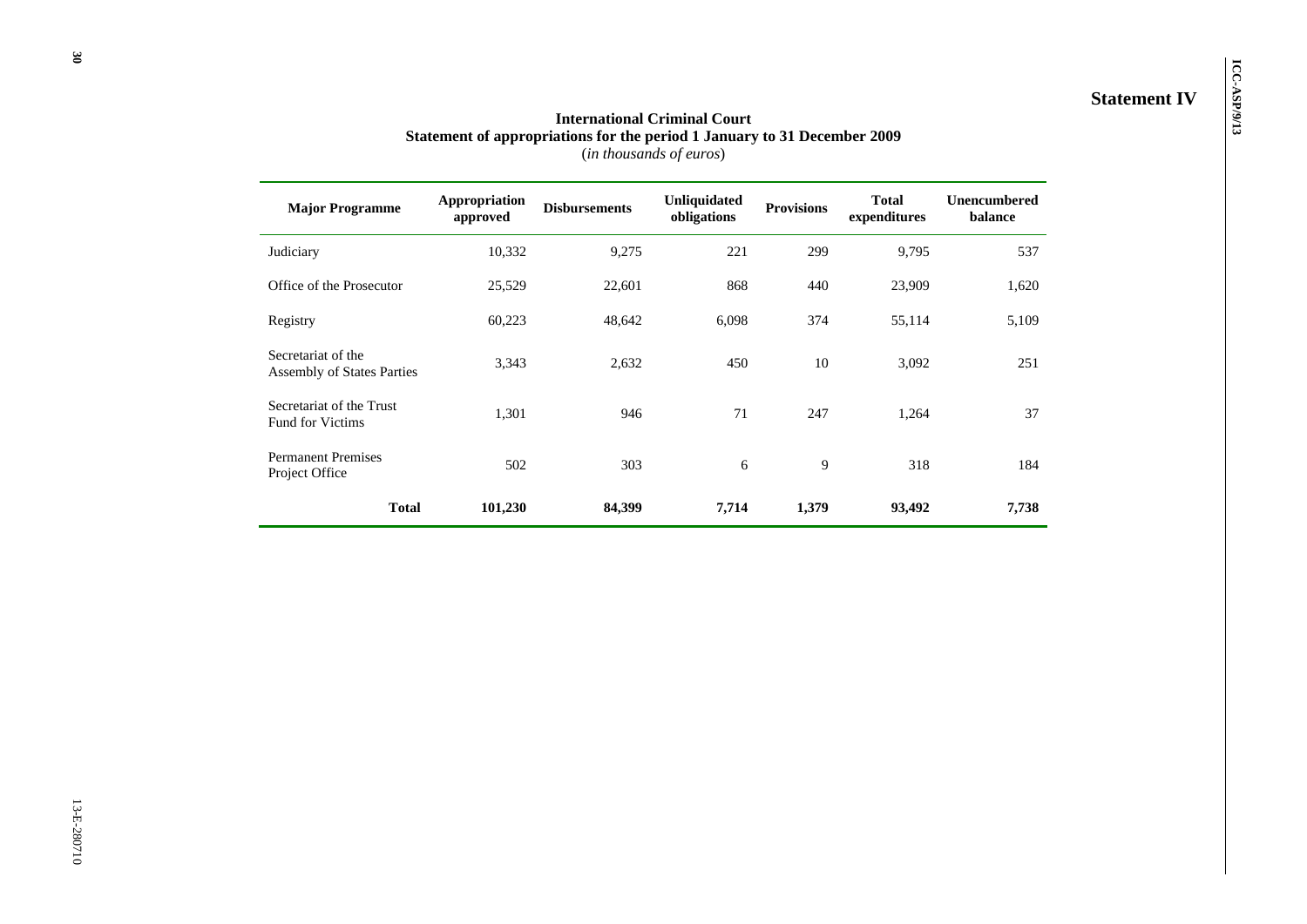**Statement IV**

**International Criminal Court**
**Statement of appropriations for the period 1 January to 31 December 2009**
(*in thousands of euros*)

| Major Programme | Appropriation approved | Disbursements | Unliquidated obligations | Provisions | Total expenditures | Unencumbered balance |
|---|---|---|---|---|---|---|
| Judiciary | 10,332 | 9,275 | 221 | 299 | 9,795 | 537 |
| Office of the Prosecutor | 25,529 | 22,601 | 868 | 440 | 23,909 | 1,620 |
| Registry | 60,223 | 48,642 | 6,098 | 374 | 55,114 | 5,109 |
| Secretariat of the Assembly of States Parties | 3,343 | 2,632 | 450 | 10 | 3,092 | 251 |
| Secretariat of the Trust Fund for Victims | 1,301 | 946 | 71 | 247 | 1,264 | 37 |
| Permanent Premises Project Office | 502 | 303 | 6 | 9 | 318 | 184 |
| **Total** | **101,230** | **84,399** | **7,714** | **1,379** | **93,492** | **7,738** |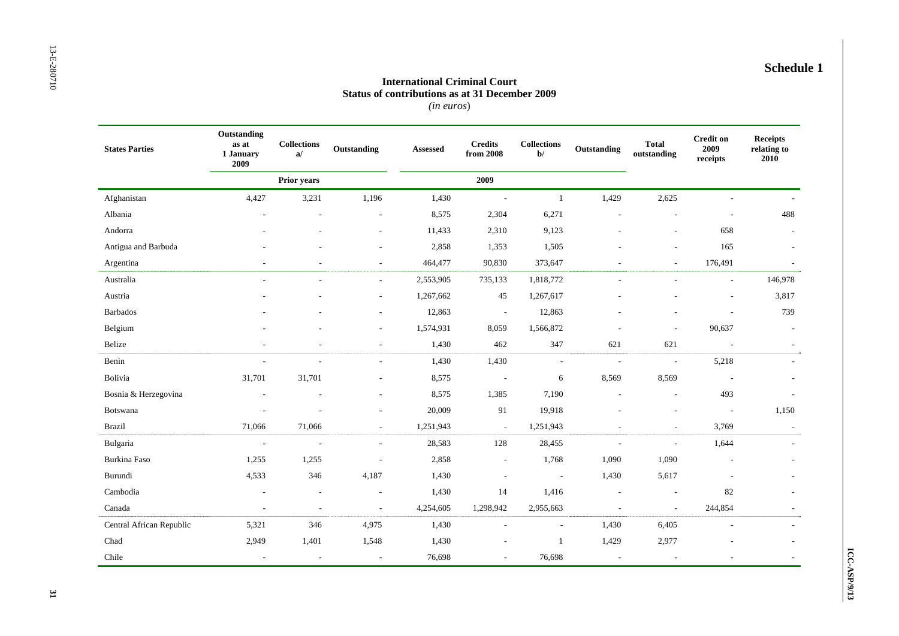**Schedule 1**

**International Criminal Court**
**Status of contributions as at 31 December 2009**
*(in euros)*

| States Parties | Outstanding as at 1 January 2009 | Collections a/ | Outstanding | Assessed | Credits from 2008 | Collections b/ | Outstanding | Total outstanding | Credit on 2009 receipts | Receipts relating to 2010 |
|---|---|---|---|---|---|---|---|---|---|---|
| | Prior years | | | 2009 | | | | | | |
| Afghanistan | 4,427 | 3,231 | 1,196 | 1,430 | - | 1 | 1,429 | 2,625 | - | - |
| Albania | - | - | - | 8,575 | 2,304 | 6,271 | - | - | - | 488 |
| Andorra | - | - | - | 11,433 | 2,310 | 9,123 | - | - | 658 | - |
| Antigua and Barbuda | - | - | - | 2,858 | 1,353 | 1,505 | - | - | 165 | - |
| Argentina | - | - | - | 464,477 | 90,830 | 373,647 | - | - | 176,491 | - |
| Australia | - | - | - | 2,553,905 | 735,133 | 1,818,772 | - | - | - | 146,978 |
| Austria | - | - | - | 1,267,662 | 45 | 1,267,617 | - | - | - | 3,817 |
| Barbados | - | - | - | 12,863 | - | 12,863 | - | - | - | 739 |
| Belgium | - | - | - | 1,574,931 | 8,059 | 1,566,872 | - | - | 90,637 | - |
| Belize | - | - | - | 1,430 | 462 | 347 | 621 | 621 | - | - |
| Benin | - | - | - | 1,430 | 1,430 | - | - | - | 5,218 | - |
| Bolivia | 31,701 | 31,701 | - | 8,575 | - | 6 | 8,569 | 8,569 | - | - |
| Bosnia & Herzegovina | - | - | - | 8,575 | 1,385 | 7,190 | - | - | 493 | - |
| Botswana | - | - | - | 20,009 | 91 | 19,918 | - | - | - | 1,150 |
| Brazil | 71,066 | 71,066 | - | 1,251,943 | - | 1,251,943 | - | - | 3,769 | - |
| Bulgaria | - | - | - | 28,583 | 128 | 28,455 | - | - | 1,644 | - |
| Burkina Faso | 1,255 | 1,255 | - | 2,858 | - | 1,768 | 1,090 | 1,090 | - | - |
| Burundi | 4,533 | 346 | 4,187 | 1,430 | - | - | 1,430 | 5,617 | - | - |
| Cambodia | - | - | - | 1,430 | 14 | 1,416 | - | - | 82 | - |
| Canada | - | - | - | 4,254,605 | 1,298,942 | 2,955,663 | - | - | 244,854 | - |
| Central African Republic | 5,321 | 346 | 4,975 | 1,430 | - | - | 1,430 | 6,405 | - | - |
| Chad | 2,949 | 1,401 | 1,548 | 1,430 | - | 1 | 1,429 | 2,977 | - | - |
| Chile | - | - | - | 76,698 | - | 76,698 | - | - | - | - |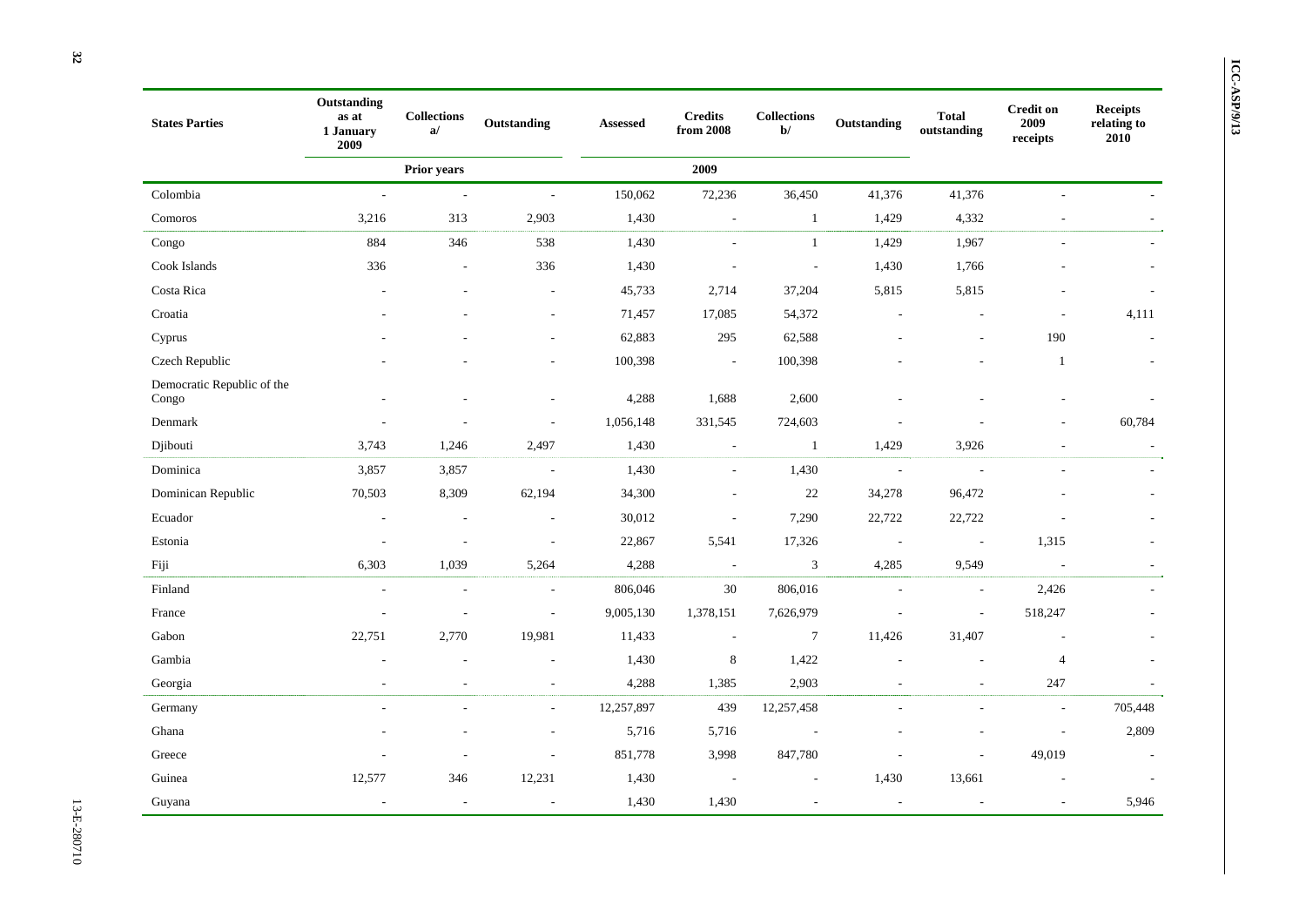| States Parties | Outstanding as at 1 January 2009 | Collections a/ | Outstanding | Assessed | Credits from 2008 | Collections b/ | Outstanding | Total outstanding | Credit on 2009 receipts | Receipts relating to 2010 |
|---|---|---|---|---|---|---|---|---|---|---|
| | Prior years | | | 2009 | | | | | | |
| Colombia | - | - | - | 150,062 | 72,236 | 36,450 | 41,376 | 41,376 | - | - |
| Comoros | 3,216 | 313 | 2,903 | 1,430 | - | 1 | 1,429 | 4,332 | - | - |
| Congo | 884 | 346 | 538 | 1,430 | - | 1 | 1,429 | 1,967 | - | - |
| Cook Islands | 336 | - | 336 | 1,430 | - | - | 1,430 | 1,766 | - | - |
| Costa Rica | - | - | - | 45,733 | 2,714 | 37,204 | 5,815 | 5,815 | - | - |
| Croatia | - | - | - | 71,457 | 17,085 | 54,372 | - | - | - | 4,111 |
| Cyprus | - | - | - | 62,883 | 295 | 62,588 | - | - | 190 | - |
| Czech Republic | - | - | - | 100,398 | - | 100,398 | - | - | 1 | - |
| Democratic Republic of the Congo | - | - | - | 4,288 | 1,688 | 2,600 | - | - | - | - |
| Denmark | - | - | - | 1,056,148 | 331,545 | 724,603 | - | - | - | 60,784 |
| Djibouti | 3,743 | 1,246 | 2,497 | 1,430 | - | 1 | 1,429 | 3,926 | - | - |
| Dominica | 3,857 | 3,857 | - | 1,430 | - | 1,430 | - | - | - | - |
| Dominican Republic | 70,503 | 8,309 | 62,194 | 34,300 | - | 22 | 34,278 | 96,472 | - | - |
| Ecuador | - | - | - | 30,012 | - | 7,290 | 22,722 | 22,722 | - | - |
| Estonia | - | - | - | 22,867 | 5,541 | 17,326 | - | - | 1,315 | - |
| Fiji | 6,303 | 1,039 | 5,264 | 4,288 | - | 3 | 4,285 | 9,549 | - | - |
| Finland | - | - | - | 806,046 | 30 | 806,016 | - | - | 2,426 | - |
| France | - | - | - | 9,005,130 | 1,378,151 | 7,626,979 | - | - | 518,247 | - |
| Gabon | 22,751 | 2,770 | 19,981 | 11,433 | - | 7 | 11,426 | 31,407 | - | - |
| Gambia | - | - | - | 1,430 | 8 | 1,422 | - | - | 4 | - |
| Georgia | - | - | - | 4,288 | 1,385 | 2,903 | - | - | 247 | - |
| Germany | - | - | - | 12,257,897 | 439 | 12,257,458 | - | - | - | 705,448 |
| Ghana | - | - | - | 5,716 | 5,716 | - | - | - | - | 2,809 |
| Greece | - | - | - | 851,778 | 3,998 | 847,780 | - | - | 49,019 | - |
| Guinea | 12,577 | 346 | 12,231 | 1,430 | - | - | 1,430 | 13,661 | - | - |
| Guyana | - | - | - | 1,430 | 1,430 | - | - | - | - | 5,946 |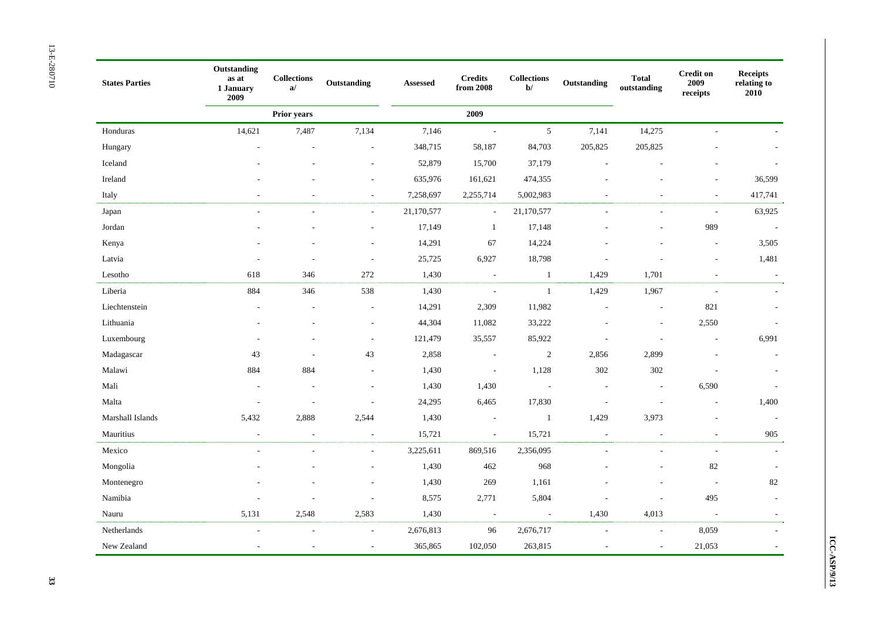| States Parties | Outstanding as at 1 January 2009 | Collections a/ | Outstanding | Assessed | Credits from 2008 | Collections b/ | Outstanding | Total outstanding | Credit on 2009 receipts | Receipts relating to 2010 |
|---|---|---|---|---|---|---|---|---|---|---|
| | | Prior years | | | 2009 | | | | | |
| Honduras | 14,621 | 7,487 | 7,134 | 7,146 | - | 5 | 7,141 | 14,275 | - | - |
| Hungary | - | - | - | 348,715 | 58,187 | 84,703 | 205,825 | 205,825 | - | - |
| Iceland | - | - | - | 52,879 | 15,700 | 37,179 | - | - | - | - |
| Ireland | - | - | - | 635,976 | 161,621 | 474,355 | - | - | - | 36,599 |
| Italy | - | - | - | 7,258,697 | 2,255,714 | 5,002,983 | - | - | - | 417,741 |
| Japan | - | - | - | 21,170,577 | - | 21,170,577 | - | - | - | 63,925 |
| Jordan | - | - | - | 17,149 | 1 | 17,148 | - | - | 989 | - |
| Kenya | - | - | - | 14,291 | 67 | 14,224 | - | - | - | 3,505 |
| Latvia | - | - | - | 25,725 | 6,927 | 18,798 | - | - | - | 1,481 |
| Lesotho | 618 | 346 | 272 | 1,430 | - | 1 | 1,429 | 1,701 | - | - |
| Liberia | 884 | 346 | 538 | 1,430 | - | 1 | 1,429 | 1,967 | - | - |
| Liechtenstein | - | - | - | 14,291 | 2,309 | 11,982 | - | - | 821 | - |
| Lithuania | - | - | - | 44,304 | 11,082 | 33,222 | - | - | 2,550 | - |
| Luxembourg | - | - | - | 121,479 | 35,557 | 85,922 | - | - | - | 6,991 |
| Madagascar | 43 | - | 43 | 2,858 | - | 2 | 2,856 | 2,899 | - | - |
| Malawi | 884 | 884 | - | 1,430 | - | 1,128 | 302 | 302 | - | - |
| Mali | - | - | - | 1,430 | 1,430 | - | - | - | 6,590 | - |
| Malta | - | - | - | 24,295 | 6,465 | 17,830 | - | - | - | 1,400 |
| Marshall Islands | 5,432 | 2,888 | 2,544 | 1,430 | - | 1 | 1,429 | 3,973 | - | - |
| Mauritius | - | - | - | 15,721 | - | 15,721 | - | - | - | 905 |
| Mexico | - | - | - | 3,225,611 | 869,516 | 2,356,095 | - | - | - | - |
| Mongolia | - | - | - | 1,430 | 462 | 968 | - | - | 82 | - |
| Montenegro | - | - | - | 1,430 | 269 | 1,161 | - | - | - | 82 |
| Namibia | - | - | - | 8,575 | 2,771 | 5,804 | - | - | 495 | - |
| Nauru | 5,131 | 2,548 | 2,583 | 1,430 | - | - | 1,430 | 4,013 | - | - |
| Netherlands | - | - | - | 2,676,813 | 96 | 2,676,717 | - | - | 8,059 | - |
| New Zealand | - | - | - | 365,865 | 102,050 | 263,815 | - | - | 21,053 | - |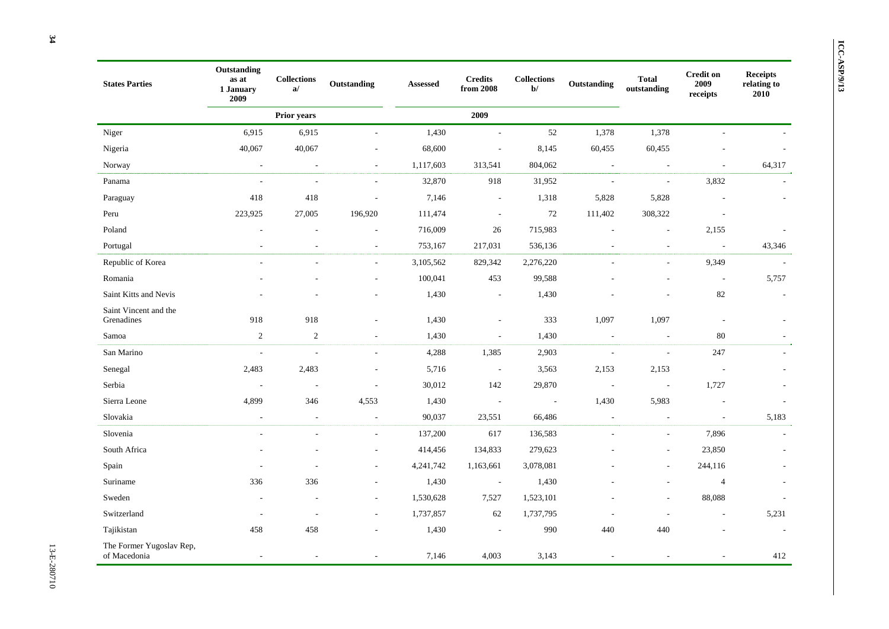| States Parties | Outstanding as at 1 January 2009 | Collections a/ | Outstanding | Assessed | Credits from 2008 | Collections b/ | Outstanding | Total outstanding | Credit on 2009 receipts | Receipts relating to 2010 |
|---|---|---|---|---|---|---|---|---|---|---|
| | Prior years | | | 2009 | | | | | | |
| Niger | 6,915 | 6,915 | - | 1,430 | - | 52 | 1,378 | 1,378 | - | - |
| Nigeria | 40,067 | 40,067 | - | 68,600 | - | 8,145 | 60,455 | 60,455 | - | - |
| Norway | - | - | - | 1,117,603 | 313,541 | 804,062 | - | - | - | 64,317 |
| Panama | - | - | - | 32,870 | 918 | 31,952 | - | - | 3,832 | - |
| Paraguay | 418 | 418 | - | 7,146 | - | 1,318 | 5,828 | 5,828 | - | - |
| Peru | 223,925 | 27,005 | 196,920 | 111,474 | - | 72 | 111,402 | 308,322 | - | |
| Poland | - | - | - | 716,009 | 26 | 715,983 | - | - | 2,155 | - |
| Portugal | - | - | - | 753,167 | 217,031 | 536,136 | - | - | - | 43,346 |
| Republic of Korea | - | - | - | 3,105,562 | 829,342 | 2,276,220 | - | - | 9,349 | - |
| Romania | - | - | - | 100,041 | 453 | 99,588 | - | - | - | 5,757 |
| Saint Kitts and Nevis | - | - | - | 1,430 | - | 1,430 | - | - | 82 | - |
| Saint Vincent and the Grenadines | 918 | 918 | - | 1,430 | - | 333 | 1,097 | 1,097 | - | - |
| Samoa | 2 | 2 | - | 1,430 | - | 1,430 | - | - | 80 | - |
| San Marino | - | - | - | 4,288 | 1,385 | 2,903 | - | - | 247 | - |
| Senegal | 2,483 | 2,483 | - | 5,716 | - | 3,563 | 2,153 | 2,153 | - | - |
| Serbia | - | - | - | 30,012 | 142 | 29,870 | - | - | 1,727 | - |
| Sierra Leone | 4,899 | 346 | 4,553 | 1,430 | - | - | 1,430 | 5,983 | - | - |
| Slovakia | - | - | - | 90,037 | 23,551 | 66,486 | - | - | - | 5,183 |
| Slovenia | - | - | - | 137,200 | 617 | 136,583 | - | - | 7,896 | - |
| South Africa | - | - | - | 414,456 | 134,833 | 279,623 | - | - | 23,850 | - |
| Spain | - | - | - | 4,241,742 | 1,163,661 | 3,078,081 | - | - | 244,116 | - |
| Suriname | 336 | 336 | - | 1,430 | - | 1,430 | - | - | 4 | - |
| Sweden | - | - | - | 1,530,628 | 7,527 | 1,523,101 | - | - | 88,088 | - |
| Switzerland | - | - | - | 1,737,857 | 62 | 1,737,795 | - | - | - | 5,231 |
| Tajikistan | 458 | 458 | - | 1,430 | - | 990 | 440 | 440 | - | - |
| The Former Yugoslav Rep, of Macedonia | - | - | - | 7,146 | 4,003 | 3,143 | - | - | - | 412 |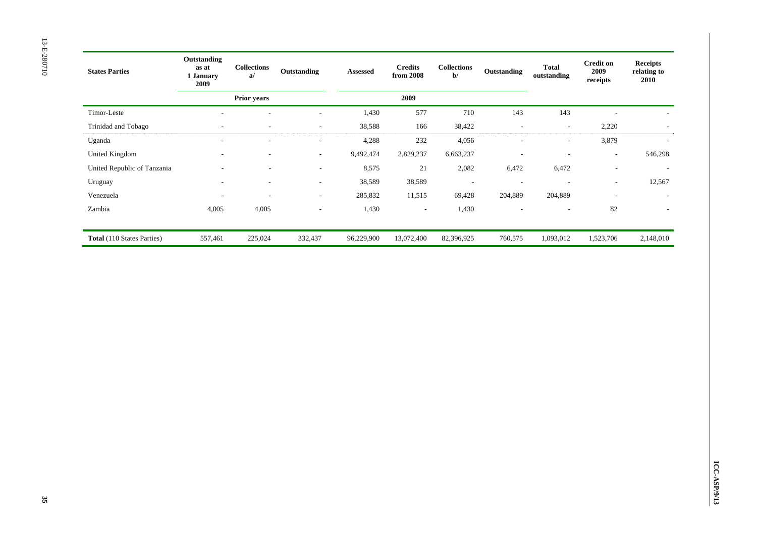| States Parties | Outstanding as at 1 January 2009 | Collections a/ | Outstanding | Assessed | Credits from 2008 | Collections b/ | Outstanding | Total outstanding | Credit on 2009 receipts | Receipts relating to 2010 |
|---|---|---|---|---|---|---|---|---|---|---|
| | Prior years | | | 2009 | | | | | | |
| Timor-Leste | - | - | - | 1,430 | 577 | 710 | 143 | 143 | - | - |
| Trinidad and Tobago | - | - | - | 38,588 | 166 | 38,422 | - | - | 2,220 | - |
| Uganda | - | - | - | 4,288 | 232 | 4,056 | - | - | 3,879 | - |
| United Kingdom | - | - | - | 9,492,474 | 2,829,237 | 6,663,237 | - | - | - | 546,298 |
| United Republic of Tanzania | - | - | - | 8,575 | 21 | 2,082 | 6,472 | 6,472 | - | - |
| Uruguay | - | - | - | 38,589 | 38,589 | - | - | - | - | 12,567 |
| Venezuela | - | - | - | 285,832 | 11,515 | 69,428 | 204,889 | 204,889 | - | - |
| Zambia | 4,005 | 4,005 | - | 1,430 | - | 1,430 | - | - | 82 | - |
| **Total** (110 States Parties) | 557,461 | 225,024 | 332,437 | 96,229,900 | 13,072,400 | 82,396,925 | 760,575 | 1,093,012 | 1,523,706 | 2,148,010 |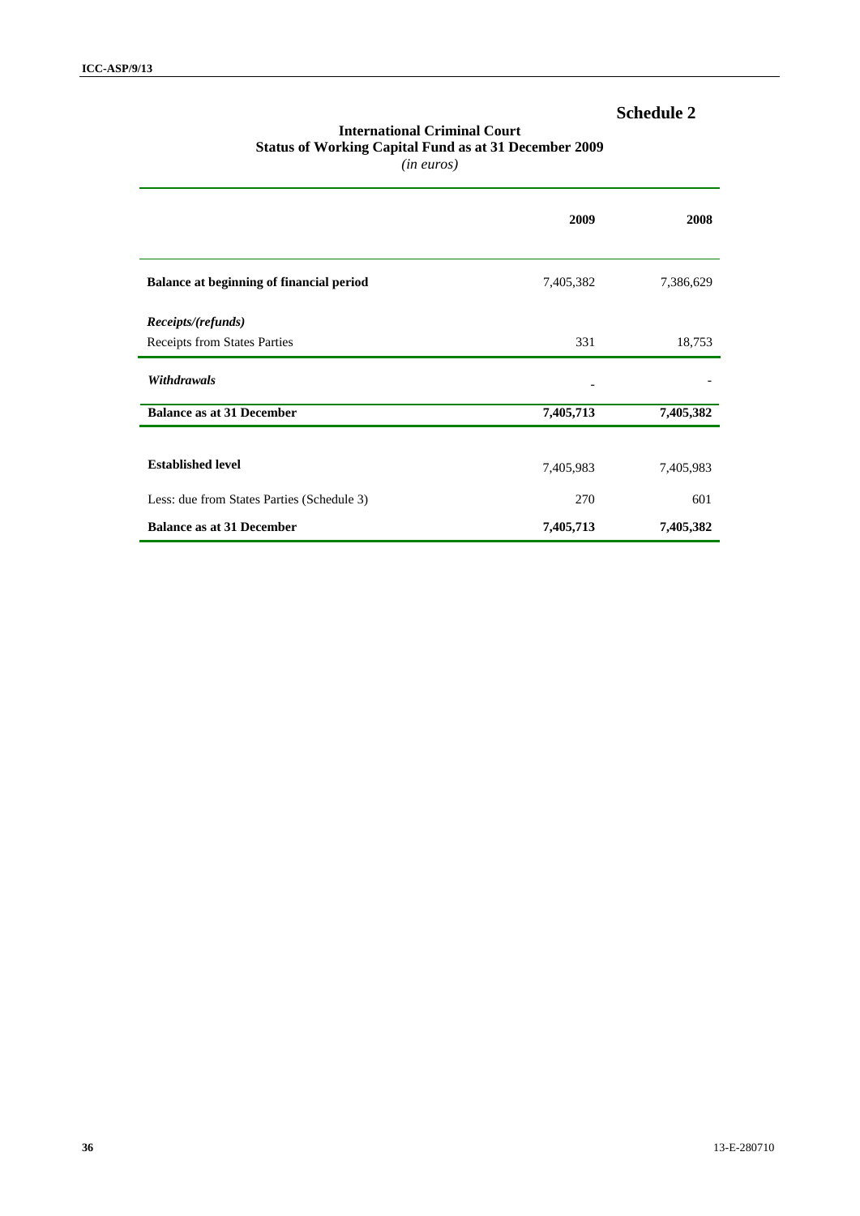# Schedule 2

**International Criminal Court**
**Status of Working Capital Fund as at 31 December 2009**
*(in euros)*

| | 2009 | 2008 |
|---|---|---|
| **Balance at beginning of financial period** | 7,405,382 | 7,386,629 |
| ***Receipts/(refunds)*** | | |
| Receipts from States Parties | 331 | 18,753 |
| ***Withdrawals*** | - | - |
| **Balance as at 31 December** | **7,405,713** | **7,405,382** |
| **Established level** | 7,405,983 | 7,405,983 |
| Less: due from States Parties (Schedule 3) | 270 | 601 |
| **Balance as at 31 December** | **7,405,713** | **7,405,382** |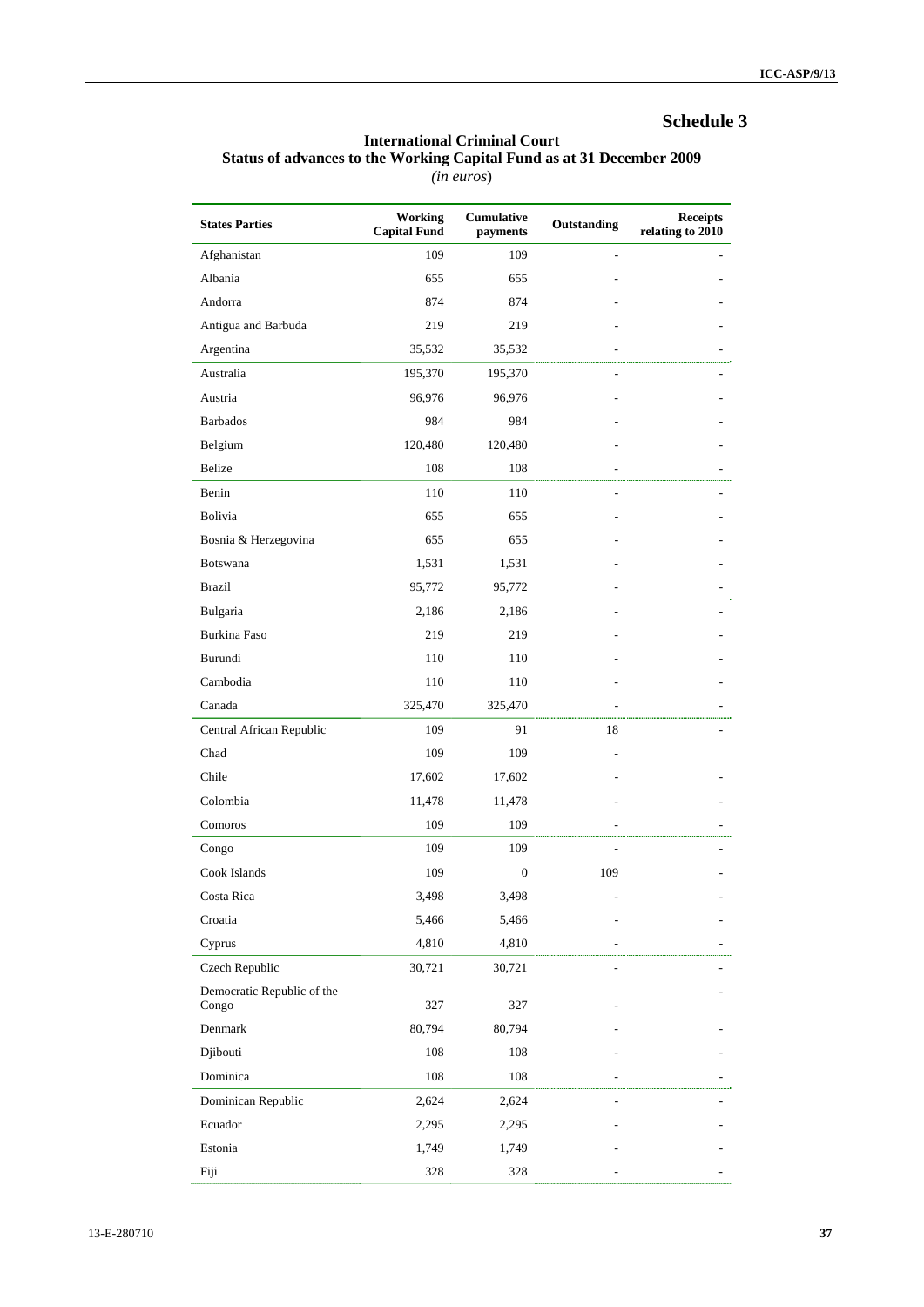# Schedule 3

## International Criminal Court
## Status of advances to the Working Capital Fund as at 31 December 2009

*(in euros)*

| States Parties | Working Capital Fund | Cumulative payments | Outstanding | Receipts relating to 2010 |
|---|---|---|---|---|
| Afghanistan | 109 | 109 | - | - |
| Albania | 655 | 655 | - | - |
| Andorra | 874 | 874 | - | - |
| Antigua and Barbuda | 219 | 219 | - | - |
| Argentina | 35,532 | 35,532 | - | - |
| Australia | 195,370 | 195,370 | - | - |
| Austria | 96,976 | 96,976 | - | - |
| Barbados | 984 | 984 | - | - |
| Belgium | 120,480 | 120,480 | - | - |
| Belize | 108 | 108 | - | - |
| Benin | 110 | 110 | - | - |
| Bolivia | 655 | 655 | - | - |
| Bosnia & Herzegovina | 655 | 655 | - | - |
| Botswana | 1,531 | 1,531 | - | - |
| Brazil | 95,772 | 95,772 | - | - |
| Bulgaria | 2,186 | 2,186 | - | - |
| Burkina Faso | 219 | 219 | - | - |
| Burundi | 110 | 110 | - | - |
| Cambodia | 110 | 110 | - | - |
| Canada | 325,470 | 325,470 | - | - |
| Central African Republic | 109 | 91 | 18 | - |
| Chad | 109 | 109 | - | |
| Chile | 17,602 | 17,602 | - | - |
| Colombia | 11,478 | 11,478 | - | - |
| Comoros | 109 | 109 | - | - |
| Congo | 109 | 109 | - | - |
| Cook Islands | 109 | 0 | 109 | - |
| Costa Rica | 3,498 | 3,498 | - | - |
| Croatia | 5,466 | 5,466 | - | - |
| Cyprus | 4,810 | 4,810 | - | - |
| Czech Republic | 30,721 | 30,721 | - | - |
| Democratic Republic of the Congo | 327 | 327 | - | - |
| Denmark | 80,794 | 80,794 | - | - |
| Djibouti | 108 | 108 | - | - |
| Dominica | 108 | 108 | - | - |
| Dominican Republic | 2,624 | 2,624 | - | - |
| Ecuador | 2,295 | 2,295 | - | - |
| Estonia | 1,749 | 1,749 | - | - |
| Fiji | 328 | 328 | - | - |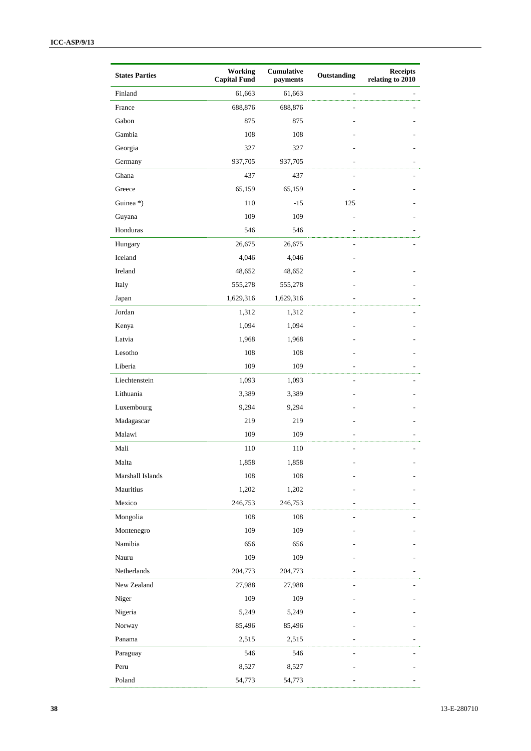| States Parties | Working Capital Fund | Cumulative payments | Outstanding | Receipts relating to 2010 |
|---|---|---|---|---|
| Finland | 61,663 | 61,663 | - | - |
| France | 688,876 | 688,876 | - | - |
| Gabon | 875 | 875 | - | - |
| Gambia | 108 | 108 | - | - |
| Georgia | 327 | 327 | - | - |
| Germany | 937,705 | 937,705 | - | - |
| Ghana | 437 | 437 | - | - |
| Greece | 65,159 | 65,159 | - | - |
| Guinea *) | 110 | -15 | 125 | - |
| Guyana | 109 | 109 | - | - |
| Honduras | 546 | 546 | - | - |
| Hungary | 26,675 | 26,675 | - | - |
| Iceland | 4,046 | 4,046 | - | |
| Ireland | 48,652 | 48,652 | - | - |
| Italy | 555,278 | 555,278 | - | - |
| Japan | 1,629,316 | 1,629,316 | - | - |
| Jordan | 1,312 | 1,312 | - | - |
| Kenya | 1,094 | 1,094 | - | - |
| Latvia | 1,968 | 1,968 | - | - |
| Lesotho | 108 | 108 | - | - |
| Liberia | 109 | 109 | - | - |
| Liechtenstein | 1,093 | 1,093 | - | - |
| Lithuania | 3,389 | 3,389 | - | - |
| Luxembourg | 9,294 | 9,294 | - | - |
| Madagascar | 219 | 219 | - | - |
| Malawi | 109 | 109 | - | - |
| Mali | 110 | 110 | - | - |
| Malta | 1,858 | 1,858 | - | - |
| Marshall Islands | 108 | 108 | - | - |
| Mauritius | 1,202 | 1,202 | - | - |
| Mexico | 246,753 | 246,753 | - | - |
| Mongolia | 108 | 108 | - | - |
| Montenegro | 109 | 109 | - | - |
| Namibia | 656 | 656 | - | - |
| Nauru | 109 | 109 | - | - |
| Netherlands | 204,773 | 204,773 | - | - |
| New Zealand | 27,988 | 27,988 | - | - |
| Niger | 109 | 109 | - | - |
| Nigeria | 5,249 | 5,249 | - | - |
| Norway | 85,496 | 85,496 | - | - |
| Panama | 2,515 | 2,515 | - | - |
| Paraguay | 546 | 546 | - | - |
| Peru | 8,527 | 8,527 | - | - |
| Poland | 54,773 | 54,773 | - | - |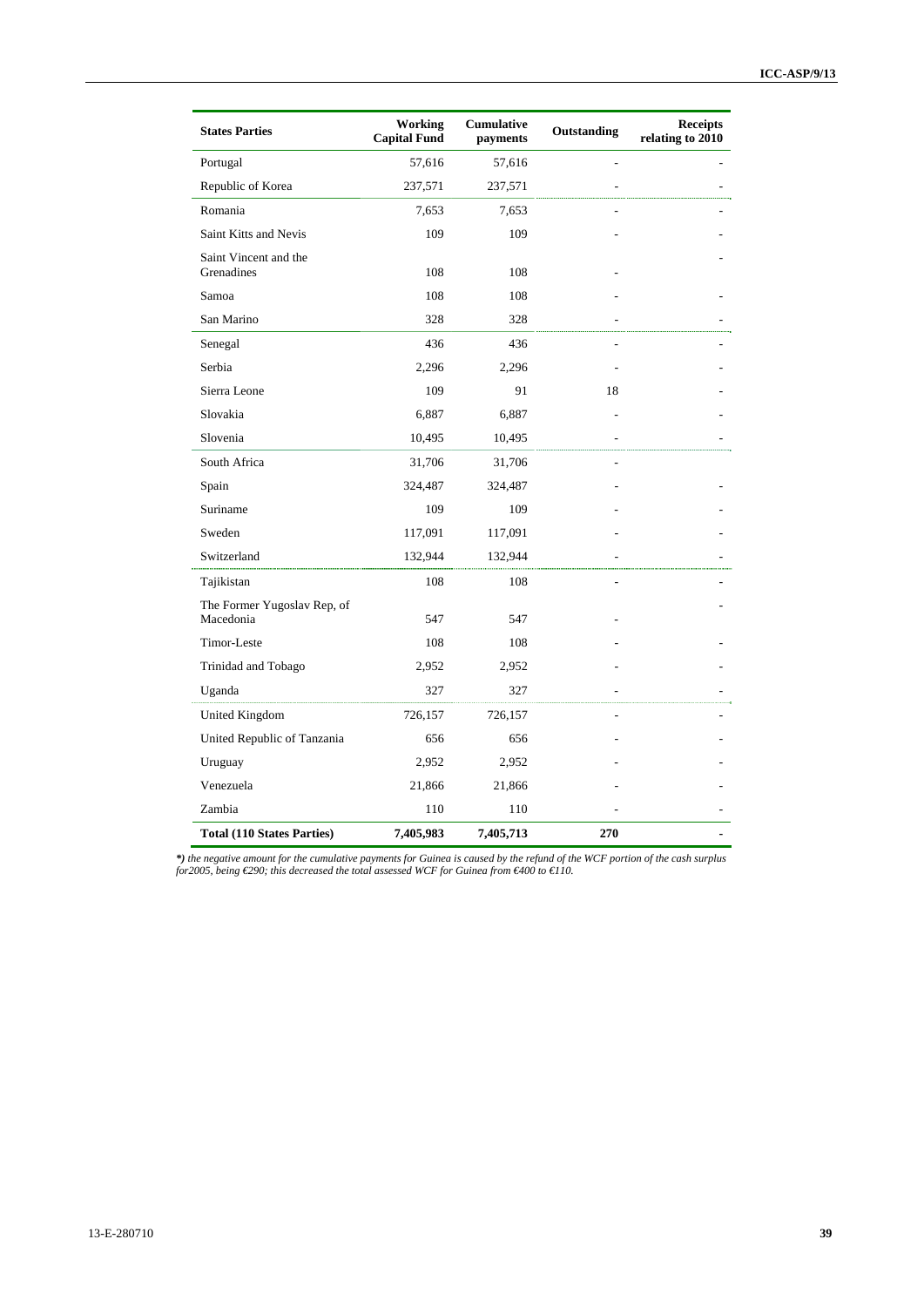| States Parties | Working Capital Fund | Cumulative payments | Outstanding | Receipts relating to 2010 |
|---|---|---|---|---|
| Portugal | 57,616 | 57,616 | - | - |
| Republic of Korea | 237,571 | 237,571 | - | - |
| Romania | 7,653 | 7,653 | - | - |
| Saint Kitts and Nevis | 109 | 109 | - | - |
| Saint Vincent and the Grenadines | 108 | 108 | - | - |
| Samoa | 108 | 108 | - | - |
| San Marino | 328 | 328 | - | - |
| Senegal | 436 | 436 | - | - |
| Serbia | 2,296 | 2,296 | - | - |
| Sierra Leone | 109 | 91 | 18 | - |
| Slovakia | 6,887 | 6,887 | - | - |
| Slovenia | 10,495 | 10,495 | - | - |
| South Africa | 31,706 | 31,706 | - | |
| Spain | 324,487 | 324,487 | - | - |
| Suriname | 109 | 109 | - | - |
| Sweden | 117,091 | 117,091 | - | - |
| Switzerland | 132,944 | 132,944 | - | - |
| Tajikistan | 108 | 108 | - | - |
| The Former Yugoslav Rep, of Macedonia | 547 | 547 | - | - |
| Timor-Leste | 108 | 108 | - | - |
| Trinidad and Tobago | 2,952 | 2,952 | - | - |
| Uganda | 327 | 327 | - | - |
| United Kingdom | 726,157 | 726,157 | - | - |
| United Republic of Tanzania | 656 | 656 | - | - |
| Uruguay | 2,952 | 2,952 | - | - |
| Venezuela | 21,866 | 21,866 | - | - |
| Zambia | 110 | 110 | - | - |
| **Total (110 States Parties)** | **7,405,983** | **7,405,713** | **270** | **-** |

*\*) the negative amount for the cumulative payments for Guinea is caused by the refund of the WCF portion of the cash surplus for2005, being €290; this decreased the total assessed WCF for Guinea from €400 to €110.*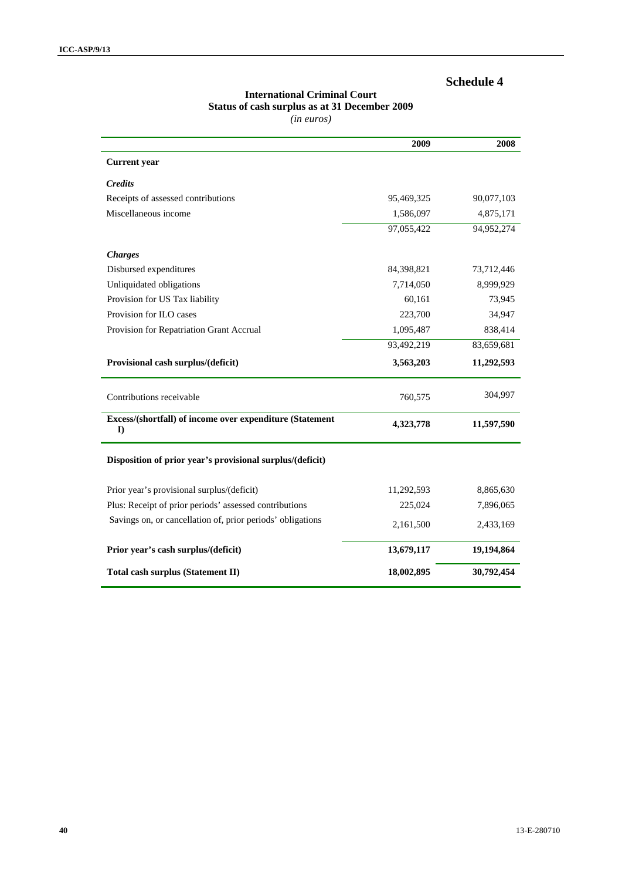# Schedule 4

**International Criminal Court**
**Status of cash surplus as at 31 December 2009**
*(in euros)*

| | 2009 | 2008 |
|---|---|---|
| **Current year** | | |
| ***Credits*** | | |
| Receipts of assessed contributions | 95,469,325 | 90,077,103 |
| Miscellaneous income | 1,586,097 | 4,875,171 |
| | 97,055,422 | 94,952,274 |
| ***Charges*** | | |
| Disbursed expenditures | 84,398,821 | 73,712,446 |
| Unliquidated obligations | 7,714,050 | 8,999,929 |
| Provision for US Tax liability | 60,161 | 73,945 |
| Provision for ILO cases | 223,700 | 34,947 |
| Provision for Repatriation Grant Accrual | 1,095,487 | 838,414 |
| | 93,492,219 | 83,659,681 |
| **Provisional cash surplus/(deficit)** | **3,563,203** | **11,292,593** |
| Contributions receivable | 760,575 | 304,997 |
| **Excess/(shortfall) of income over expenditure (Statement I)** | **4,323,778** | **11,597,590** |
| **Disposition of prior year's provisional surplus/(deficit)** | | |
| Prior year's provisional surplus/(deficit) | 11,292,593 | 8,865,630 |
| Plus: Receipt of prior periods' assessed contributions | 225,024 | 7,896,065 |
| Savings on, or cancellation of, prior periods' obligations | 2,161,500 | 2,433,169 |
| **Prior year's cash surplus/(deficit)** | **13,679,117** | **19,194,864** |
| **Total cash surplus (Statement II)** | **18,002,895** | **30,792,454** |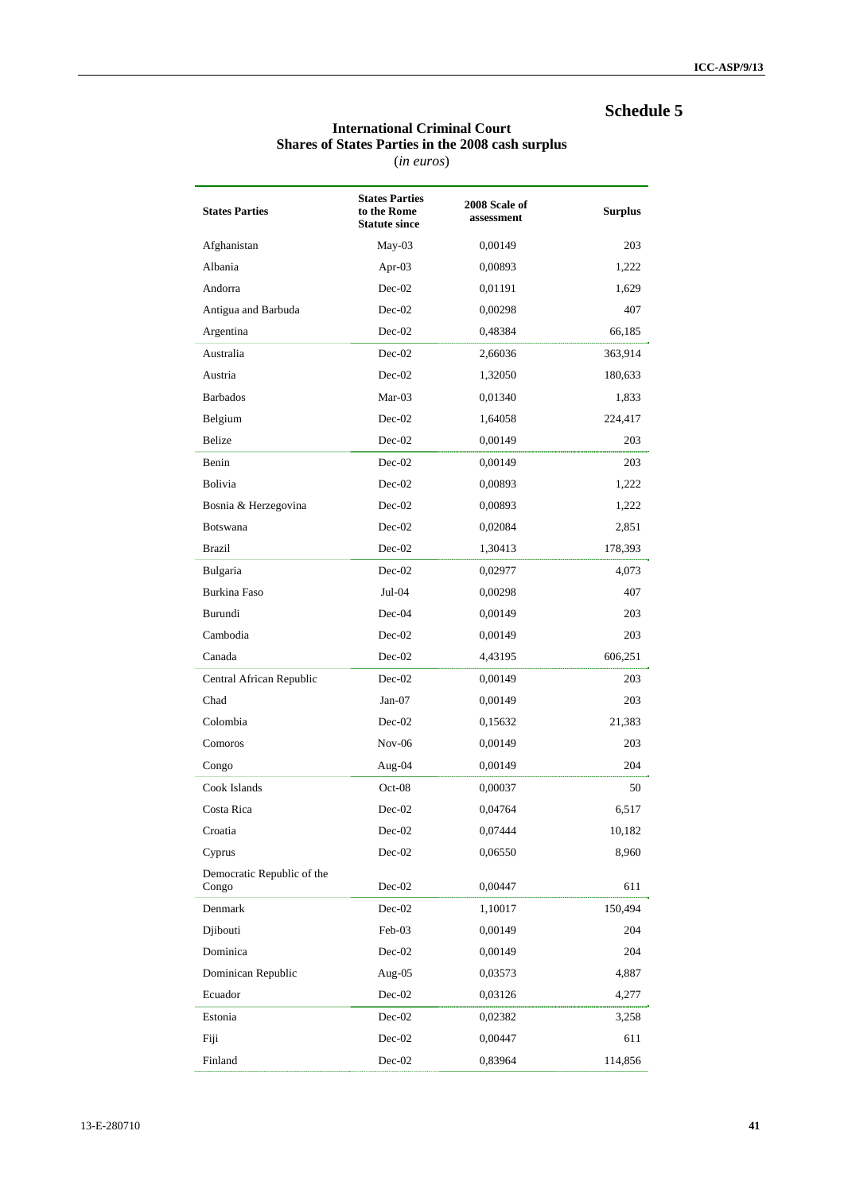# Schedule 5

**International Criminal Court**
**Shares of States Parties in the 2008 cash surplus**
(*in euros*)

| States Parties | States Parties to the Rome Statute since | 2008 Scale of assessment | Surplus |
|---|---|---|---|
| Afghanistan | May-03 | 0,00149 | 203 |
| Albania | Apr-03 | 0,00893 | 1,222 |
| Andorra | Dec-02 | 0,01191 | 1,629 |
| Antigua and Barbuda | Dec-02 | 0,00298 | 407 |
| Argentina | Dec-02 | 0,48384 | 66,185 |
| Australia | Dec-02 | 2,66036 | 363,914 |
| Austria | Dec-02 | 1,32050 | 180,633 |
| Barbados | Mar-03 | 0,01340 | 1,833 |
| Belgium | Dec-02 | 1,64058 | 224,417 |
| Belize | Dec-02 | 0,00149 | 203 |
| Benin | Dec-02 | 0,00149 | 203 |
| Bolivia | Dec-02 | 0,00893 | 1,222 |
| Bosnia & Herzegovina | Dec-02 | 0,00893 | 1,222 |
| Botswana | Dec-02 | 0,02084 | 2,851 |
| Brazil | Dec-02 | 1,30413 | 178,393 |
| Bulgaria | Dec-02 | 0,02977 | 4,073 |
| Burkina Faso | Jul-04 | 0,00298 | 407 |
| Burundi | Dec-04 | 0,00149 | 203 |
| Cambodia | Dec-02 | 0,00149 | 203 |
| Canada | Dec-02 | 4,43195 | 606,251 |
| Central African Republic | Dec-02 | 0,00149 | 203 |
| Chad | Jan-07 | 0,00149 | 203 |
| Colombia | Dec-02 | 0,15632 | 21,383 |
| Comoros | Nov-06 | 0,00149 | 203 |
| Congo | Aug-04 | 0,00149 | 204 |
| Cook Islands | Oct-08 | 0,00037 | 50 |
| Costa Rica | Dec-02 | 0,04764 | 6,517 |
| Croatia | Dec-02 | 0,07444 | 10,182 |
| Cyprus | Dec-02 | 0,06550 | 8,960 |
| Democratic Republic of the Congo | Dec-02 | 0,00447 | 611 |
| Denmark | Dec-02 | 1,10017 | 150,494 |
| Djibouti | Feb-03 | 0,00149 | 204 |
| Dominica | Dec-02 | 0,00149 | 204 |
| Dominican Republic | Aug-05 | 0,03573 | 4,887 |
| Ecuador | Dec-02 | 0,03126 | 4,277 |
| Estonia | Dec-02 | 0,02382 | 3,258 |
| Fiji | Dec-02 | 0,00447 | 611 |
| Finland | Dec-02 | 0,83964 | 114,856 |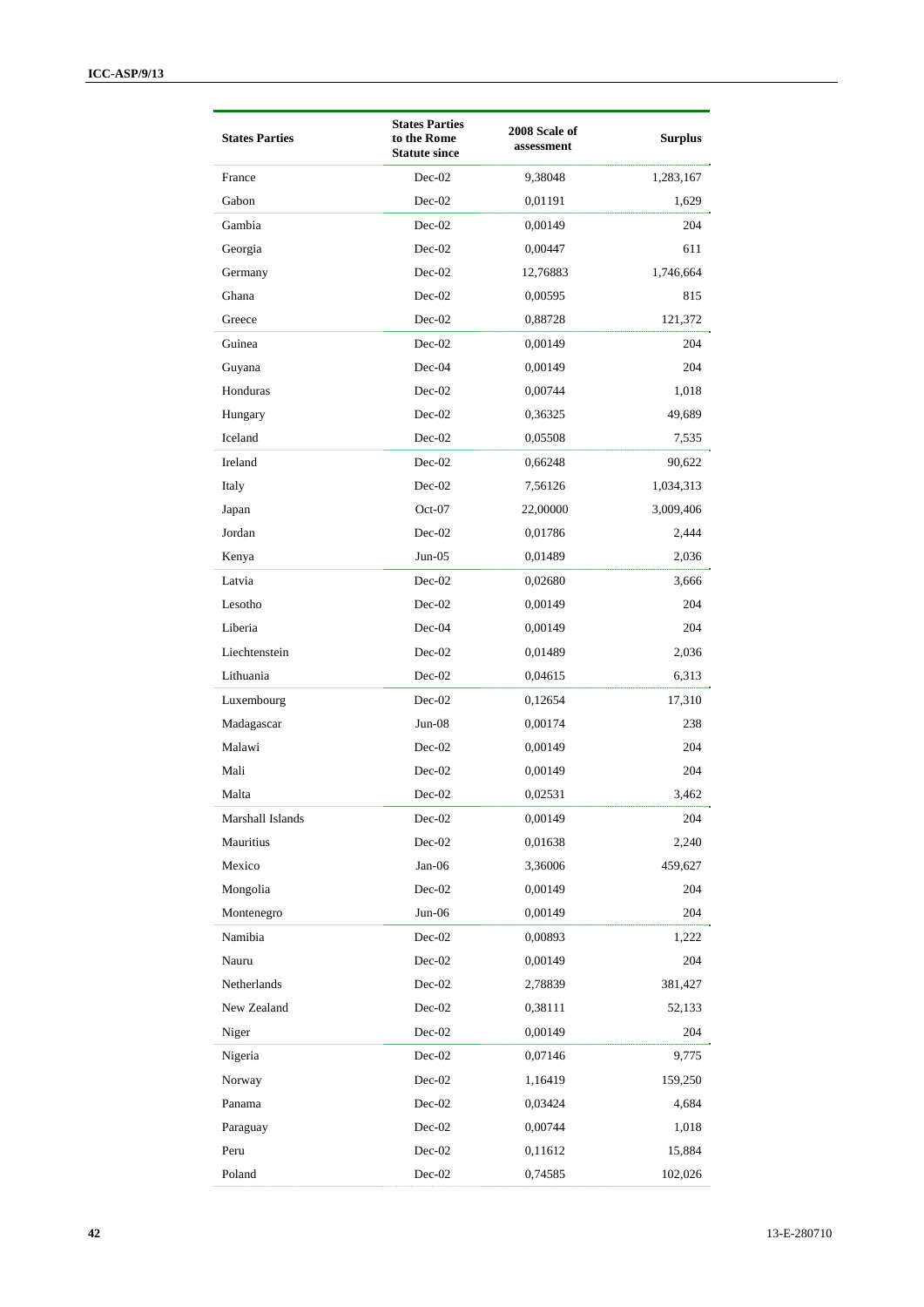| States Parties | States Parties to the Rome Statute since | 2008 Scale of assessment | Surplus |
|---|---|---|---|
| France | Dec-02 | 9,38048 | 1,283,167 |
| Gabon | Dec-02 | 0,01191 | 1,629 |
| Gambia | Dec-02 | 0,00149 | 204 |
| Georgia | Dec-02 | 0,00447 | 611 |
| Germany | Dec-02 | 12,76883 | 1,746,664 |
| Ghana | Dec-02 | 0,00595 | 815 |
| Greece | Dec-02 | 0,88728 | 121,372 |
| Guinea | Dec-02 | 0,00149 | 204 |
| Guyana | Dec-04 | 0,00149 | 204 |
| Honduras | Dec-02 | 0,00744 | 1,018 |
| Hungary | Dec-02 | 0,36325 | 49,689 |
| Iceland | Dec-02 | 0,05508 | 7,535 |
| Ireland | Dec-02 | 0,66248 | 90,622 |
| Italy | Dec-02 | 7,56126 | 1,034,313 |
| Japan | Oct-07 | 22,00000 | 3,009,406 |
| Jordan | Dec-02 | 0,01786 | 2,444 |
| Kenya | Jun-05 | 0,01489 | 2,036 |
| Latvia | Dec-02 | 0,02680 | 3,666 |
| Lesotho | Dec-02 | 0,00149 | 204 |
| Liberia | Dec-04 | 0,00149 | 204 |
| Liechtenstein | Dec-02 | 0,01489 | 2,036 |
| Lithuania | Dec-02 | 0,04615 | 6,313 |
| Luxembourg | Dec-02 | 0,12654 | 17,310 |
| Madagascar | Jun-08 | 0,00174 | 238 |
| Malawi | Dec-02 | 0,00149 | 204 |
| Mali | Dec-02 | 0,00149 | 204 |
| Malta | Dec-02 | 0,02531 | 3,462 |
| Marshall Islands | Dec-02 | 0,00149 | 204 |
| Mauritius | Dec-02 | 0,01638 | 2,240 |
| Mexico | Jan-06 | 3,36006 | 459,627 |
| Mongolia | Dec-02 | 0,00149 | 204 |
| Montenegro | Jun-06 | 0,00149 | 204 |
| Namibia | Dec-02 | 0,00893 | 1,222 |
| Nauru | Dec-02 | 0,00149 | 204 |
| Netherlands | Dec-02 | 2,78839 | 381,427 |
| New Zealand | Dec-02 | 0,38111 | 52,133 |
| Niger | Dec-02 | 0,00149 | 204 |
| Nigeria | Dec-02 | 0,07146 | 9,775 |
| Norway | Dec-02 | 1,16419 | 159,250 |
| Panama | Dec-02 | 0,03424 | 4,684 |
| Paraguay | Dec-02 | 0,00744 | 1,018 |
| Peru | Dec-02 | 0,11612 | 15,884 |
| Poland | Dec-02 | 0,74585 | 102,026 |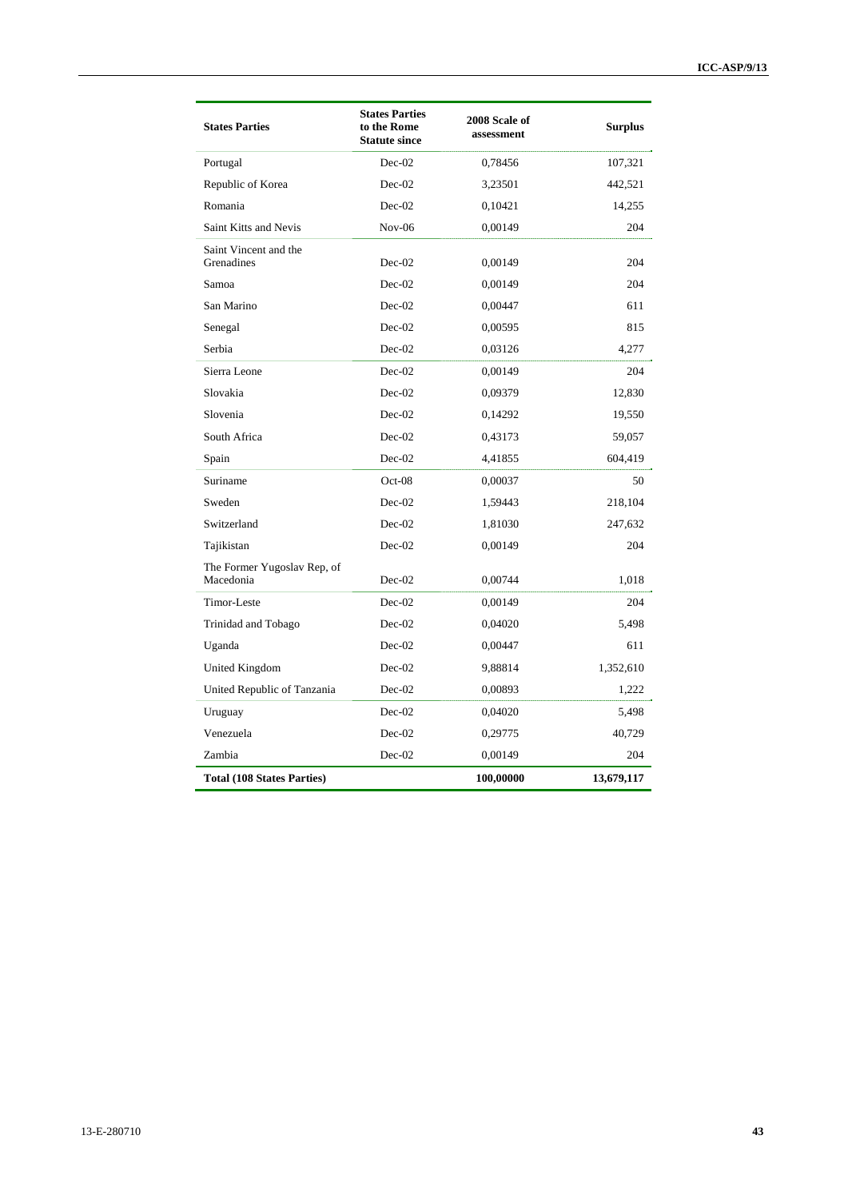| States Parties | States Parties to the Rome Statute since | 2008 Scale of assessment | Surplus |
|---|---|---|---|
| Portugal | Dec-02 | 0,78456 | 107,321 |
| Republic of Korea | Dec-02 | 3,23501 | 442,521 |
| Romania | Dec-02 | 0,10421 | 14,255 |
| Saint Kitts and Nevis | Nov-06 | 0,00149 | 204 |
| Saint Vincent and the Grenadines | Dec-02 | 0,00149 | 204 |
| Samoa | Dec-02 | 0,00149 | 204 |
| San Marino | Dec-02 | 0,00447 | 611 |
| Senegal | Dec-02 | 0,00595 | 815 |
| Serbia | Dec-02 | 0,03126 | 4,277 |
| Sierra Leone | Dec-02 | 0,00149 | 204 |
| Slovakia | Dec-02 | 0,09379 | 12,830 |
| Slovenia | Dec-02 | 0,14292 | 19,550 |
| South Africa | Dec-02 | 0,43173 | 59,057 |
| Spain | Dec-02 | 4,41855 | 604,419 |
| Suriname | Oct-08 | 0,00037 | 50 |
| Sweden | Dec-02 | 1,59443 | 218,104 |
| Switzerland | Dec-02 | 1,81030 | 247,632 |
| Tajikistan | Dec-02 | 0,00149 | 204 |
| The Former Yugoslav Rep, of Macedonia | Dec-02 | 0,00744 | 1,018 |
| Timor-Leste | Dec-02 | 0,00149 | 204 |
| Trinidad and Tobago | Dec-02 | 0,04020 | 5,498 |
| Uganda | Dec-02 | 0,00447 | 611 |
| United Kingdom | Dec-02 | 9,88814 | 1,352,610 |
| United Republic of Tanzania | Dec-02 | 0,00893 | 1,222 |
| Uruguay | Dec-02 | 0,04020 | 5,498 |
| Venezuela | Dec-02 | 0,29775 | 40,729 |
| Zambia | Dec-02 | 0,00149 | 204 |
| **Total (108 States Parties)** | | **100,00000** | **13,679,117** |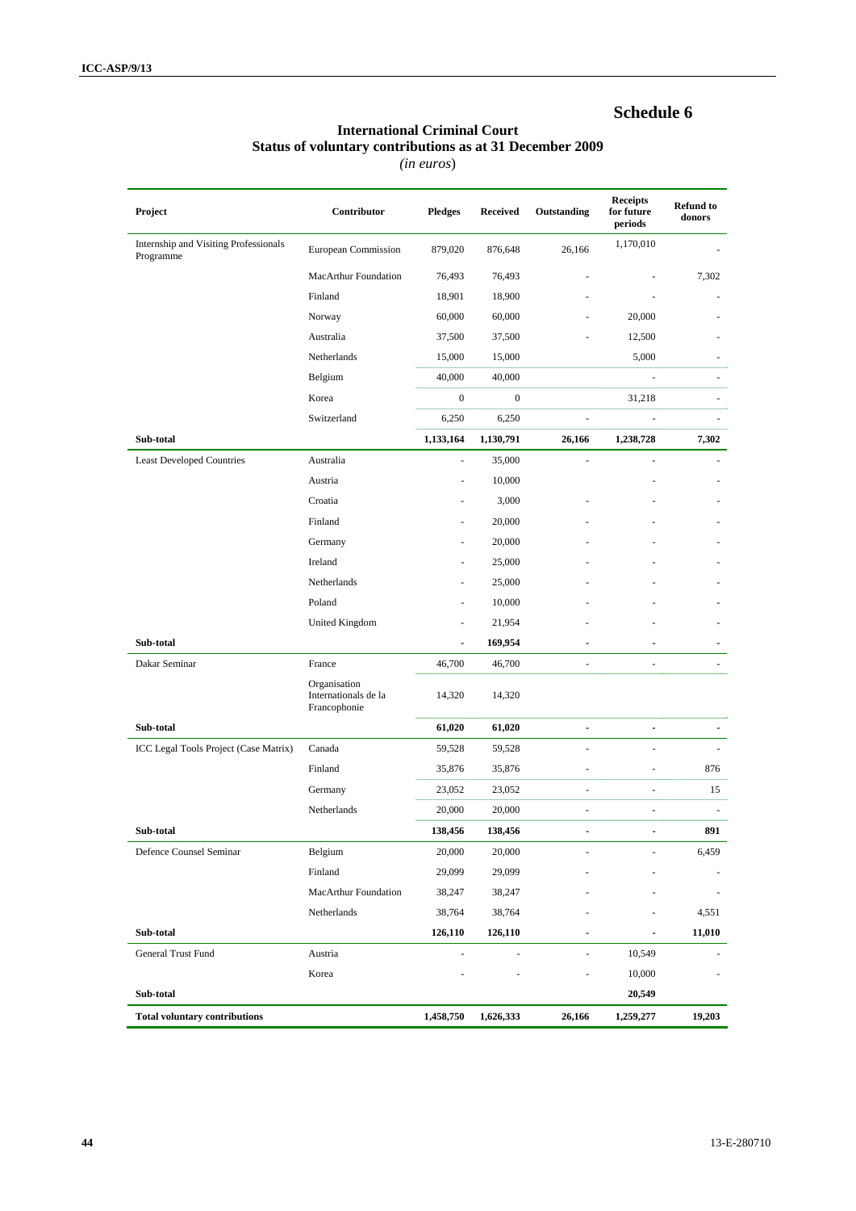# Schedule 6

## International Criminal Court
## Status of voluntary contributions as at 31 December 2009
*(in euros)*

| Project | Contributor | Pledges | Received | Outstanding | Receipts for future periods | Refund to donors |
|---|---|---|---|---|---|---|
| Internship and Visiting Professionals Programme | European Commission | 879,020 | 876,648 | 26,166 | 1,170,010 | - |
| | MacArthur Foundation | 76,493 | 76,493 | - | - | 7,302 |
| | Finland | 18,901 | 18,900 | - | - | - |
| | Norway | 60,000 | 60,000 | - | 20,000 | - |
| | Australia | 37,500 | 37,500 | - | 12,500 | - |
| | Netherlands | 15,000 | 15,000 | | 5,000 | - |
| | Belgium | 40,000 | 40,000 | | - | - |
| | Korea | 0 | 0 | | 31,218 | - |
| | Switzerland | 6,250 | 6,250 | - | - | - |
| **Sub-total** | | **1,133,164** | **1,130,791** | **26,166** | **1,238,728** | **7,302** |
| Least Developed Countries | Australia | - | 35,000 | - | - | - |
| | Austria | - | 10,000 | | - | - |
| | Croatia | - | 3,000 | - | - | - |
| | Finland | - | 20,000 | - | - | - |
| | Germany | - | 20,000 | - | - | - |
| | Ireland | - | 25,000 | - | - | - |
| | Netherlands | - | 25,000 | - | - | - |
| | Poland | - | 10,000 | - | - | - |
| | United Kingdom | - | 21,954 | - | - | - |
| **Sub-total** | | **-** | **169,954** | **-** | **-** | **-** |
| Dakar Seminar | France | 46,700 | 46,700 | - | - | - |
| | Organisation Internationals de la Francophonie | 14,320 | 14,320 | | | |
| **Sub-total** | | **61,020** | **61,020** | **-** | **-** | **-** |
| ICC Legal Tools Project (Case Matrix) | Canada | 59,528 | 59,528 | - | - | - |
| | Finland | 35,876 | 35,876 | - | - | 876 |
| | Germany | 23,052 | 23,052 | - | - | 15 |
| | Netherlands | 20,000 | 20,000 | - | - | - |
| **Sub-total** | | **138,456** | **138,456** | **-** | **-** | **891** |
| Defence Counsel Seminar | Belgium | 20,000 | 20,000 | - | - | 6,459 |
| | Finland | 29,099 | 29,099 | - | - | - |
| | MacArthur Foundation | 38,247 | 38,247 | - | - | - |
| | Netherlands | 38,764 | 38,764 | - | - | 4,551 |
| **Sub-total** | | **126,110** | **126,110** | **-** | **-** | **11,010** |
| General Trust Fund | Austria | - | - | - | 10,549 | - |
| | Korea | - | - | - | 10,000 | - |
| **Sub-total** | | | | | **20,549** | |
| **Total voluntary contributions** | | **1,458,750** | **1,626,333** | **26,166** | **1,259,277** | **19,203** |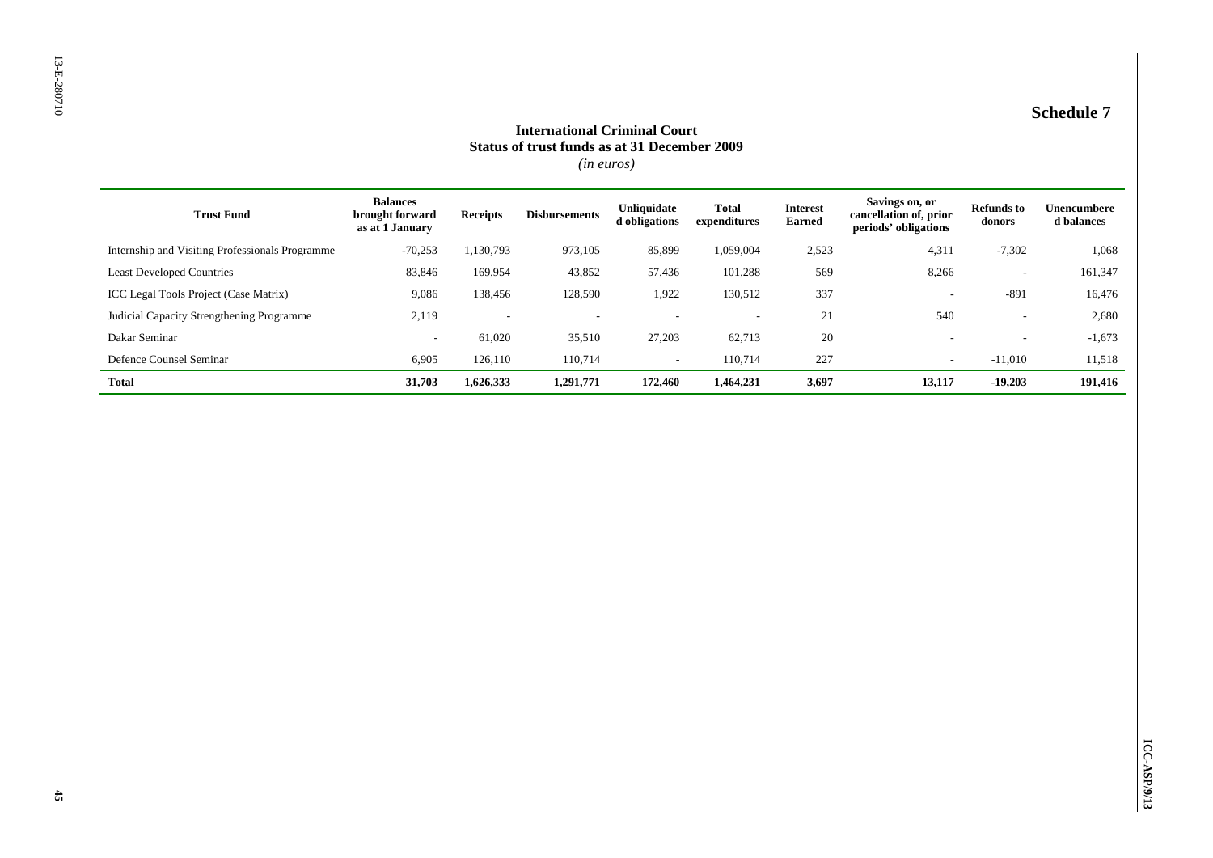## Schedule 7

### International Criminal Court
### Status of trust funds as at 31 December 2009
*(in euros)*

| Trust Fund | Balances brought forward as at 1 January | Receipts | Disbursements | Unliquidated obligations | Total expenditures | Interest Earned | Savings on, or cancellation of, prior periods' obligations | Refunds to donors | Unencumbered balances |
|---|---|---|---|---|---|---|---|---|---|
| Internship and Visiting Professionals Programme | -70,253 | 1,130,793 | 973,105 | 85,899 | 1,059,004 | 2,523 | 4,311 | -7,302 | 1,068 |
| Least Developed Countries | 83,846 | 169,954 | 43,852 | 57,436 | 101,288 | 569 | 8,266 | - | 161,347 |
| ICC Legal Tools Project (Case Matrix) | 9,086 | 138,456 | 128,590 | 1,922 | 130,512 | 337 | - | -891 | 16,476 |
| Judicial Capacity Strengthening Programme | 2,119 | - | - | - | - | 21 | 540 | - | 2,680 |
| Dakar Seminar | - | 61,020 | 35,510 | 27,203 | 62,713 | 20 | - | - | -1,673 |
| Defence Counsel Seminar | 6,905 | 126,110 | 110,714 | - | 110,714 | 227 | - | -11,010 | 11,518 |
| **Total** | **31,703** | **1,626,333** | **1,291,771** | **172,460** | **1,464,231** | **3,697** | **13,117** | **-19,203** | **191,416** |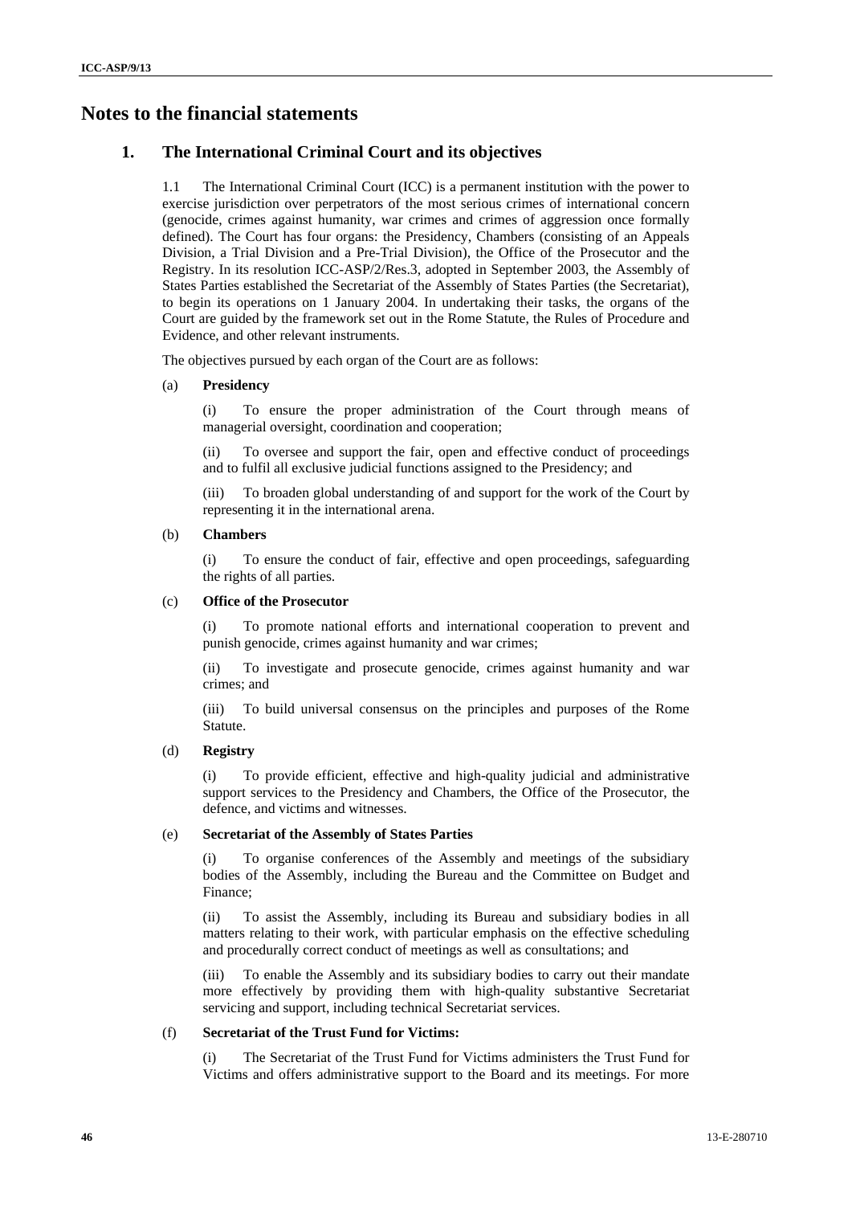# Notes to the financial statements

## 1. The International Criminal Court and its objectives

1.1 The International Criminal Court (ICC) is a permanent institution with the power to exercise jurisdiction over perpetrators of the most serious crimes of international concern (genocide, crimes against humanity, war crimes and crimes of aggression once formally defined). The Court has four organs: the Presidency, Chambers (consisting of an Appeals Division, a Trial Division and a Pre-Trial Division), the Office of the Prosecutor and the Registry. In its resolution ICC-ASP/2/Res.3, adopted in September 2003, the Assembly of States Parties established the Secretariat of the Assembly of States Parties (the Secretariat), to begin its operations on 1 January 2004. In undertaking their tasks, the organs of the Court are guided by the framework set out in the Rome Statute, the Rules of Procedure and Evidence, and other relevant instruments.

The objectives pursued by each organ of the Court are as follows:

(a) **Presidency**

(i) To ensure the proper administration of the Court through means of managerial oversight, coordination and cooperation;

(ii) To oversee and support the fair, open and effective conduct of proceedings and to fulfil all exclusive judicial functions assigned to the Presidency; and

(iii) To broaden global understanding of and support for the work of the Court by representing it in the international arena.

(b) **Chambers**

(i) To ensure the conduct of fair, effective and open proceedings, safeguarding the rights of all parties.

(c) **Office of the Prosecutor**

(i) To promote national efforts and international cooperation to prevent and punish genocide, crimes against humanity and war crimes;

(ii) To investigate and prosecute genocide, crimes against humanity and war crimes; and

(iii) To build universal consensus on the principles and purposes of the Rome Statute.

(d) **Registry**

(i) To provide efficient, effective and high-quality judicial and administrative support services to the Presidency and Chambers, the Office of the Prosecutor, the defence, and victims and witnesses.

(e) **Secretariat of the Assembly of States Parties**

(i) To organise conferences of the Assembly and meetings of the subsidiary bodies of the Assembly, including the Bureau and the Committee on Budget and Finance;

(ii) To assist the Assembly, including its Bureau and subsidiary bodies in all matters relating to their work, with particular emphasis on the effective scheduling and procedurally correct conduct of meetings as well as consultations; and

(iii) To enable the Assembly and its subsidiary bodies to carry out their mandate more effectively by providing them with high-quality substantive Secretariat servicing and support, including technical Secretariat services.

(f) **Secretariat of the Trust Fund for Victims:**

(i) The Secretariat of the Trust Fund for Victims administers the Trust Fund for Victims and offers administrative support to the Board and its meetings. For more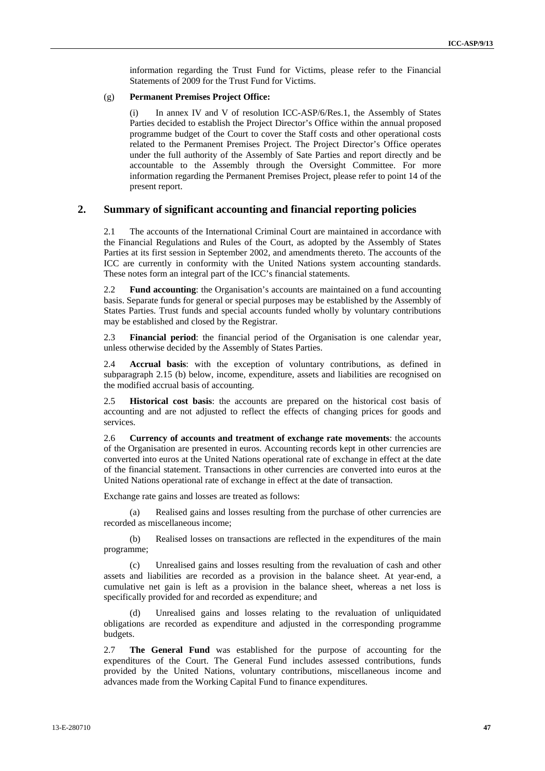information regarding the Trust Fund for Victims, please refer to the Financial Statements of 2009 for the Trust Fund for Victims.

(g) **Permanent Premises Project Office:**

(i) In annex IV and V of resolution ICC-ASP/6/Res.1, the Assembly of States Parties decided to establish the Project Director's Office within the annual proposed programme budget of the Court to cover the Staff costs and other operational costs related to the Permanent Premises Project. The Project Director's Office operates under the full authority of the Assembly of Sate Parties and report directly and be accountable to the Assembly through the Oversight Committee. For more information regarding the Permanent Premises Project, please refer to point 14 of the present report.

## 2. Summary of significant accounting and financial reporting policies

2.1 The accounts of the International Criminal Court are maintained in accordance with the Financial Regulations and Rules of the Court, as adopted by the Assembly of States Parties at its first session in September 2002, and amendments thereto. The accounts of the ICC are currently in conformity with the United Nations system accounting standards. These notes form an integral part of the ICC's financial statements.

2.2 **Fund accounting**: the Organisation's accounts are maintained on a fund accounting basis. Separate funds for general or special purposes may be established by the Assembly of States Parties. Trust funds and special accounts funded wholly by voluntary contributions may be established and closed by the Registrar.

2.3 **Financial period**: the financial period of the Organisation is one calendar year, unless otherwise decided by the Assembly of States Parties.

2.4 **Accrual basis**: with the exception of voluntary contributions, as defined in subparagraph 2.15 (b) below, income, expenditure, assets and liabilities are recognised on the modified accrual basis of accounting.

2.5 **Historical cost basis**: the accounts are prepared on the historical cost basis of accounting and are not adjusted to reflect the effects of changing prices for goods and services.

2.6 **Currency of accounts and treatment of exchange rate movements**: the accounts of the Organisation are presented in euros. Accounting records kept in other currencies are converted into euros at the United Nations operational rate of exchange in effect at the date of the financial statement. Transactions in other currencies are converted into euros at the United Nations operational rate of exchange in effect at the date of transaction.

Exchange rate gains and losses are treated as follows:

(a) Realised gains and losses resulting from the purchase of other currencies are recorded as miscellaneous income;

(b) Realised losses on transactions are reflected in the expenditures of the main programme;

(c) Unrealised gains and losses resulting from the revaluation of cash and other assets and liabilities are recorded as a provision in the balance sheet. At year-end, a cumulative net gain is left as a provision in the balance sheet, whereas a net loss is specifically provided for and recorded as expenditure; and

(d) Unrealised gains and losses relating to the revaluation of unliquidated obligations are recorded as expenditure and adjusted in the corresponding programme budgets.

2.7 **The General Fund** was established for the purpose of accounting for the expenditures of the Court. The General Fund includes assessed contributions, funds provided by the United Nations, voluntary contributions, miscellaneous income and advances made from the Working Capital Fund to finance expenditures.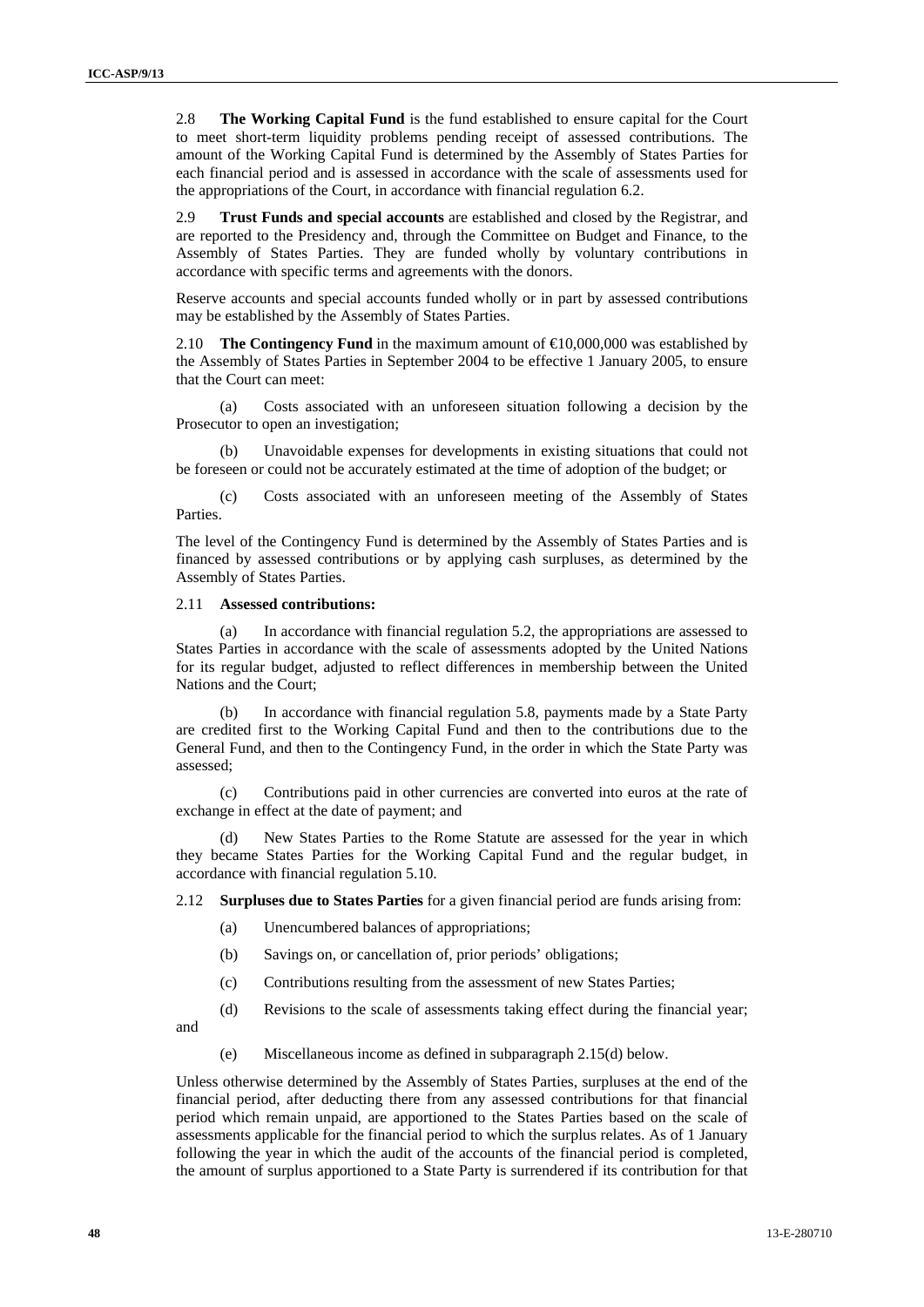2.8 **The Working Capital Fund** is the fund established to ensure capital for the Court to meet short-term liquidity problems pending receipt of assessed contributions. The amount of the Working Capital Fund is determined by the Assembly of States Parties for each financial period and is assessed in accordance with the scale of assessments used for the appropriations of the Court, in accordance with financial regulation 6.2.

2.9 **Trust Funds and special accounts** are established and closed by the Registrar, and are reported to the Presidency and, through the Committee on Budget and Finance, to the Assembly of States Parties. They are funded wholly by voluntary contributions in accordance with specific terms and agreements with the donors.

Reserve accounts and special accounts funded wholly or in part by assessed contributions may be established by the Assembly of States Parties.

2.10 **The Contingency Fund** in the maximum amount of €10,000,000 was established by the Assembly of States Parties in September 2004 to be effective 1 January 2005, to ensure that the Court can meet:

(a) Costs associated with an unforeseen situation following a decision by the Prosecutor to open an investigation;

(b) Unavoidable expenses for developments in existing situations that could not be foreseen or could not be accurately estimated at the time of adoption of the budget; or

(c) Costs associated with an unforeseen meeting of the Assembly of States Parties.

The level of the Contingency Fund is determined by the Assembly of States Parties and is financed by assessed contributions or by applying cash surpluses, as determined by the Assembly of States Parties.

2.11 **Assessed contributions:**

(a) In accordance with financial regulation 5.2, the appropriations are assessed to States Parties in accordance with the scale of assessments adopted by the United Nations for its regular budget, adjusted to reflect differences in membership between the United Nations and the Court;

(b) In accordance with financial regulation 5.8, payments made by a State Party are credited first to the Working Capital Fund and then to the contributions due to the General Fund, and then to the Contingency Fund, in the order in which the State Party was assessed;

(c) Contributions paid in other currencies are converted into euros at the rate of exchange in effect at the date of payment; and

(d) New States Parties to the Rome Statute are assessed for the year in which they became States Parties for the Working Capital Fund and the regular budget, in accordance with financial regulation 5.10.

2.12 **Surpluses due to States Parties** for a given financial period are funds arising from:

(a) Unencumbered balances of appropriations;

(b) Savings on, or cancellation of, prior periods' obligations;

(c) Contributions resulting from the assessment of new States Parties;

(d) Revisions to the scale of assessments taking effect during the financial year; and

(e) Miscellaneous income as defined in subparagraph 2.15(d) below.

Unless otherwise determined by the Assembly of States Parties, surpluses at the end of the financial period, after deducting there from any assessed contributions for that financial period which remain unpaid, are apportioned to the States Parties based on the scale of assessments applicable for the financial period to which the surplus relates. As of 1 January following the year in which the audit of the accounts of the financial period is completed, the amount of surplus apportioned to a State Party is surrendered if its contribution for that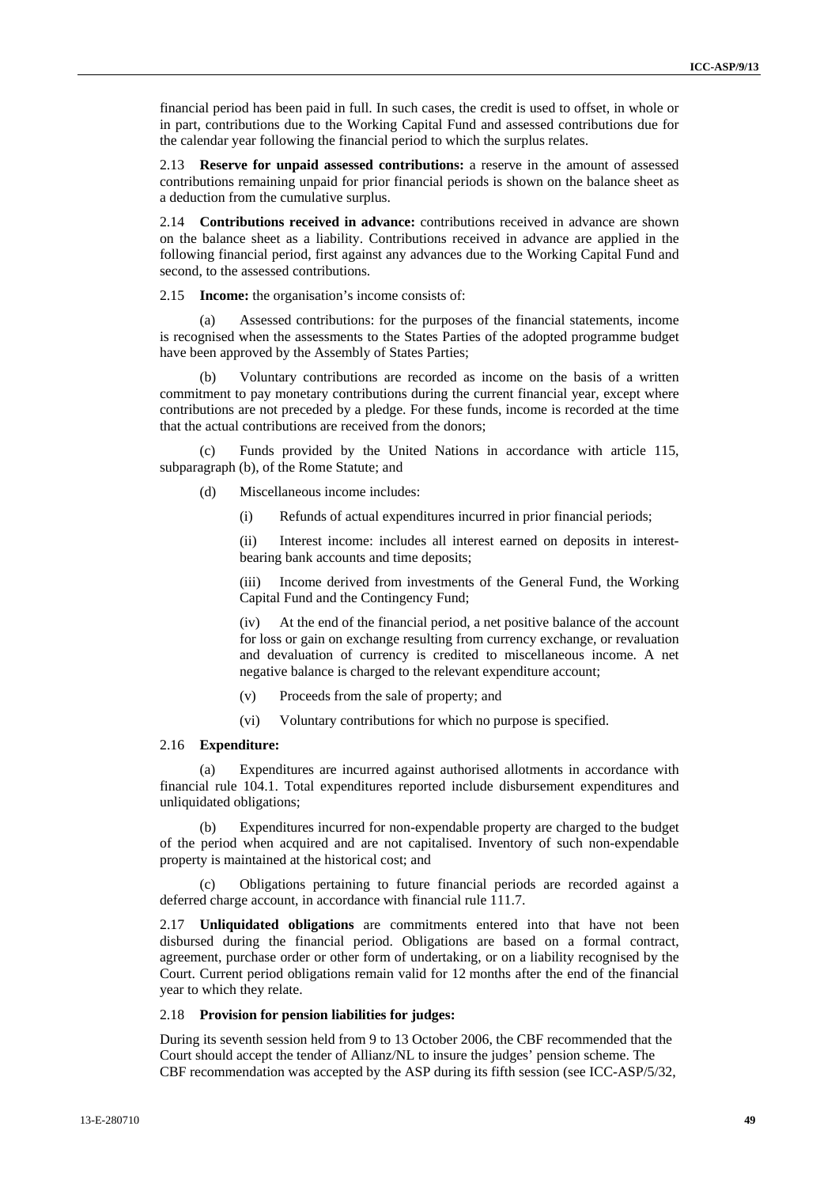financial period has been paid in full. In such cases, the credit is used to offset, in whole or in part, contributions due to the Working Capital Fund and assessed contributions due for the calendar year following the financial period to which the surplus relates.

2.13 **Reserve for unpaid assessed contributions:** a reserve in the amount of assessed contributions remaining unpaid for prior financial periods is shown on the balance sheet as a deduction from the cumulative surplus.

2.14 **Contributions received in advance:** contributions received in advance are shown on the balance sheet as a liability. Contributions received in advance are applied in the following financial period, first against any advances due to the Working Capital Fund and second, to the assessed contributions.

2.15 **Income:** the organisation's income consists of:

(a) Assessed contributions: for the purposes of the financial statements, income is recognised when the assessments to the States Parties of the adopted programme budget have been approved by the Assembly of States Parties;

(b) Voluntary contributions are recorded as income on the basis of a written commitment to pay monetary contributions during the current financial year, except where contributions are not preceded by a pledge. For these funds, income is recorded at the time that the actual contributions are received from the donors;

(c) Funds provided by the United Nations in accordance with article 115, subparagraph (b), of the Rome Statute; and

(d) Miscellaneous income includes:

(i) Refunds of actual expenditures incurred in prior financial periods;

(ii) Interest income: includes all interest earned on deposits in interest-bearing bank accounts and time deposits;

(iii) Income derived from investments of the General Fund, the Working Capital Fund and the Contingency Fund;

(iv) At the end of the financial period, a net positive balance of the account for loss or gain on exchange resulting from currency exchange, or revaluation and devaluation of currency is credited to miscellaneous income. A net negative balance is charged to the relevant expenditure account;

(v) Proceeds from the sale of property; and

(vi) Voluntary contributions for which no purpose is specified.

2.16 **Expenditure:**

(a) Expenditures are incurred against authorised allotments in accordance with financial rule 104.1. Total expenditures reported include disbursement expenditures and unliquidated obligations;

(b) Expenditures incurred for non-expendable property are charged to the budget of the period when acquired and are not capitalised. Inventory of such non-expendable property is maintained at the historical cost; and

(c) Obligations pertaining to future financial periods are recorded against a deferred charge account, in accordance with financial rule 111.7.

2.17 **Unliquidated obligations** are commitments entered into that have not been disbursed during the financial period. Obligations are based on a formal contract, agreement, purchase order or other form of undertaking, or on a liability recognised by the Court. Current period obligations remain valid for 12 months after the end of the financial year to which they relate.

2.18 **Provision for pension liabilities for judges:**

During its seventh session held from 9 to 13 October 2006, the CBF recommended that the Court should accept the tender of Allianz/NL to insure the judges' pension scheme. The CBF recommendation was accepted by the ASP during its fifth session (see ICC-ASP/5/32,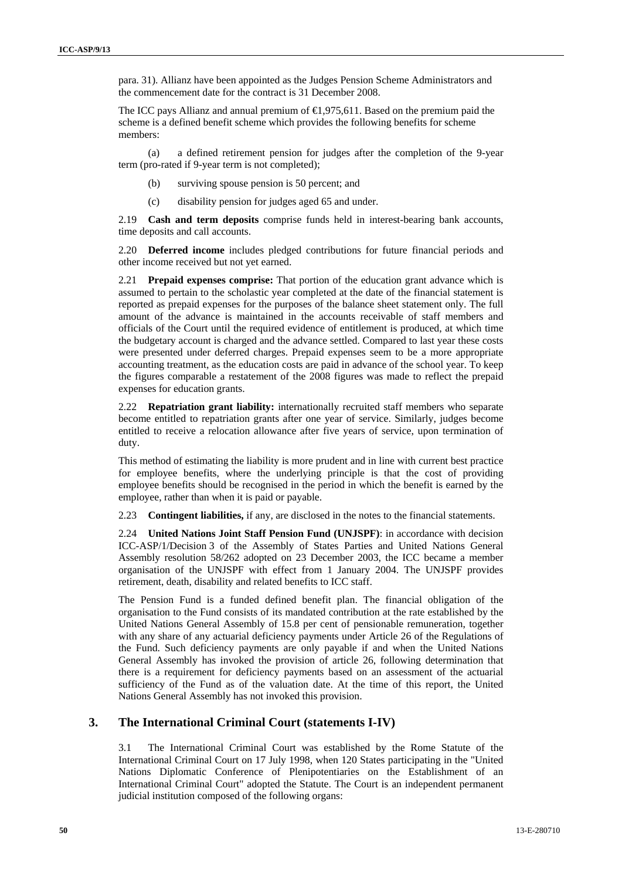para. 31). Allianz have been appointed as the Judges Pension Scheme Administrators and the commencement date for the contract is 31 December 2008.

The ICC pays Allianz and annual premium of €1,975,611. Based on the premium paid the scheme is a defined benefit scheme which provides the following benefits for scheme members:

(a) a defined retirement pension for judges after the completion of the 9-year term (pro-rated if 9-year term is not completed);

(b) surviving spouse pension is 50 percent; and

(c) disability pension for judges aged 65 and under.

2.19 **Cash and term deposits** comprise funds held in interest-bearing bank accounts, time deposits and call accounts.

2.20 **Deferred income** includes pledged contributions for future financial periods and other income received but not yet earned.

2.21 **Prepaid expenses comprise:** That portion of the education grant advance which is assumed to pertain to the scholastic year completed at the date of the financial statement is reported as prepaid expenses for the purposes of the balance sheet statement only. The full amount of the advance is maintained in the accounts receivable of staff members and officials of the Court until the required evidence of entitlement is produced, at which time the budgetary account is charged and the advance settled. Compared to last year these costs were presented under deferred charges. Prepaid expenses seem to be a more appropriate accounting treatment, as the education costs are paid in advance of the school year. To keep the figures comparable a restatement of the 2008 figures was made to reflect the prepaid expenses for education grants.

2.22 **Repatriation grant liability:** internationally recruited staff members who separate become entitled to repatriation grants after one year of service. Similarly, judges become entitled to receive a relocation allowance after five years of service, upon termination of duty.

This method of estimating the liability is more prudent and in line with current best practice for employee benefits, where the underlying principle is that the cost of providing employee benefits should be recognised in the period in which the benefit is earned by the employee, rather than when it is paid or payable.

2.23 **Contingent liabilities,** if any, are disclosed in the notes to the financial statements.

2.24 **United Nations Joint Staff Pension Fund (UNJSPF)**: in accordance with decision ICC-ASP/1/Decision 3 of the Assembly of States Parties and United Nations General Assembly resolution 58/262 adopted on 23 December 2003, the ICC became a member organisation of the UNJSPF with effect from 1 January 2004. The UNJSPF provides retirement, death, disability and related benefits to ICC staff.

The Pension Fund is a funded defined benefit plan. The financial obligation of the organisation to the Fund consists of its mandated contribution at the rate established by the United Nations General Assembly of 15.8 per cent of pensionable remuneration, together with any share of any actuarial deficiency payments under Article 26 of the Regulations of the Fund. Such deficiency payments are only payable if and when the United Nations General Assembly has invoked the provision of article 26, following determination that there is a requirement for deficiency payments based on an assessment of the actuarial sufficiency of the Fund as of the valuation date. At the time of this report, the United Nations General Assembly has not invoked this provision.

## 3. The International Criminal Court (statements I-IV)

3.1 The International Criminal Court was established by the Rome Statute of the International Criminal Court on 17 July 1998, when 120 States participating in the "United Nations Diplomatic Conference of Plenipotentiaries on the Establishment of an International Criminal Court" adopted the Statute. The Court is an independent permanent judicial institution composed of the following organs: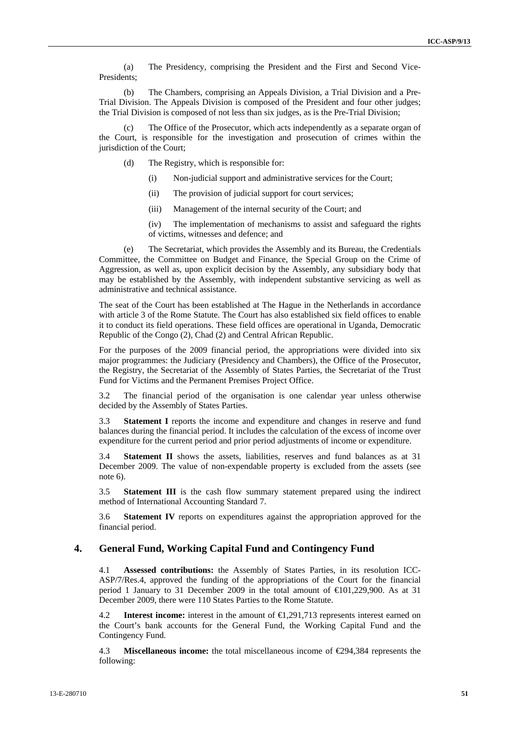(a) The Presidency, comprising the President and the First and Second Vice-Presidents;

(b) The Chambers, comprising an Appeals Division, a Trial Division and a Pre-Trial Division. The Appeals Division is composed of the President and four other judges; the Trial Division is composed of not less than six judges, as is the Pre-Trial Division;

(c) The Office of the Prosecutor, which acts independently as a separate organ of the Court, is responsible for the investigation and prosecution of crimes within the jurisdiction of the Court;

(d) The Registry, which is responsible for:

(i) Non-judicial support and administrative services for the Court;

(ii) The provision of judicial support for court services;

(iii) Management of the internal security of the Court; and

(iv) The implementation of mechanisms to assist and safeguard the rights of victims, witnesses and defence; and

(e) The Secretariat, which provides the Assembly and its Bureau, the Credentials Committee, the Committee on Budget and Finance, the Special Group on the Crime of Aggression, as well as, upon explicit decision by the Assembly, any subsidiary body that may be established by the Assembly, with independent substantive servicing as well as administrative and technical assistance.

The seat of the Court has been established at The Hague in the Netherlands in accordance with article 3 of the Rome Statute. The Court has also established six field offices to enable it to conduct its field operations. These field offices are operational in Uganda, Democratic Republic of the Congo (2), Chad (2) and Central African Republic.

For the purposes of the 2009 financial period, the appropriations were divided into six major programmes: the Judiciary (Presidency and Chambers), the Office of the Prosecutor, the Registry, the Secretariat of the Assembly of States Parties, the Secretariat of the Trust Fund for Victims and the Permanent Premises Project Office.

3.2 The financial period of the organisation is one calendar year unless otherwise decided by the Assembly of States Parties.

3.3 **Statement I** reports the income and expenditure and changes in reserve and fund balances during the financial period. It includes the calculation of the excess of income over expenditure for the current period and prior period adjustments of income or expenditure.

3.4 **Statement II** shows the assets, liabilities, reserves and fund balances as at 31 December 2009. The value of non-expendable property is excluded from the assets (see note 6).

3.5 **Statement III** is the cash flow summary statement prepared using the indirect method of International Accounting Standard 7.

3.6 **Statement IV** reports on expenditures against the appropriation approved for the financial period.

## 4. General Fund, Working Capital Fund and Contingency Fund

4.1 **Assessed contributions:** the Assembly of States Parties, in its resolution ICC-ASP/7/Res.4, approved the funding of the appropriations of the Court for the financial period 1 January to 31 December 2009 in the total amount of €101,229,900. As at 31 December 2009, there were 110 States Parties to the Rome Statute.

4.2 **Interest income:** interest in the amount of €1,291,713 represents interest earned on the Court's bank accounts for the General Fund, the Working Capital Fund and the Contingency Fund.

4.3 **Miscellaneous income:** the total miscellaneous income of €294,384 represents the following: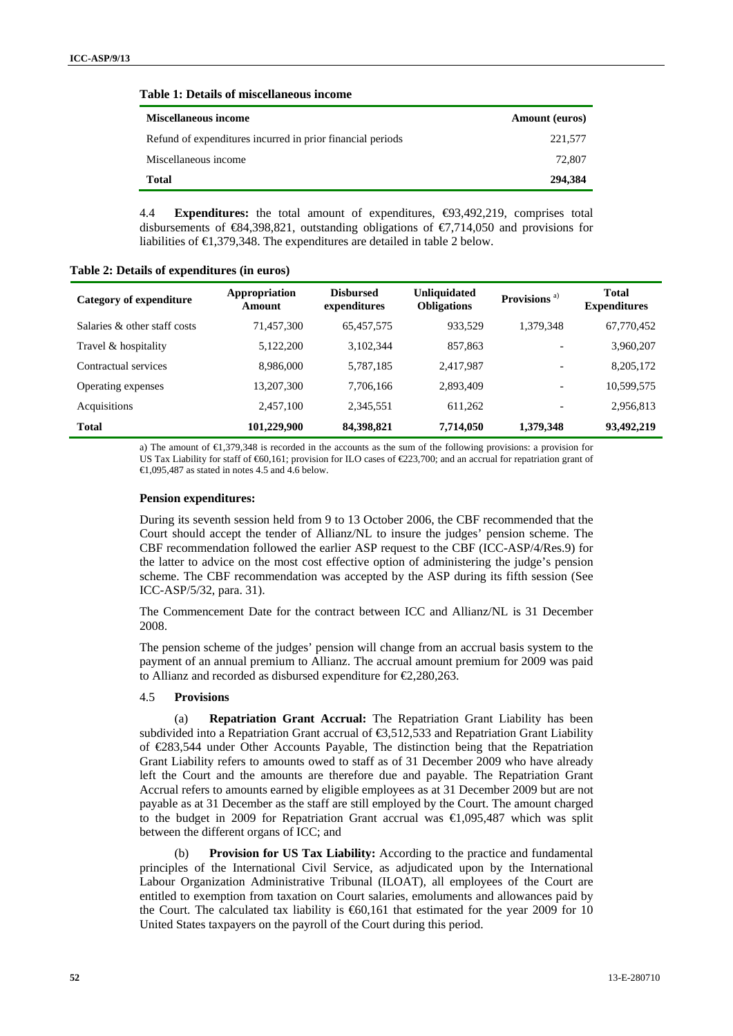**Table 1: Details of miscellaneous income**

| Miscellaneous income | Amount (euros) |
|---|---|
| Refund of expenditures incurred in prior financial periods | 221,577 |
| Miscellaneous income | 72,807 |
| **Total** | **294,384** |

4.4 **Expenditures:** the total amount of expenditures, €93,492,219, comprises total disbursements of €84,398,821, outstanding obligations of €7,714,050 and provisions for liabilities of €1,379,348. The expenditures are detailed in table 2 below.

**Table 2: Details of expenditures (in euros)**

| Category of expenditure | Appropriation Amount | Disbursed expenditures | Unliquidated Obligations | Provisions [a)] | Total Expenditures |
|---|---|---|---|---|---|
| Salaries & other staff costs | 71,457,300 | 65,457,575 | 933,529 | 1,379,348 | 67,770,452 |
| Travel & hospitality | 5,122,200 | 3,102,344 | 857,863 | - | 3,960,207 |
| Contractual services | 8,986,000 | 5,787,185 | 2,417,987 | - | 8,205,172 |
| Operating expenses | 13,207,300 | 7,706,166 | 2,893,409 | - | 10,599,575 |
| Acquisitions | 2,457,100 | 2,345,551 | 611,262 | - | 2,956,813 |
| **Total** | **101,229,900** | **84,398,821** | **7,714,050** | **1,379,348** | **93,492,219** |

a) The amount of €1,379,348 is recorded in the accounts as the sum of the following provisions: a provision for US Tax Liability for staff of €60,161; provision for ILO cases of €223,700; and an accrual for repatriation grant of €1,095,487 as stated in notes 4.5 and 4.6 below.

**Pension expenditures:**

During its seventh session held from 9 to 13 October 2006, the CBF recommended that the Court should accept the tender of Allianz/NL to insure the judges' pension scheme. The CBF recommendation followed the earlier ASP request to the CBF (ICC-ASP/4/Res.9) for the latter to advice on the most cost effective option of administering the judge's pension scheme. The CBF recommendation was accepted by the ASP during its fifth session (See ICC-ASP/5/32, para. 31).

The Commencement Date for the contract between ICC and Allianz/NL is 31 December 2008.

The pension scheme of the judges' pension will change from an accrual basis system to the payment of an annual premium to Allianz. The accrual amount premium for 2009 was paid to Allianz and recorded as disbursed expenditure for €2,280,263.

4.5 **Provisions**

(a) **Repatriation Grant Accrual:** The Repatriation Grant Liability has been subdivided into a Repatriation Grant accrual of €3,512,533 and Repatriation Grant Liability of €283,544 under Other Accounts Payable, The distinction being that the Repatriation Grant Liability refers to amounts owed to staff as of 31 December 2009 who have already left the Court and the amounts are therefore due and payable. The Repatriation Grant Accrual refers to amounts earned by eligible employees as at 31 December 2009 but are not payable as at 31 December as the staff are still employed by the Court. The amount charged to the budget in 2009 for Repatriation Grant accrual was €1,095,487 which was split between the different organs of ICC; and

(b) **Provision for US Tax Liability:** According to the practice and fundamental principles of the International Civil Service, as adjudicated upon by the International Labour Organization Administrative Tribunal (ILOAT), all employees of the Court are entitled to exemption from taxation on Court salaries, emoluments and allowances paid by the Court. The calculated tax liability is €60,161 that estimated for the year 2009 for 10 United States taxpayers on the payroll of the Court during this period.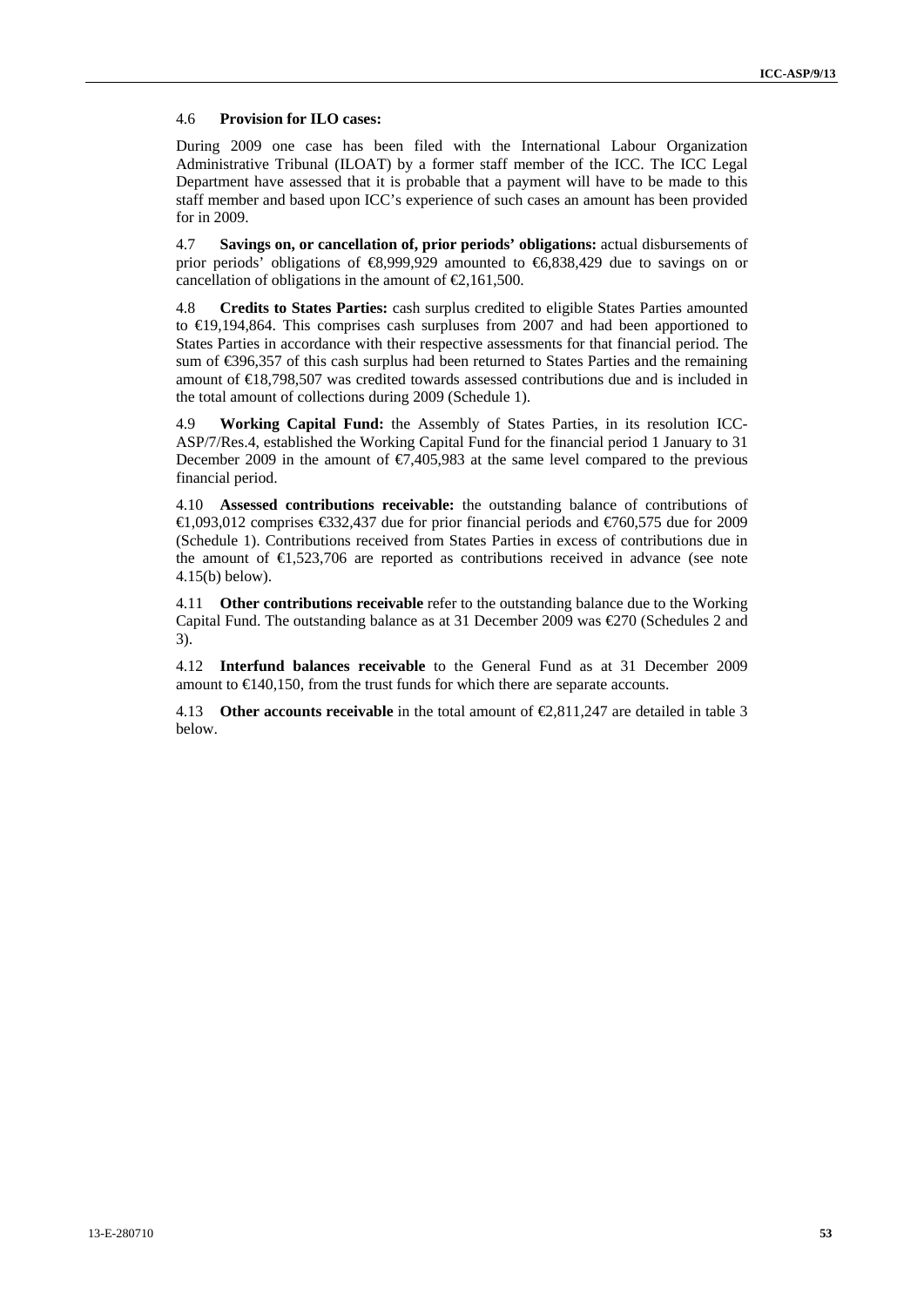4.6 **Provision for ILO cases:**

During 2009 one case has been filed with the International Labour Organization Administrative Tribunal (ILOAT) by a former staff member of the ICC. The ICC Legal Department have assessed that it is probable that a payment will have to be made to this staff member and based upon ICC's experience of such cases an amount has been provided for in 2009.

4.7 **Savings on, or cancellation of, prior periods' obligations:** actual disbursements of prior periods' obligations of €8,999,929 amounted to €6,838,429 due to savings on or cancellation of obligations in the amount of €2,161,500.

4.8 **Credits to States Parties:** cash surplus credited to eligible States Parties amounted to €19,194,864. This comprises cash surpluses from 2007 and had been apportioned to States Parties in accordance with their respective assessments for that financial period. The sum of €396,357 of this cash surplus had been returned to States Parties and the remaining amount of €18,798,507 was credited towards assessed contributions due and is included in the total amount of collections during 2009 (Schedule 1).

4.9 **Working Capital Fund:** the Assembly of States Parties, in its resolution ICC-ASP/7/Res.4, established the Working Capital Fund for the financial period 1 January to 31 December 2009 in the amount of €7,405,983 at the same level compared to the previous financial period.

4.10 **Assessed contributions receivable:** the outstanding balance of contributions of €1,093,012 comprises €332,437 due for prior financial periods and €760,575 due for 2009 (Schedule 1). Contributions received from States Parties in excess of contributions due in the amount of €1,523,706 are reported as contributions received in advance (see note 4.15(b) below).

4.11 **Other contributions receivable** refer to the outstanding balance due to the Working Capital Fund. The outstanding balance as at 31 December 2009 was €270 (Schedules 2 and 3).

4.12 **Interfund balances receivable** to the General Fund as at 31 December 2009 amount to €140,150, from the trust funds for which there are separate accounts.

4.13 **Other accounts receivable** in the total amount of €2,811,247 are detailed in table 3 below.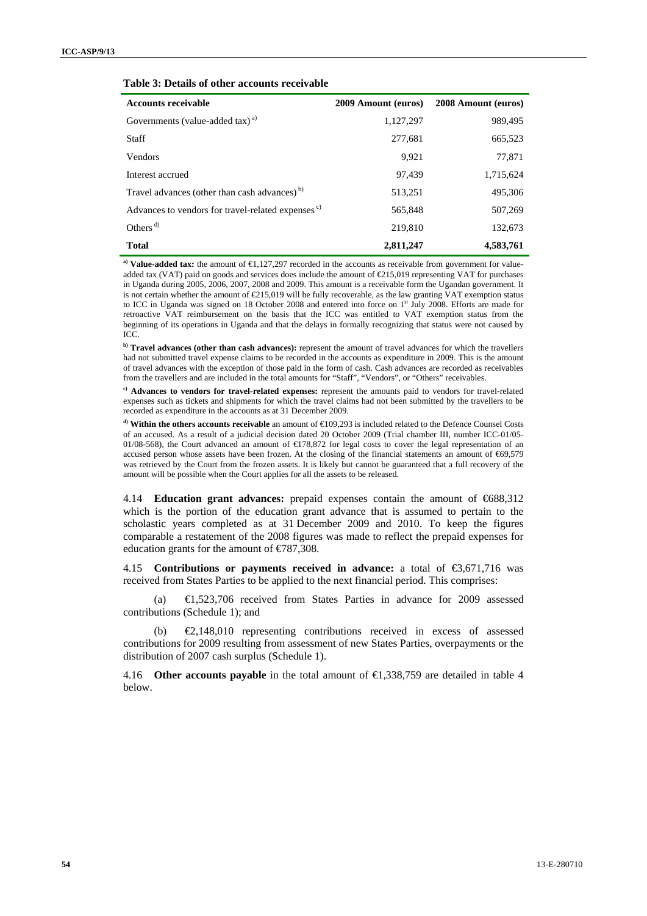**Table 3: Details of other accounts receivable**

| Accounts receivable | 2009 Amount (euros) | 2008 Amount (euros) |
|---|---|---|
| Governments (value-added tax) [a)] | 1,127,297 | 989,495 |
| Staff | 277,681 | 665,523 |
| Vendors | 9,921 | 77,871 |
| Interest accrued | 97,439 | 1,715,624 |
| Travel advances (other than cash advances) [b)] | 513,251 | 495,306 |
| Advances to vendors for travel-related expenses [c)] | 565,848 | 507,269 |
| Others [d)] | 219,810 | 132,673 |
| **Total** | **2,811,247** | **4,583,761** |

[a)] **Value-added tax:** the amount of €1,127,297 recorded in the accounts as receivable from government for value-added tax (VAT) paid on goods and services does include the amount of €215,019 representing VAT for purchases in Uganda during 2005, 2006, 2007, 2008 and 2009. This amount is a receivable form the Ugandan government. It is not certain whether the amount of €215,019 will be fully recoverable, as the law granting VAT exemption status to ICC in Uganda was signed on 18 October 2008 and entered into force on 1st July 2008. Efforts are made for retroactive VAT reimbursement on the basis that the ICC was entitled to VAT exemption status from the beginning of its operations in Uganda and that the delays in formally recognizing that status were not caused by ICC.

[b)] **Travel advances (other than cash advances):** represent the amount of travel advances for which the travellers had not submitted travel expense claims to be recorded in the accounts as expenditure in 2009. This is the amount of travel advances with the exception of those paid in the form of cash. Cash advances are recorded as receivables from the travellers and are included in the total amounts for "Staff", "Vendors", or "Others" receivables.

[c)] **Advances to vendors for travel-related expenses:** represent the amounts paid to vendors for travel-related expenses such as tickets and shipments for which the travel claims had not been submitted by the travellers to be recorded as expenditure in the accounts as at 31 December 2009.

[d)] **Within the others accounts receivable** an amount of €109,293 is included related to the Defence Counsel Costs of an accused. As a result of a judicial decision dated 20 October 2009 (Trial chamber III, number ICC-01/05-01/08-568), the Court advanced an amount of €178,872 for legal costs to cover the legal representation of an accused person whose assets have been frozen. At the closing of the financial statements an amount of €69,579 was retrieved by the Court from the frozen assets. It is likely but cannot be guaranteed that a full recovery of the amount will be possible when the Court applies for all the assets to be released.

4.14 **Education grant advances:** prepaid expenses contain the amount of €688,312 which is the portion of the education grant advance that is assumed to pertain to the scholastic years completed as at 31 December 2009 and 2010. To keep the figures comparable a restatement of the 2008 figures was made to reflect the prepaid expenses for education grants for the amount of €787,308.

4.15 **Contributions or payments received in advance:** a total of €3,671,716 was received from States Parties to be applied to the next financial period. This comprises:

(a) €1,523,706 received from States Parties in advance for 2009 assessed contributions (Schedule 1); and

(b) €2,148,010 representing contributions received in excess of assessed contributions for 2009 resulting from assessment of new States Parties, overpayments or the distribution of 2007 cash surplus (Schedule 1).

4.16 **Other accounts payable** in the total amount of €1,338,759 are detailed in table 4 below.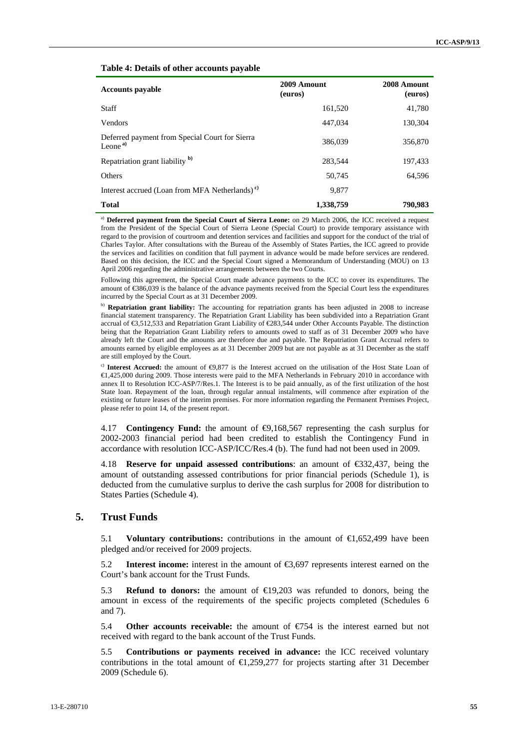**Table 4: Details of other accounts payable**

| Accounts payable | 2009 Amount (euros) | 2008 Amount (euros) |
|---|---|---|
| Staff | 161,520 | 41,780 |
| Vendors | 447,034 | 130,304 |
| Deferred payment from Special Court for Sierra Leone [a)] | 386,039 | 356,870 |
| Repatriation grant liability [b)] | 283,544 | 197,433 |
| Others | 50,745 | 64,596 |
| Interest accrued (Loan from MFA Netherlands) [c)] | 9,877 | |
| **Total** | **1,338,759** | **790,983** |

[a)] **Deferred payment from the Special Court of Sierra Leone:** on 29 March 2006, the ICC received a request from the President of the Special Court of Sierra Leone (Special Court) to provide temporary assistance with regard to the provision of courtroom and detention services and facilities and support for the conduct of the trial of Charles Taylor. After consultations with the Bureau of the Assembly of States Parties, the ICC agreed to provide the services and facilities on condition that full payment in advance would be made before services are rendered. Based on this decision, the ICC and the Special Court signed a Memorandum of Understanding (MOU) on 13 April 2006 regarding the administrative arrangements between the two Courts.

Following this agreement, the Special Court made advance payments to the ICC to cover its expenditures. The amount of €386,039 is the balance of the advance payments received from the Special Court less the expenditures incurred by the Special Court as at 31 December 2009.

[b)] **Repatriation grant liability:** The accounting for repatriation grants has been adjusted in 2008 to increase financial statement transparency. The Repatriation Grant Liability has been subdivided into a Repatriation Grant accrual of €3,512,533 and Repatriation Grant Liability of €283,544 under Other Accounts Payable. The distinction being that the Repatriation Grant Liability refers to amounts owed to staff as of 31 December 2009 who have already left the Court and the amounts are therefore due and payable. The Repatriation Grant Accrual refers to amounts earned by eligible employees as at 31 December 2009 but are not payable as at 31 December as the staff are still employed by the Court.

[c)] **Interest Accrued:** the amount of €9,877 is the Interest accrued on the utilisation of the Host State Loan of €1,425,000 during 2009. Those interests were paid to the MFA Netherlands in February 2010 in accordance with annex II to Resolution ICC-ASP/7/Res.1. The Interest is to be paid annually, as of the first utilization of the host State loan. Repayment of the loan, through regular annual instalments, will commence after expiration of the existing or future leases of the interim premises. For more information regarding the Permanent Premises Project, please refer to point 14, of the present report.

4.17 **Contingency Fund:** the amount of €9,168,567 representing the cash surplus for 2002-2003 financial period had been credited to establish the Contingency Fund in accordance with resolution ICC-ASP/ICC/Res.4 (b). The fund had not been used in 2009.

4.18 **Reserve for unpaid assessed contributions**: an amount of €332,437, being the amount of outstanding assessed contributions for prior financial periods (Schedule 1), is deducted from the cumulative surplus to derive the cash surplus for 2008 for distribution to States Parties (Schedule 4).

## 5. Trust Funds

5.1 **Voluntary contributions:** contributions in the amount of €1,652,499 have been pledged and/or received for 2009 projects.

5.2 **Interest income:** interest in the amount of €3,697 represents interest earned on the Court's bank account for the Trust Funds.

5.3 **Refund to donors:** the amount of €19,203 was refunded to donors, being the amount in excess of the requirements of the specific projects completed (Schedules 6 and 7).

5.4 **Other accounts receivable:** the amount of €754 is the interest earned but not received with regard to the bank account of the Trust Funds.

5.5 **Contributions or payments received in advance:** the ICC received voluntary contributions in the total amount of €1,259,277 for projects starting after 31 December 2009 (Schedule 6).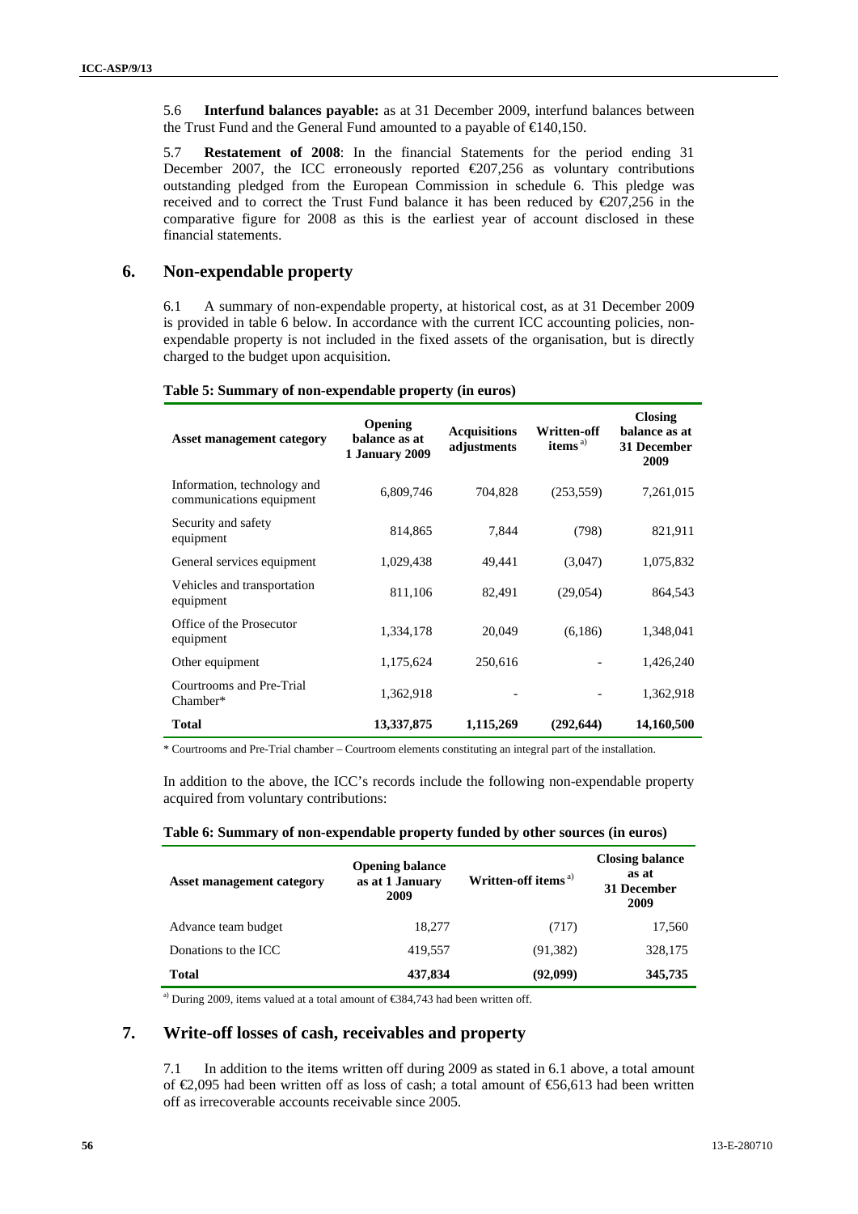5.6 **Interfund balances payable:** as at 31 December 2009, interfund balances between the Trust Fund and the General Fund amounted to a payable of €140,150.

5.7 **Restatement of 2008**: In the financial Statements for the period ending 31 December 2007, the ICC erroneously reported €207,256 as voluntary contributions outstanding pledged from the European Commission in schedule 6. This pledge was received and to correct the Trust Fund balance it has been reduced by €207,256 in the comparative figure for 2008 as this is the earliest year of account disclosed in these financial statements.

## 6. Non-expendable property

6.1 A summary of non-expendable property, at historical cost, as at 31 December 2009 is provided in table 6 below. In accordance with the current ICC accounting policies, non-expendable property is not included in the fixed assets of the organisation, but is directly charged to the budget upon acquisition.

**Table 5: Summary of non-expendable property (in euros)**

| Asset management category | Opening balance as at 1 January 2009 | Acquisitions adjustments | Written-off items [a)] | Closing balance as at 31 December 2009 |
|---|---|---|---|---|
| Information, technology and communications equipment | 6,809,746 | 704,828 | (253,559) | 7,261,015 |
| Security and safety equipment | 814,865 | 7,844 | (798) | 821,911 |
| General services equipment | 1,029,438 | 49,441 | (3,047) | 1,075,832 |
| Vehicles and transportation equipment | 811,106 | 82,491 | (29,054) | 864,543 |
| Office of the Prosecutor equipment | 1,334,178 | 20,049 | (6,186) | 1,348,041 |
| Other equipment | 1,175,624 | 250,616 | - | 1,426,240 |
| Courtrooms and Pre-Trial Chamber* | 1,362,918 | - | - | 1,362,918 |
| **Total** | **13,337,875** | **1,115,269** | **(292,644)** | **14,160,500** |

\* Courtrooms and Pre-Trial chamber – Courtroom elements constituting an integral part of the installation.

In addition to the above, the ICC's records include the following non-expendable property acquired from voluntary contributions:

**Table 6: Summary of non-expendable property funded by other sources (in euros)**

| Asset management category | Opening balance as at 1 January 2009 | Written-off items [a)] | Closing balance as at 31 December 2009 |
|---|---|---|---|
| Advance team budget | 18,277 | (717) | 17,560 |
| Donations to the ICC | 419,557 | (91,382) | 328,175 |
| **Total** | **437,834** | **(92,099)** | **345,735** |

[a)] During 2009, items valued at a total amount of €384,743 had been written off.

## 7. Write-off losses of cash, receivables and property

7.1 In addition to the items written off during 2009 as stated in 6.1 above, a total amount of €2,095 had been written off as loss of cash; a total amount of €56,613 had been written off as irrecoverable accounts receivable since 2005.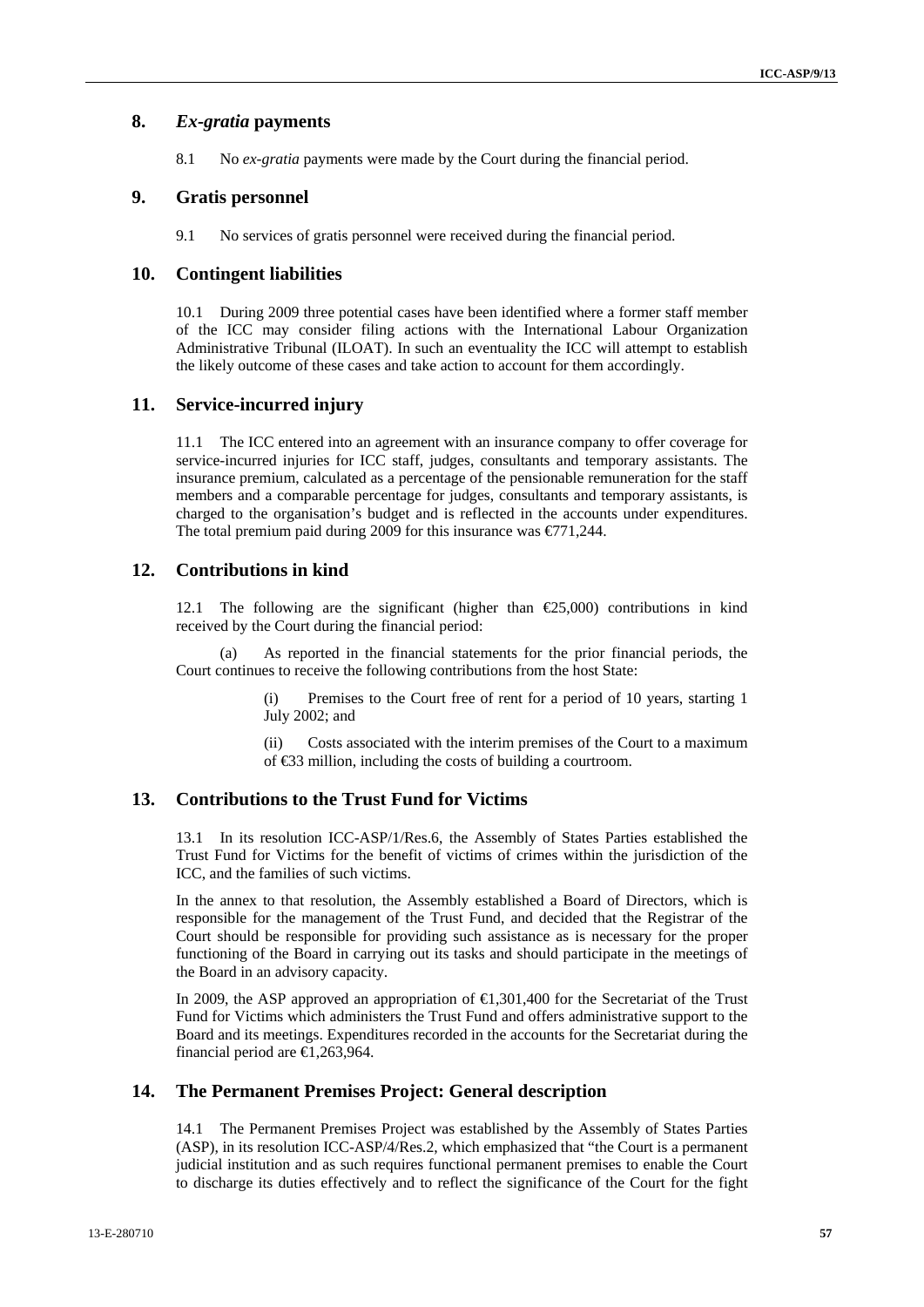## 8. *Ex-gratia* payments

8.1 No *ex-gratia* payments were made by the Court during the financial period.

## 9. Gratis personnel

9.1 No services of gratis personnel were received during the financial period.

## 10. Contingent liabilities

10.1 During 2009 three potential cases have been identified where a former staff member of the ICC may consider filing actions with the International Labour Organization Administrative Tribunal (ILOAT). In such an eventuality the ICC will attempt to establish the likely outcome of these cases and take action to account for them accordingly.

## 11. Service-incurred injury

11.1 The ICC entered into an agreement with an insurance company to offer coverage for service-incurred injuries for ICC staff, judges, consultants and temporary assistants. The insurance premium, calculated as a percentage of the pensionable remuneration for the staff members and a comparable percentage for judges, consultants and temporary assistants, is charged to the organisation's budget and is reflected in the accounts under expenditures. The total premium paid during 2009 for this insurance was €771,244.

## 12. Contributions in kind

12.1 The following are the significant (higher than €25,000) contributions in kind received by the Court during the financial period:

(a) As reported in the financial statements for the prior financial periods, the Court continues to receive the following contributions from the host State:

(i) Premises to the Court free of rent for a period of 10 years, starting 1 July 2002; and

(ii) Costs associated with the interim premises of the Court to a maximum of €33 million, including the costs of building a courtroom.

## 13. Contributions to the Trust Fund for Victims

13.1 In its resolution ICC-ASP/1/Res.6, the Assembly of States Parties established the Trust Fund for Victims for the benefit of victims of crimes within the jurisdiction of the ICC, and the families of such victims.

In the annex to that resolution, the Assembly established a Board of Directors, which is responsible for the management of the Trust Fund, and decided that the Registrar of the Court should be responsible for providing such assistance as is necessary for the proper functioning of the Board in carrying out its tasks and should participate in the meetings of the Board in an advisory capacity.

In 2009, the ASP approved an appropriation of €1,301,400 for the Secretariat of the Trust Fund for Victims which administers the Trust Fund and offers administrative support to the Board and its meetings. Expenditures recorded in the accounts for the Secretariat during the financial period are €1,263,964.

## 14. The Permanent Premises Project: General description

14.1 The Permanent Premises Project was established by the Assembly of States Parties (ASP), in its resolution ICC-ASP/4/Res.2, which emphasized that "the Court is a permanent judicial institution and as such requires functional permanent premises to enable the Court to discharge its duties effectively and to reflect the significance of the Court for the fight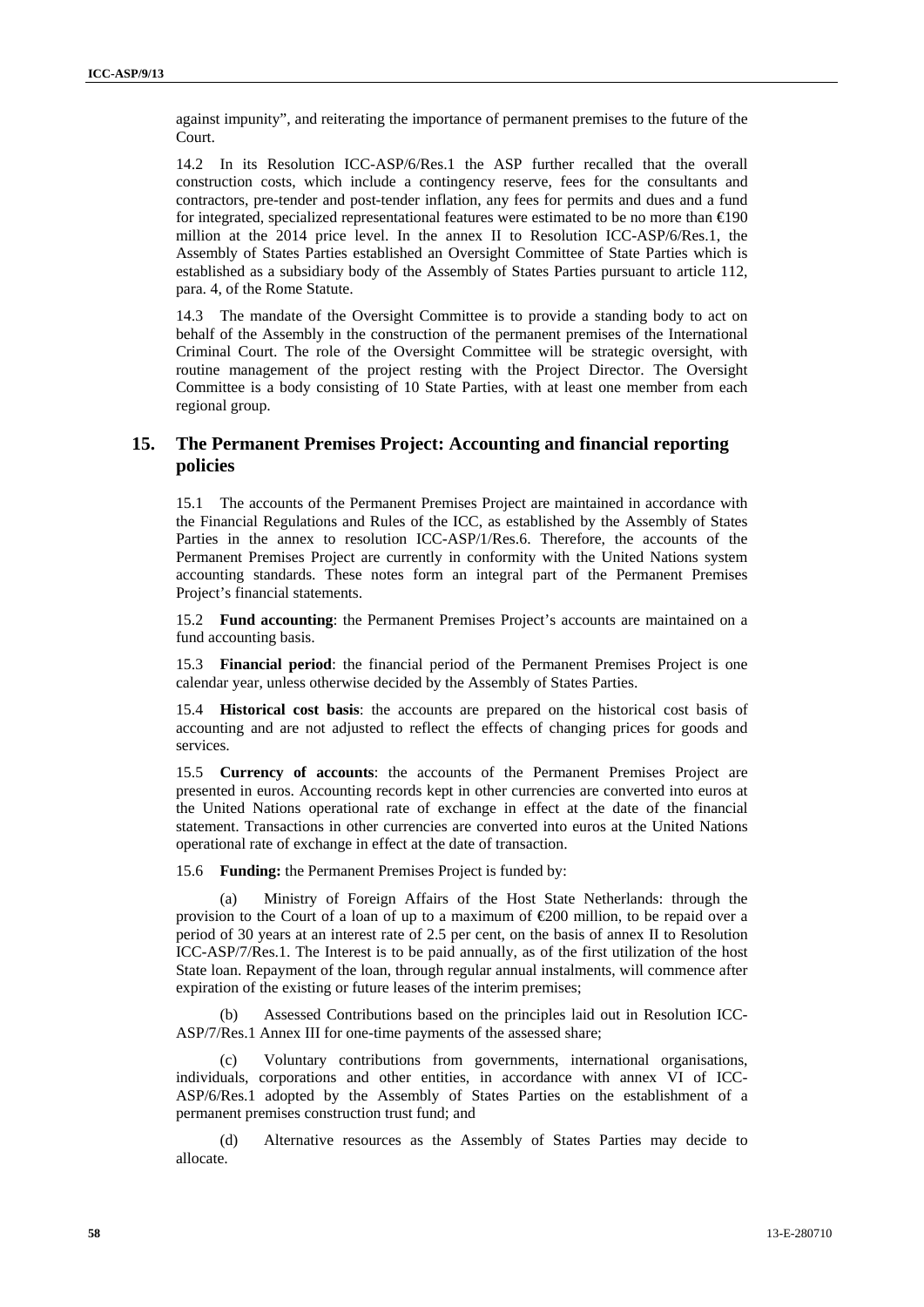against impunity", and reiterating the importance of permanent premises to the future of the Court.

14.2 In its Resolution ICC-ASP/6/Res.1 the ASP further recalled that the overall construction costs, which include a contingency reserve, fees for the consultants and contractors, pre-tender and post-tender inflation, any fees for permits and dues and a fund for integrated, specialized representational features were estimated to be no more than €190 million at the 2014 price level. In the annex II to Resolution ICC-ASP/6/Res.1, the Assembly of States Parties established an Oversight Committee of State Parties which is established as a subsidiary body of the Assembly of States Parties pursuant to article 112, para. 4, of the Rome Statute.

14.3 The mandate of the Oversight Committee is to provide a standing body to act on behalf of the Assembly in the construction of the permanent premises of the International Criminal Court. The role of the Oversight Committee will be strategic oversight, with routine management of the project resting with the Project Director. The Oversight Committee is a body consisting of 10 State Parties, with at least one member from each regional group.

## 15. The Permanent Premises Project: Accounting and financial reporting policies

15.1 The accounts of the Permanent Premises Project are maintained in accordance with the Financial Regulations and Rules of the ICC, as established by the Assembly of States Parties in the annex to resolution ICC-ASP/1/Res.6. Therefore, the accounts of the Permanent Premises Project are currently in conformity with the United Nations system accounting standards. These notes form an integral part of the Permanent Premises Project's financial statements.

15.2 **Fund accounting**: the Permanent Premises Project's accounts are maintained on a fund accounting basis.

15.3 **Financial period**: the financial period of the Permanent Premises Project is one calendar year, unless otherwise decided by the Assembly of States Parties.

15.4 **Historical cost basis**: the accounts are prepared on the historical cost basis of accounting and are not adjusted to reflect the effects of changing prices for goods and services.

15.5 **Currency of accounts**: the accounts of the Permanent Premises Project are presented in euros. Accounting records kept in other currencies are converted into euros at the United Nations operational rate of exchange in effect at the date of the financial statement. Transactions in other currencies are converted into euros at the United Nations operational rate of exchange in effect at the date of transaction.

15.6 **Funding:** the Permanent Premises Project is funded by:

(a) Ministry of Foreign Affairs of the Host State Netherlands: through the provision to the Court of a loan of up to a maximum of €200 million, to be repaid over a period of 30 years at an interest rate of 2.5 per cent, on the basis of annex II to Resolution ICC-ASP/7/Res.1. The Interest is to be paid annually, as of the first utilization of the host State loan. Repayment of the loan, through regular annual instalments, will commence after expiration of the existing or future leases of the interim premises;

(b) Assessed Contributions based on the principles laid out in Resolution ICC-ASP/7/Res.1 Annex III for one-time payments of the assessed share;

(c) Voluntary contributions from governments, international organisations, individuals, corporations and other entities, in accordance with annex VI of ICC-ASP/6/Res.1 adopted by the Assembly of States Parties on the establishment of a permanent premises construction trust fund; and

(d) Alternative resources as the Assembly of States Parties may decide to allocate.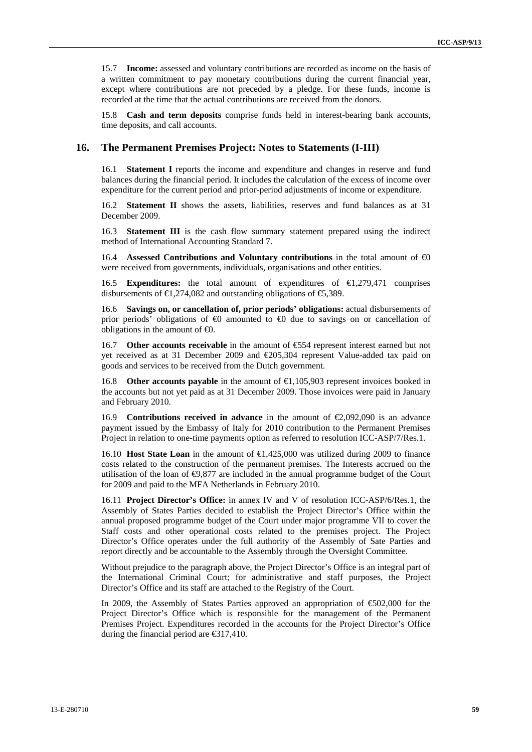15.7 **Income:** assessed and voluntary contributions are recorded as income on the basis of a written commitment to pay monetary contributions during the current financial year, except where contributions are not preceded by a pledge. For these funds, income is recorded at the time that the actual contributions are received from the donors.

15.8 **Cash and term deposits** comprise funds held in interest-bearing bank accounts, time deposits, and call accounts.

## 16. The Permanent Premises Project: Notes to Statements (I-III)

16.1 **Statement I** reports the income and expenditure and changes in reserve and fund balances during the financial period. It includes the calculation of the excess of income over expenditure for the current period and prior-period adjustments of income or expenditure.

16.2 **Statement II** shows the assets, liabilities, reserves and fund balances as at 31 December 2009.

16.3 **Statement III** is the cash flow summary statement prepared using the indirect method of International Accounting Standard 7.

16.4 **Assessed Contributions and Voluntary contributions** in the total amount of €0 were received from governments, individuals, organisations and other entities.

16.5 **Expenditures:** the total amount of expenditures of €1,279,471 comprises disbursements of €1,274,082 and outstanding obligations of €5,389.

16.6 **Savings on, or cancellation of, prior periods' obligations:** actual disbursements of prior periods' obligations of €0 amounted to €0 due to savings on or cancellation of obligations in the amount of €0.

16.7 **Other accounts receivable** in the amount of €554 represent interest earned but not yet received as at 31 December 2009 and €205,304 represent Value-added tax paid on goods and services to be received from the Dutch government.

16.8 **Other accounts payable** in the amount of €1,105,903 represent invoices booked in the accounts but not yet paid as at 31 December 2009. Those invoices were paid in January and February 2010.

16.9 **Contributions received in advance** in the amount of €2,092,090 is an advance payment issued by the Embassy of Italy for 2010 contribution to the Permanent Premises Project in relation to one-time payments option as referred to resolution ICC-ASP/7/Res.1.

16.10 **Host State Loan** in the amount of €1,425,000 was utilized during 2009 to finance costs related to the construction of the permanent premises. The Interests accrued on the utilisation of the loan of €9,877 are included in the annual programme budget of the Court for 2009 and paid to the MFA Netherlands in February 2010.

16.11 **Project Director's Office:** in annex IV and V of resolution ICC-ASP/6/Res.1, the Assembly of States Parties decided to establish the Project Director's Office within the annual proposed programme budget of the Court under major programme VII to cover the Staff costs and other operational costs related to the premises project. The Project Director's Office operates under the full authority of the Assembly of Sate Parties and report directly and be accountable to the Assembly through the Oversight Committee.

Without prejudice to the paragraph above, the Project Director's Office is an integral part of the International Criminal Court; for administrative and staff purposes, the Project Director's Office and its staff are attached to the Registry of the Court.

In 2009, the Assembly of States Parties approved an appropriation of €502,000 for the Project Director's Office which is responsible for the management of the Permanent Premises Project. Expenditures recorded in the accounts for the Project Director's Office during the financial period are €317,410.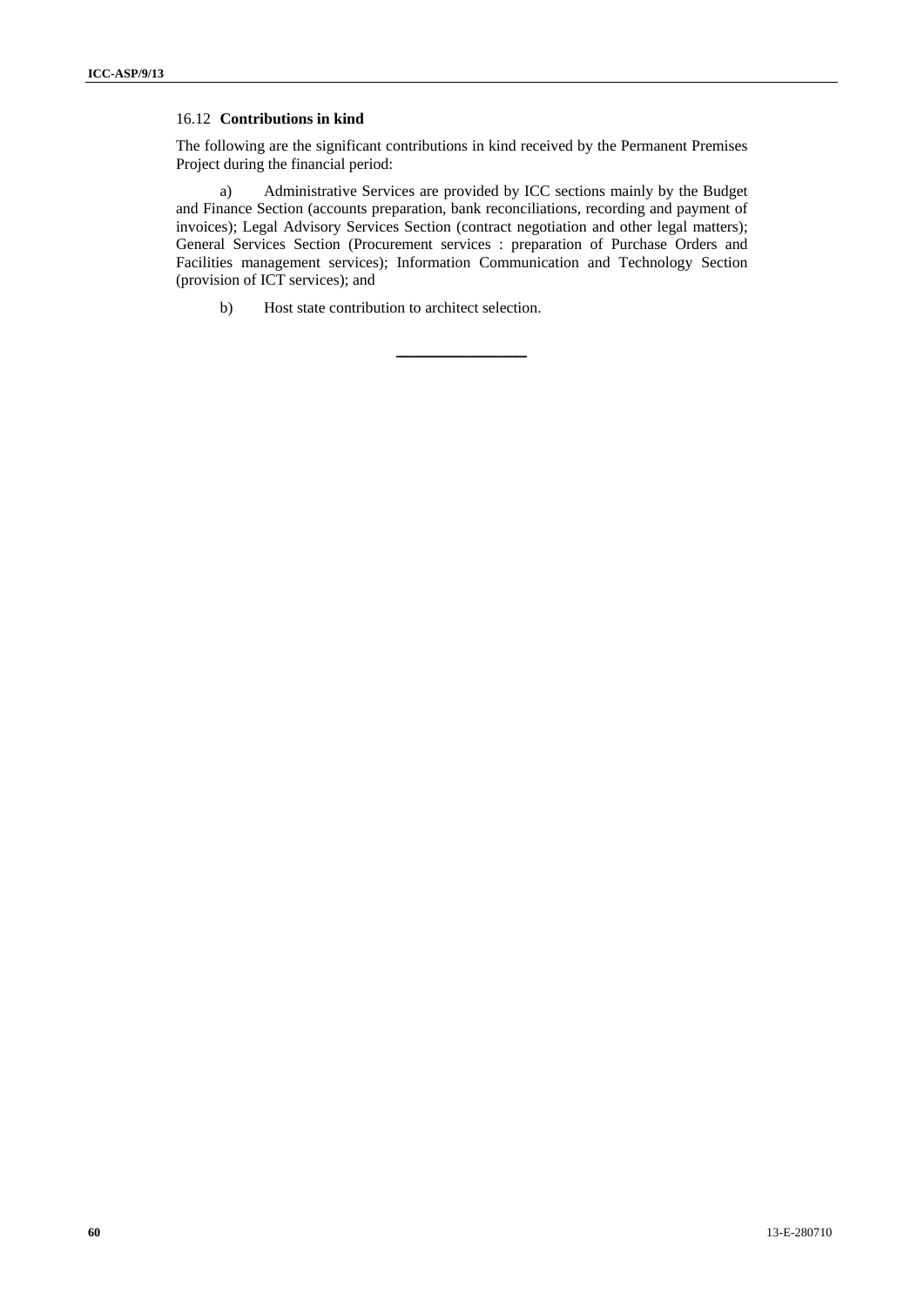### 16.12 **Contributions in kind**

The following are the significant contributions in kind received by the Permanent Premises Project during the financial period:

a) Administrative Services are provided by ICC sections mainly by the Budget and Finance Section (accounts preparation, bank reconciliations, recording and payment of invoices); Legal Advisory Services Section (contract negotiation and other legal matters); General Services Section (Procurement services : preparation of Purchase Orders and Facilities management services); Information Communication and Technology Section (provision of ICT services); and

b) Host state contribution to architect selection.

---